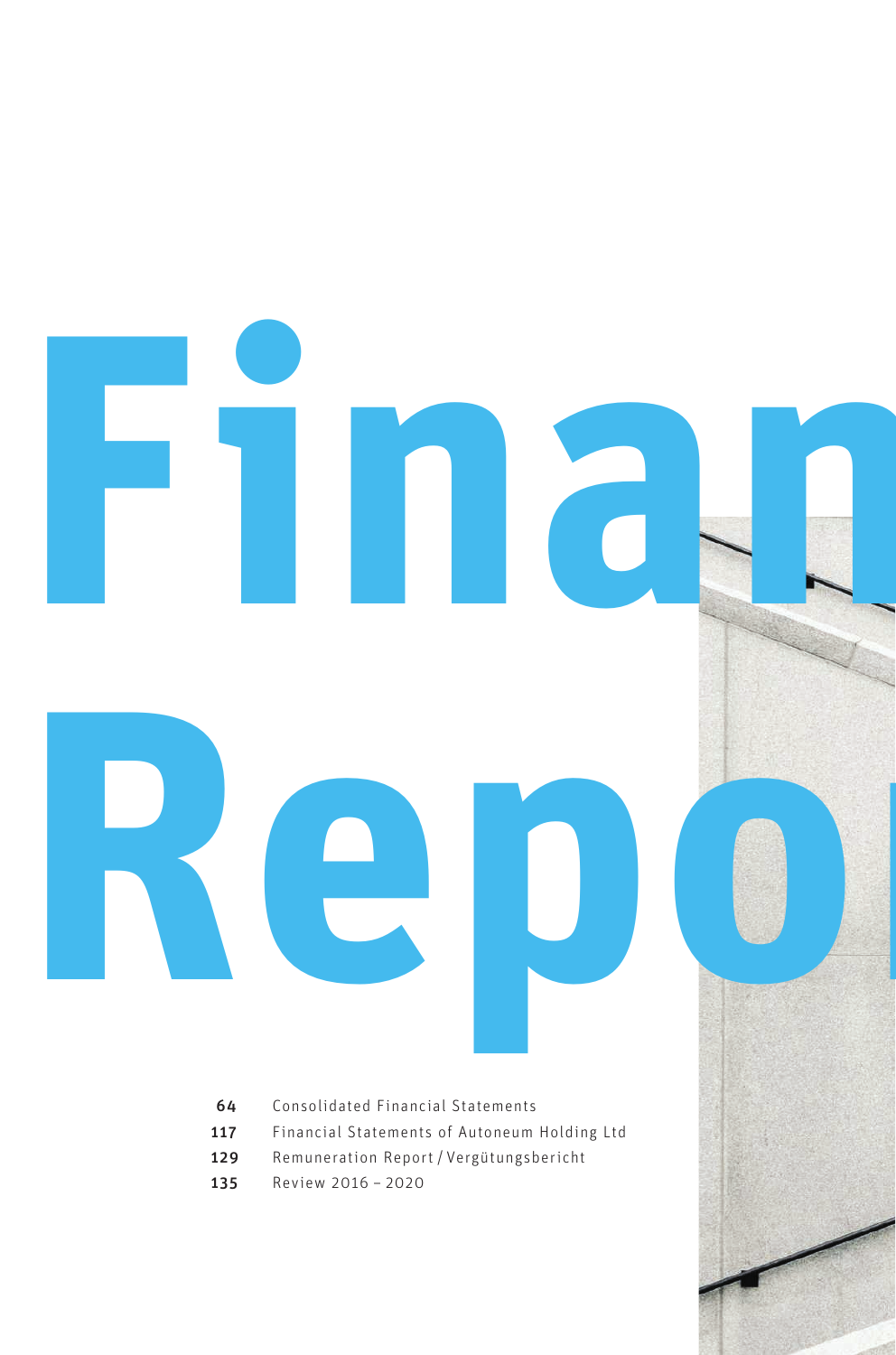# Financial Report

| | |
|---|---|
| 64 | Consolidated Financial Statements |
| 117 | Financial Statements of Autoneum Holding Ltd |
| 129 | Remuneration Report / Vergütungsbericht |
| 135 | Review 2016 – 2020 |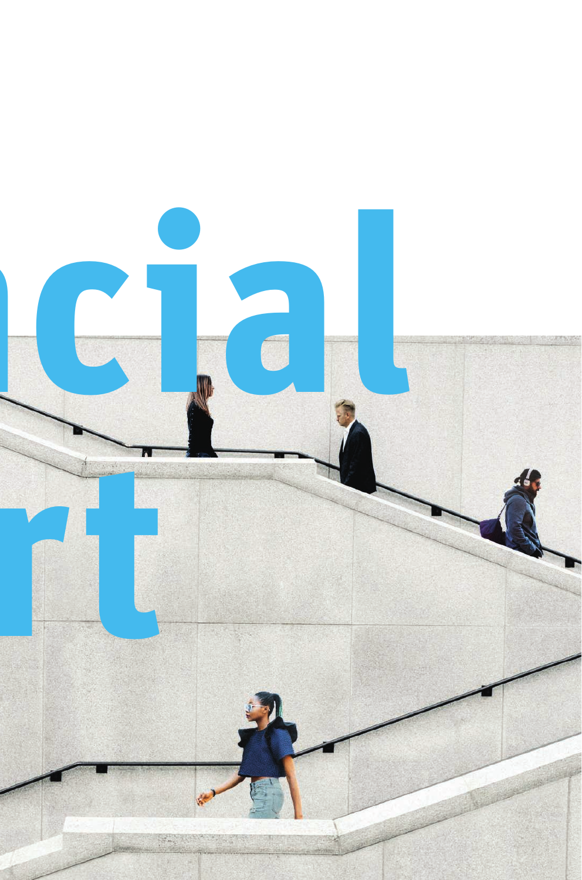ncial

rt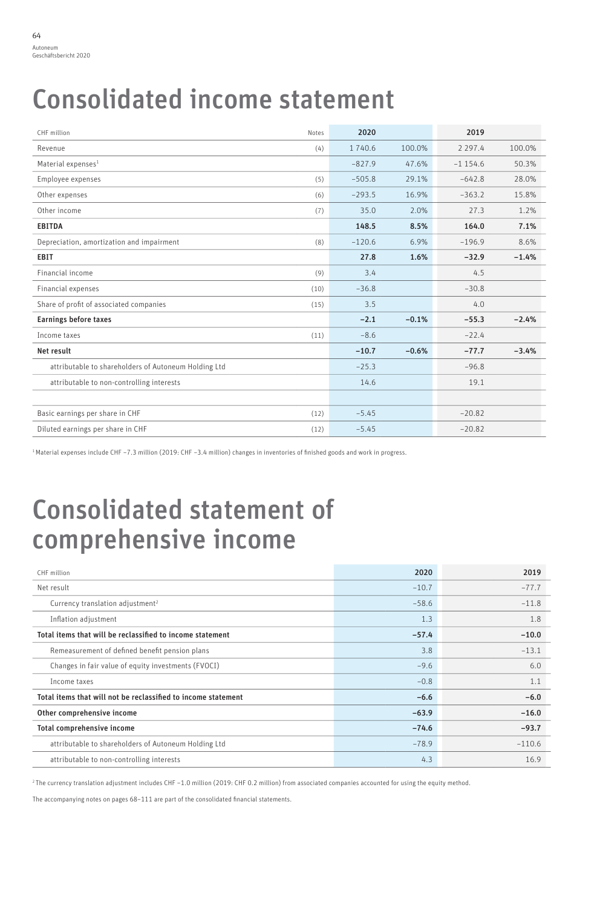# Consolidated income statement

| CHF million | Notes | 2020 | | 2019 | |
|---|---|---|---|---|---|
| Revenue | (4) | 1 740.6 | 100.0% | 2 297.4 | 100.0% |
| Material expenses[1] | | –827.9 | 47.6% | –1 154.6 | 50.3% |
| Employee expenses | (5) | –505.8 | 29.1% | –642.8 | 28.0% |
| Other expenses | (6) | –293.5 | 16.9% | –363.2 | 15.8% |
| Other income | (7) | 35.0 | 2.0% | 27.3 | 1.2% |
| **EBITDA** | | **148.5** | **8.5%** | **164.0** | **7.1%** |
| Depreciation, amortization and impairment | (8) | –120.6 | 6.9% | –196.9 | 8.6% |
| **EBIT** | | **27.8** | **1.6%** | **–32.9** | **–1.4%** |
| Financial income | (9) | 3.4 | | 4.5 | |
| Financial expenses | (10) | –36.8 | | –30.8 | |
| Share of profit of associated companies | (15) | 3.5 | | 4.0 | |
| **Earnings before taxes** | | **–2.1** | **–0.1%** | **–55.3** | **–2.4%** |
| Income taxes | (11) | –8.6 | | –22.4 | |
| **Net result** | | **–10.7** | **–0.6%** | **–77.7** | **–3.4%** |
| attributable to shareholders of Autoneum Holding Ltd | | –25.3 | | –96.8 | |
| attributable to non-controlling interests | | 14.6 | | 19.1 | |
| | | | | | |
| Basic earnings per share in CHF | (12) | –5.45 | | –20.82 | |
| Diluted earnings per share in CHF | (12) | –5.45 | | –20.82 | |

[1] Material expenses include CHF –7.3 million (2019: CHF –3.4 million) changes in inventories of finished goods and work in progress.

# Consolidated statement of comprehensive income

| CHF million | 2020 | 2019 |
|---|---|---|
| Net result | –10.7 | –77.7 |
| Currency translation adjustment[2] | –58.6 | –11.8 |
| Inflation adjustment | 1.3 | 1.8 |
| **Total items that will be reclassified to income statement** | **–57.4** | **–10.0** |
| Remeasurement of defined benefit pension plans | 3.8 | –13.1 |
| Changes in fair value of equity investments (FVOCI) | –9.6 | 6.0 |
| Income taxes | –0.8 | 1.1 |
| **Total items that will not be reclassified to income statement** | **–6.6** | **–6.0** |
| **Other comprehensive income** | **–63.9** | **–16.0** |
| **Total comprehensive income** | **–74.6** | **–93.7** |
| attributable to shareholders of Autoneum Holding Ltd | –78.9 | –110.6 |
| attributable to non-controlling interests | 4.3 | 16.9 |

[2] The currency translation adjustment includes CHF –1.0 million (2019: CHF 0.2 million) from associated companies accounted for using the equity method.

The accompanying notes on pages 68–111 are part of the consolidated financial statements.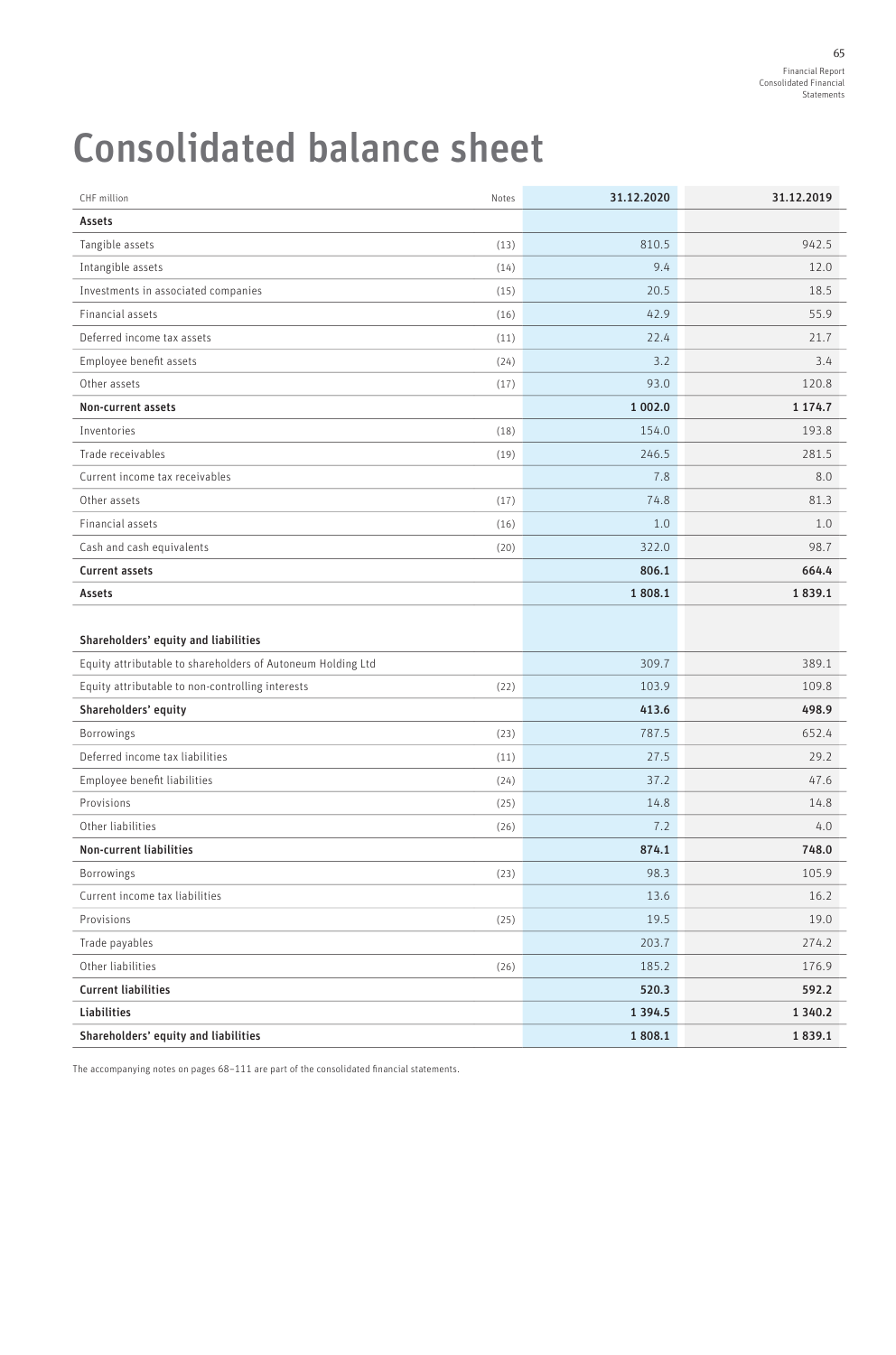# Consolidated balance sheet

| CHF million | Notes | 31.12.2020 | 31.12.2019 |
|---|---|---|---|
| **Assets** | | | |
| Tangible assets | (13) | 810.5 | 942.5 |
| Intangible assets | (14) | 9.4 | 12.0 |
| Investments in associated companies | (15) | 20.5 | 18.5 |
| Financial assets | (16) | 42.9 | 55.9 |
| Deferred income tax assets | (11) | 22.4 | 21.7 |
| Employee benefit assets | (24) | 3.2 | 3.4 |
| Other assets | (17) | 93.0 | 120.8 |
| **Non-current assets** | | **1 002.0** | **1 174.7** |
| Inventories | (18) | 154.0 | 193.8 |
| Trade receivables | (19) | 246.5 | 281.5 |
| Current income tax receivables | | 7.8 | 8.0 |
| Other assets | (17) | 74.8 | 81.3 |
| Financial assets | (16) | 1.0 | 1.0 |
| Cash and cash equivalents | (20) | 322.0 | 98.7 |
| **Current assets** | | **806.1** | **664.4** |
| **Assets** | | **1 808.1** | **1 839.1** |
| | | | |
| **Shareholders' equity and liabilities** | | | |
| Equity attributable to shareholders of Autoneum Holding Ltd | | 309.7 | 389.1 |
| Equity attributable to non-controlling interests | (22) | 103.9 | 109.8 |
| **Shareholders' equity** | | **413.6** | **498.9** |
| Borrowings | (23) | 787.5 | 652.4 |
| Deferred income tax liabilities | (11) | 27.5 | 29.2 |
| Employee benefit liabilities | (24) | 37.2 | 47.6 |
| Provisions | (25) | 14.8 | 14.8 |
| Other liabilities | (26) | 7.2 | 4.0 |
| **Non-current liabilities** | | **874.1** | **748.0** |
| Borrowings | (23) | 98.3 | 105.9 |
| Current income tax liabilities | | 13.6 | 16.2 |
| Provisions | (25) | 19.5 | 19.0 |
| Trade payables | | 203.7 | 274.2 |
| Other liabilities | (26) | 185.2 | 176.9 |
| **Current liabilities** | | **520.3** | **592.2** |
| **Liabilities** | | **1 394.5** | **1 340.2** |
| **Shareholders' equity and liabilities** | | **1 808.1** | **1 839.1** |

The accompanying notes on pages 68–111 are part of the consolidated financial statements.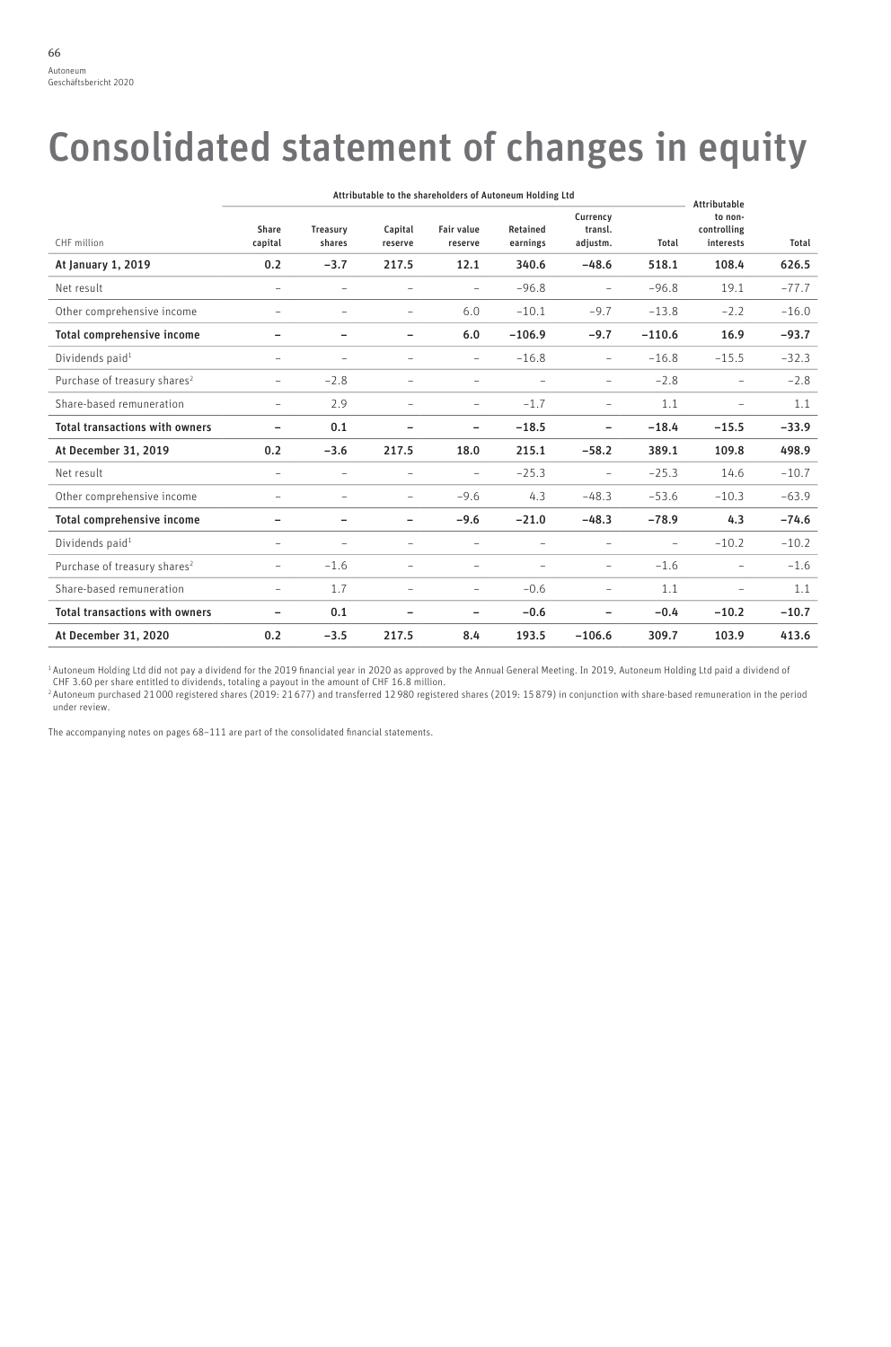# Consolidated statement of changes in equity

| CHF million | Attributable to the shareholders of Autoneum Holding Ltd | | | | | | | Attributable to non-controlling interests | Total |
|---|---|---|---|---|---|---|---|---|---|
| | Share capital | Treasury shares | Capital reserve | Fair value reserve | Retained earnings | Currency transl. adjustm. | Total | | |
| **At January 1, 2019** | **0.2** | **–3.7** | **217.5** | **12.1** | **340.6** | **–48.6** | **518.1** | **108.4** | **626.5** |
| Net result | – | – | – | – | –96.8 | – | –96.8 | 19.1 | –77.7 |
| Other comprehensive income | – | – | – | 6.0 | –10.1 | –9.7 | –13.8 | –2.2 | –16.0 |
| **Total comprehensive income** | **–** | **–** | **–** | **6.0** | **–106.9** | **–9.7** | **–110.6** | **16.9** | **–93.7** |
| Dividends paid[1] | – | – | – | – | –16.8 | – | –16.8 | –15.5 | –32.3 |
| Purchase of treasury shares[2] | – | –2.8 | – | – | – | – | –2.8 | – | –2.8 |
| Share-based remuneration | – | 2.9 | – | – | –1.7 | – | 1.1 | – | 1.1 |
| **Total transactions with owners** | **–** | **0.1** | **–** | **–** | **–18.5** | **–** | **–18.4** | **–15.5** | **–33.9** |
| **At December 31, 2019** | **0.2** | **–3.6** | **217.5** | **18.0** | **215.1** | **–58.2** | **389.1** | **109.8** | **498.9** |
| Net result | – | – | – | – | –25.3 | – | –25.3 | 14.6 | –10.7 |
| Other comprehensive income | – | – | – | –9.6 | 4.3 | –48.3 | –53.6 | –10.3 | –63.9 |
| **Total comprehensive income** | **–** | **–** | **–** | **–9.6** | **–21.0** | **–48.3** | **–78.9** | **4.3** | **–74.6** |
| Dividends paid[1] | – | – | – | – | – | – | – | –10.2 | –10.2 |
| Purchase of treasury shares[2] | – | –1.6 | – | – | – | – | –1.6 | – | –1.6 |
| Share-based remuneration | – | 1.7 | – | – | –0.6 | – | 1.1 | – | 1.1 |
| **Total transactions with owners** | **–** | **0.1** | **–** | **–** | **–0.6** | **–** | **–0.4** | **–10.2** | **–10.7** |
| **At December 31, 2020** | **0.2** | **–3.5** | **217.5** | **8.4** | **193.5** | **–106.6** | **309.7** | **103.9** | **413.6** |

[1] Autoneum Holding Ltd did not pay a dividend for the 2019 financial year in 2020 as approved by the Annual General Meeting. In 2019, Autoneum Holding Ltd paid a dividend of CHF 3.60 per share entitled to dividends, totaling a payout in the amount of CHF 16.8 million.

[2] Autoneum purchased 21 000 registered shares (2019: 21 677) and transferred 12 980 registered shares (2019: 15 879) in conjunction with share-based remuneration in the period under review.

The accompanying notes on pages 68–111 are part of the consolidated financial statements.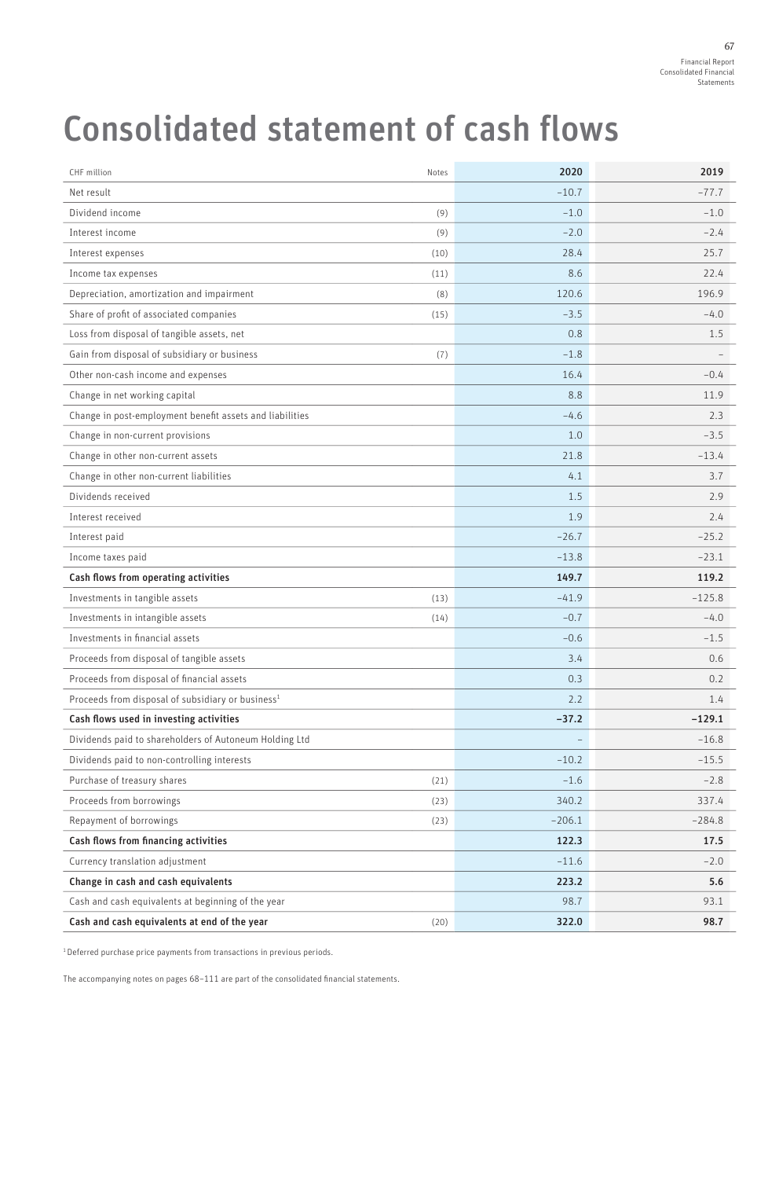# Consolidated statement of cash flows

| CHF million | Notes | 2020 | 2019 |
|---|---|---|---|
| Net result | | –10.7 | –77.7 |
| Dividend income | (9) | –1.0 | –1.0 |
| Interest income | (9) | –2.0 | –2.4 |
| Interest expenses | (10) | 28.4 | 25.7 |
| Income tax expenses | (11) | 8.6 | 22.4 |
| Depreciation, amortization and impairment | (8) | 120.6 | 196.9 |
| Share of profit of associated companies | (15) | –3.5 | –4.0 |
| Loss from disposal of tangible assets, net | | 0.8 | 1.5 |
| Gain from disposal of subsidiary or business | (7) | –1.8 | – |
| Other non-cash income and expenses | | 16.4 | –0.4 |
| Change in net working capital | | 8.8 | 11.9 |
| Change in post-employment benefit assets and liabilities | | –4.6 | 2.3 |
| Change in non-current provisions | | 1.0 | –3.5 |
| Change in other non-current assets | | 21.8 | –13.4 |
| Change in other non-current liabilities | | 4.1 | 3.7 |
| Dividends received | | 1.5 | 2.9 |
| Interest received | | 1.9 | 2.4 |
| Interest paid | | –26.7 | –25.2 |
| Income taxes paid | | –13.8 | –23.1 |
| **Cash flows from operating activities** | | **149.7** | **119.2** |
| Investments in tangible assets | (13) | –41.9 | –125.8 |
| Investments in intangible assets | (14) | –0.7 | –4.0 |
| Investments in financial assets | | –0.6 | –1.5 |
| Proceeds from disposal of tangible assets | | 3.4 | 0.6 |
| Proceeds from disposal of financial assets | | 0.3 | 0.2 |
| Proceeds from disposal of subsidiary or business[1] | | 2.2 | 1.4 |
| **Cash flows used in investing activities** | | **–37.2** | **–129.1** |
| Dividends paid to shareholders of Autoneum Holding Ltd | | – | –16.8 |
| Dividends paid to non-controlling interests | | –10.2 | –15.5 |
| Purchase of treasury shares | (21) | –1.6 | –2.8 |
| Proceeds from borrowings | (23) | 340.2 | 337.4 |
| Repayment of borrowings | (23) | –206.1 | –284.8 |
| **Cash flows from financing activities** | | **122.3** | **17.5** |
| Currency translation adjustment | | –11.6 | –2.0 |
| **Change in cash and cash equivalents** | | **223.2** | **5.6** |
| Cash and cash equivalents at beginning of the year | | 98.7 | 93.1 |
| **Cash and cash equivalents at end of the year** | (20) | **322.0** | **98.7** |

[1] Deferred purchase price payments from transactions in previous periods.

The accompanying notes on pages 68–111 are part of the consolidated financial statements.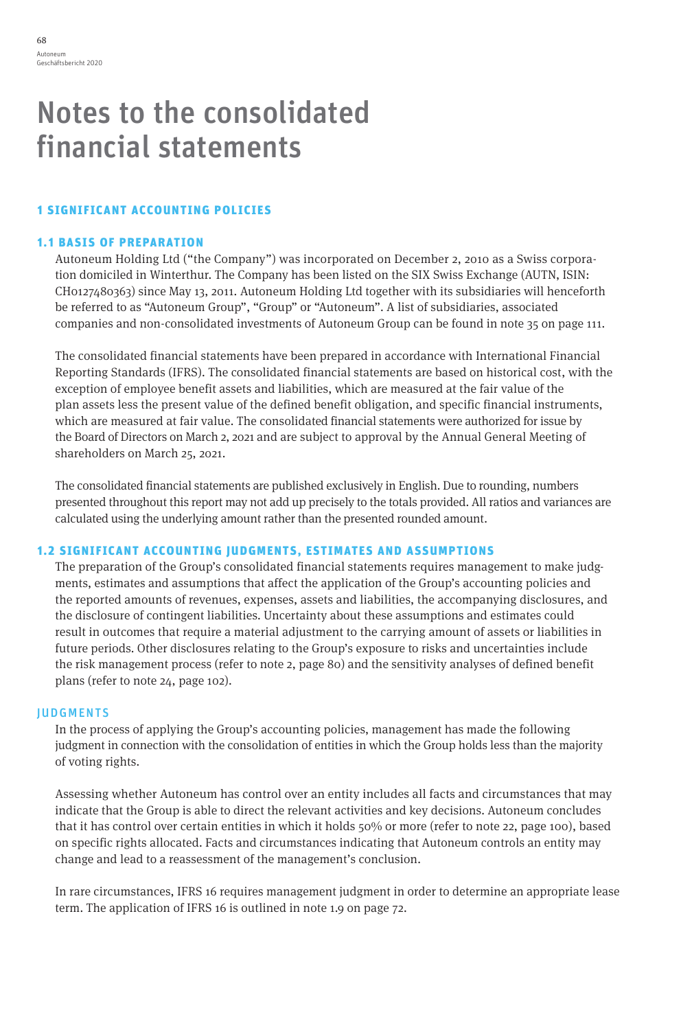# Notes to the consolidated financial statements

## 1 SIGNIFICANT ACCOUNTING POLICIES

### 1.1 BASIS OF PREPARATION

Autoneum Holding Ltd ("the Company") was incorporated on December 2, 2010 as a Swiss corporation domiciled in Winterthur. The Company has been listed on the SIX Swiss Exchange (AUTN, ISIN: CH0127480363) since May 13, 2011. Autoneum Holding Ltd together with its subsidiaries will henceforth be referred to as "Autoneum Group", "Group" or "Autoneum". A list of subsidiaries, associated companies and non-consolidated investments of Autoneum Group can be found in note 35 on page 111.

The consolidated financial statements have been prepared in accordance with International Financial Reporting Standards (IFRS). The consolidated financial statements are based on historical cost, with the exception of employee benefit assets and liabilities, which are measured at the fair value of the plan assets less the present value of the defined benefit obligation, and specific financial instruments, which are measured at fair value. The consolidated financial statements were authorized for issue by the Board of Directors on March 2, 2021 and are subject to approval by the Annual General Meeting of shareholders on March 25, 2021.

The consolidated financial statements are published exclusively in English. Due to rounding, numbers presented throughout this report may not add up precisely to the totals provided. All ratios and variances are calculated using the underlying amount rather than the presented rounded amount.

### 1.2 SIGNIFICANT ACCOUNTING JUDGMENTS, ESTIMATES AND ASSUMPTIONS

The preparation of the Group's consolidated financial statements requires management to make judgments, estimates and assumptions that affect the application of the Group's accounting policies and the reported amounts of revenues, expenses, assets and liabilities, the accompanying disclosures, and the disclosure of contingent liabilities. Uncertainty about these assumptions and estimates could result in outcomes that require a material adjustment to the carrying amount of assets or liabilities in future periods. Other disclosures relating to the Group's exposure to risks and uncertainties include the risk management process (refer to note 2, page 80) and the sensitivity analyses of defined benefit plans (refer to note 24, page 102).

#### JUDGMENTS

In the process of applying the Group's accounting policies, management has made the following judgment in connection with the consolidation of entities in which the Group holds less than the majority of voting rights.

Assessing whether Autoneum has control over an entity includes all facts and circumstances that may indicate that the Group is able to direct the relevant activities and key decisions. Autoneum concludes that it has control over certain entities in which it holds 50% or more (refer to note 22, page 100), based on specific rights allocated. Facts and circumstances indicating that Autoneum controls an entity may change and lead to a reassessment of the management's conclusion.

In rare circumstances, IFRS 16 requires management judgment in order to determine an appropriate lease term. The application of IFRS 16 is outlined in note 1.9 on page 72.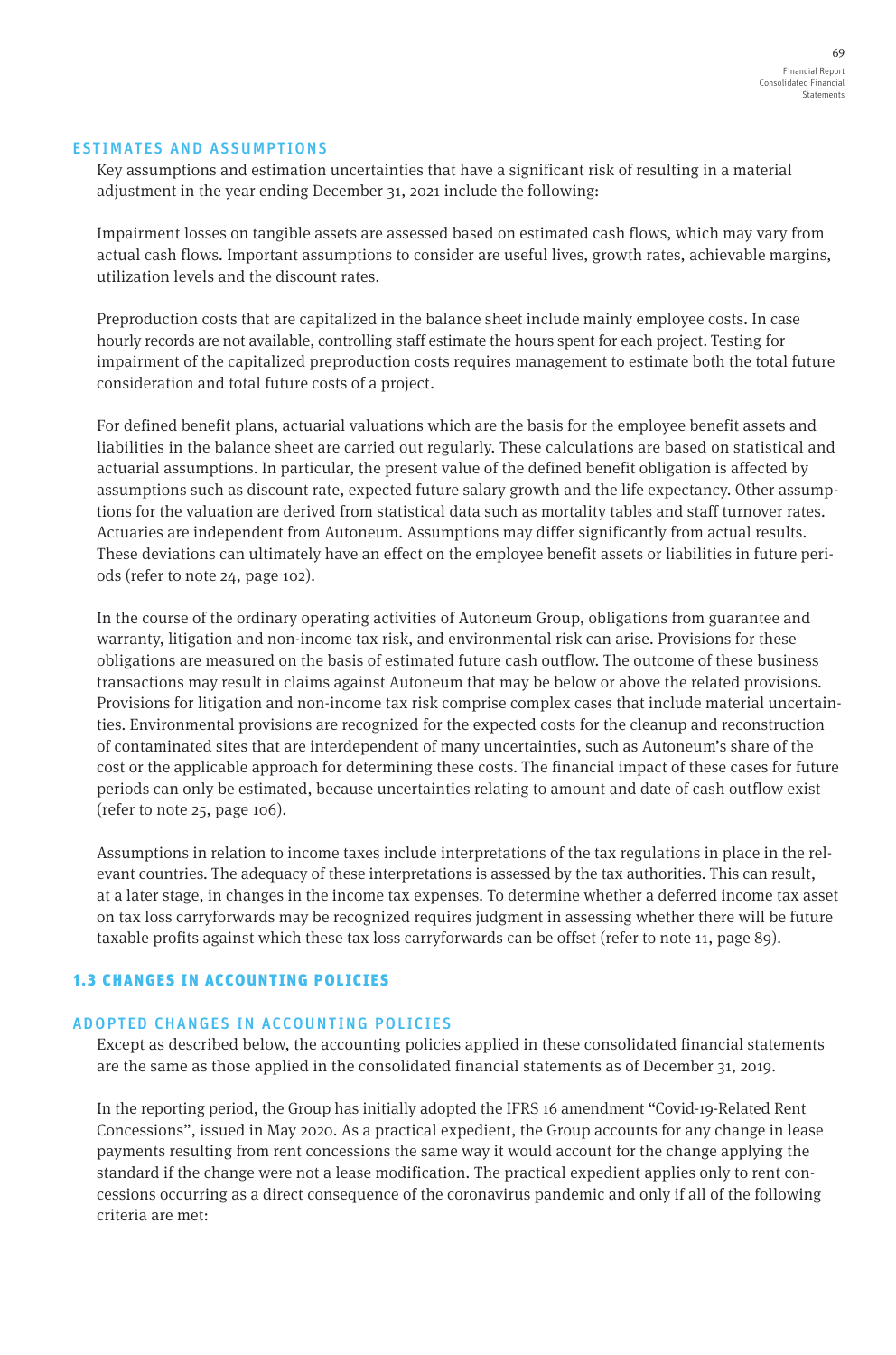### ESTIMATES AND ASSUMPTIONS

Key assumptions and estimation uncertainties that have a significant risk of resulting in a material adjustment in the year ending December 31, 2021 include the following:

Impairment losses on tangible assets are assessed based on estimated cash flows, which may vary from actual cash flows. Important assumptions to consider are useful lives, growth rates, achievable margins, utilization levels and the discount rates.

Preproduction costs that are capitalized in the balance sheet include mainly employee costs. In case hourly records are not available, controlling staff estimate the hours spent for each project. Testing for impairment of the capitalized preproduction costs requires management to estimate both the total future consideration and total future costs of a project.

For defined benefit plans, actuarial valuations which are the basis for the employee benefit assets and liabilities in the balance sheet are carried out regularly. These calculations are based on statistical and actuarial assumptions. In particular, the present value of the defined benefit obligation is affected by assumptions such as discount rate, expected future salary growth and the life expectancy. Other assumptions for the valuation are derived from statistical data such as mortality tables and staff turnover rates. Actuaries are independent from Autoneum. Assumptions may differ significantly from actual results. These deviations can ultimately have an effect on the employee benefit assets or liabilities in future periods (refer to note 24, page 102).

In the course of the ordinary operating activities of Autoneum Group, obligations from guarantee and warranty, litigation and non-income tax risk, and environmental risk can arise. Provisions for these obligations are measured on the basis of estimated future cash outflow. The outcome of these business transactions may result in claims against Autoneum that may be below or above the related provisions. Provisions for litigation and non-income tax risk comprise complex cases that include material uncertainties. Environmental provisions are recognized for the expected costs for the cleanup and reconstruction of contaminated sites that are interdependent of many uncertainties, such as Autoneum's share of the cost or the applicable approach for determining these costs. The financial impact of these cases for future periods can only be estimated, because uncertainties relating to amount and date of cash outflow exist (refer to note 25, page 106).

Assumptions in relation to income taxes include interpretations of the tax regulations in place in the relevant countries. The adequacy of these interpretations is assessed by the tax authorities. This can result, at a later stage, in changes in the income tax expenses. To determine whether a deferred income tax asset on tax loss carryforwards may be recognized requires judgment in assessing whether there will be future taxable profits against which these tax loss carryforwards can be offset (refer to note 11, page 89).

## 1.3 CHANGES IN ACCOUNTING POLICIES

### ADOPTED CHANGES IN ACCOUNTING POLICIES

Except as described below, the accounting policies applied in these consolidated financial statements are the same as those applied in the consolidated financial statements as of December 31, 2019.

In the reporting period, the Group has initially adopted the IFRS 16 amendment "Covid-19-Related Rent Concessions", issued in May 2020. As a practical expedient, the Group accounts for any change in lease payments resulting from rent concessions the same way it would account for the change applying the standard if the change were not a lease modification. The practical expedient applies only to rent concessions occurring as a direct consequence of the coronavirus pandemic and only if all of the following criteria are met: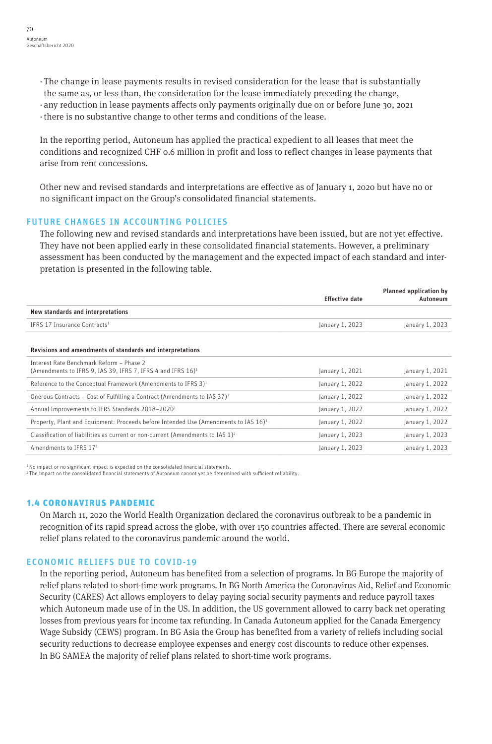- The change in lease payments results in revised consideration for the lease that is substantially the same as, or less than, the consideration for the lease immediately preceding the change,
- any reduction in lease payments affects only payments originally due on or before June 30, 2021
- there is no substantive change to other terms and conditions of the lease.

In the reporting period, Autoneum has applied the practical expedient to all leases that meet the conditions and recognized CHF 0.6 million in profit and loss to reflect changes in lease payments that arise from rent concessions.

Other new and revised standards and interpretations are effective as of January 1, 2020 but have no or no significant impact on the Group's consolidated financial statements.

### FUTURE CHANGES IN ACCOUNTING POLICIES

The following new and revised standards and interpretations have been issued, but are not yet effective. They have not been applied early in these consolidated financial statements. However, a preliminary assessment has been conducted by the management and the expected impact of each standard and interpretation is presented in the following table.

| | Effective date | Planned application by Autoneum |
|---|---|---|
| **New standards and interpretations** | | |
| IFRS 17 Insurance Contracts[1] | January 1, 2023 | January 1, 2023 |
| **Revisions and amendments of standards and interpretations** | | |
| Interest Rate Benchmark Reform – Phase 2 (Amendments to IFRS 9, IAS 39, IFRS 7, IFRS 4 and IFRS 16)[1] | January 1, 2021 | January 1, 2021 |
| Reference to the Conceptual Framework (Amendments to IFRS 3)[1] | January 1, 2022 | January 1, 2022 |
| Onerous Contracts – Cost of Fulfilling a Contract (Amendments to IAS 37)[1] | January 1, 2022 | January 1, 2022 |
| Annual Improvements to IFRS Standards 2018–2020[1] | January 1, 2022 | January 1, 2022 |
| Property, Plant and Equipment: Proceeds before Intended Use (Amendments to IAS 16)[1] | January 1, 2022 | January 1, 2022 |
| Classification of liabilities as current or non-current (Amendments to IAS 1)[2] | January 1, 2023 | January 1, 2023 |
| Amendments to IFRS 17[1] | January 1, 2023 | January 1, 2023 |

[1] No impact or no significant impact is expected on the consolidated financial statements.
[2] The impact on the consolidated financial statements of Autoneum cannot yet be determined with sufficient reliability.

## 1.4 CORONAVIRUS PANDEMIC

On March 11, 2020 the World Health Organization declared the coronavirus outbreak to be a pandemic in recognition of its rapid spread across the globe, with over 150 countries affected. There are several economic relief plans related to the coronavirus pandemic around the world.

### ECONOMIC RELIEFS DUE TO COVID-19

In the reporting period, Autoneum has benefited from a selection of programs. In BG Europe the majority of relief plans related to short-time work programs. In BG North America the Coronavirus Aid, Relief and Economic Security (CARES) Act allows employers to delay paying social security payments and reduce payroll taxes which Autoneum made use of in the US. In addition, the US government allowed to carry back net operating losses from previous years for income tax refunding. In Canada Autoneum applied for the Canada Emergency Wage Subsidy (CEWS) program. In BG Asia the Group has benefited from a variety of reliefs including social security reductions to decrease employee expenses and energy cost discounts to reduce other expenses. In BG SAMEA the majority of relief plans related to short-time work programs.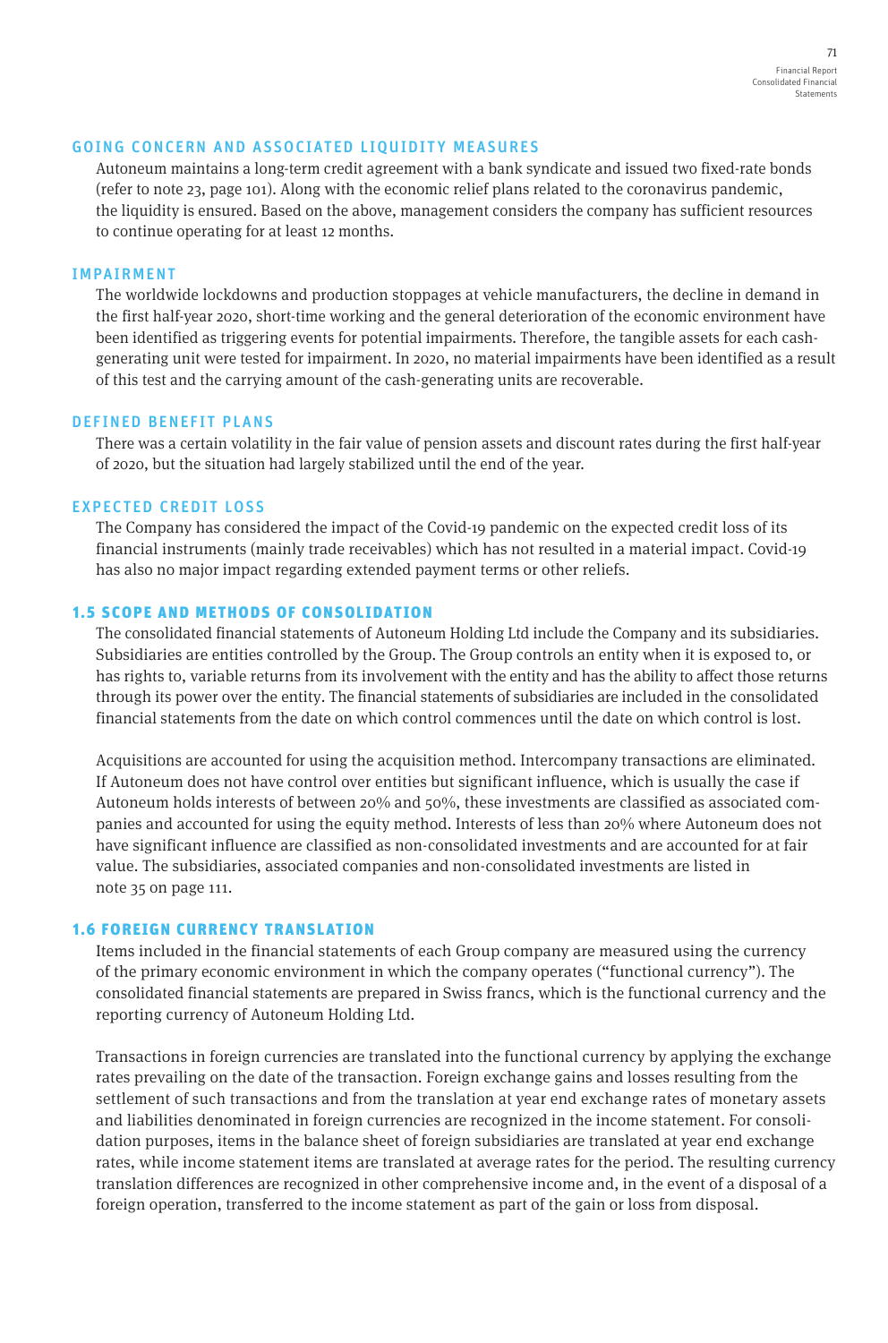#### GOING CONCERN AND ASSOCIATED LIQUIDITY MEASURES

Autoneum maintains a long-term credit agreement with a bank syndicate and issued two fixed-rate bonds (refer to note 23, page 101). Along with the economic relief plans related to the coronavirus pandemic, the liquidity is ensured. Based on the above, management considers the company has sufficient resources to continue operating for at least 12 months.

#### IMPAIRMENT

The worldwide lockdowns and production stoppages at vehicle manufacturers, the decline in demand in the first half-year 2020, short-time working and the general deterioration of the economic environment have been identified as triggering events for potential impairments. Therefore, the tangible assets for each cash-generating unit were tested for impairment. In 2020, no material impairments have been identified as a result of this test and the carrying amount of the cash-generating units are recoverable.

#### DEFINED BENEFIT PLANS

There was a certain volatility in the fair value of pension assets and discount rates during the first half-year of 2020, but the situation had largely stabilized until the end of the year.

#### EXPECTED CREDIT LOSS

The Company has considered the impact of the Covid-19 pandemic on the expected credit loss of its financial instruments (mainly trade receivables) which has not resulted in a material impact. Covid-19 has also no major impact regarding extended payment terms or other reliefs.

### 1.5 SCOPE AND METHODS OF CONSOLIDATION

The consolidated financial statements of Autoneum Holding Ltd include the Company and its subsidiaries. Subsidiaries are entities controlled by the Group. The Group controls an entity when it is exposed to, or has rights to, variable returns from its involvement with the entity and has the ability to affect those returns through its power over the entity. The financial statements of subsidiaries are included in the consolidated financial statements from the date on which control commences until the date on which control is lost.

Acquisitions are accounted for using the acquisition method. Intercompany transactions are eliminated. If Autoneum does not have control over entities but significant influence, which is usually the case if Autoneum holds interests of between 20% and 50%, these investments are classified as associated companies and accounted for using the equity method. Interests of less than 20% where Autoneum does not have significant influence are classified as non-consolidated investments and are accounted for at fair value. The subsidiaries, associated companies and non-consolidated investments are listed in note 35 on page 111.

### 1.6 FOREIGN CURRENCY TRANSLATION

Items included in the financial statements of each Group company are measured using the currency of the primary economic environment in which the company operates ("functional currency"). The consolidated financial statements are prepared in Swiss francs, which is the functional currency and the reporting currency of Autoneum Holding Ltd.

Transactions in foreign currencies are translated into the functional currency by applying the exchange rates prevailing on the date of the transaction. Foreign exchange gains and losses resulting from the settlement of such transactions and from the translation at year end exchange rates of monetary assets and liabilities denominated in foreign currencies are recognized in the income statement. For consolidation purposes, items in the balance sheet of foreign subsidiaries are translated at year end exchange rates, while income statement items are translated at average rates for the period. The resulting currency translation differences are recognized in other comprehensive income and, in the event of a disposal of a foreign operation, transferred to the income statement as part of the gain or loss from disposal.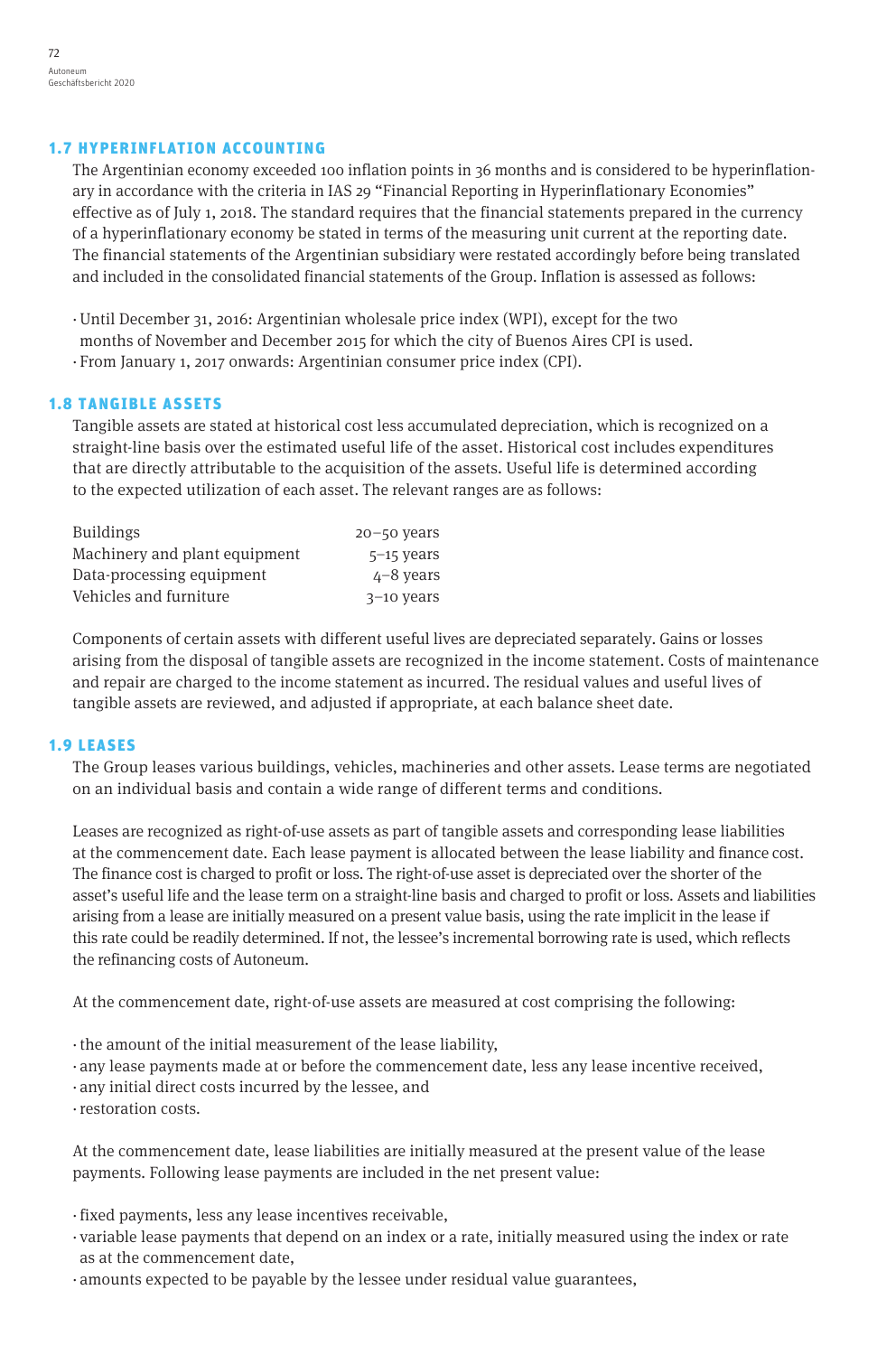## 1.7 HYPERINFLATION ACCOUNTING

The Argentinian economy exceeded 100 inflation points in 36 months and is considered to be hyperinflationary in accordance with the criteria in IAS 29 "Financial Reporting in Hyperinflationary Economies" effective as of July 1, 2018. The standard requires that the financial statements prepared in the currency of a hyperinflationary economy be stated in terms of the measuring unit current at the reporting date. The financial statements of the Argentinian subsidiary were restated accordingly before being translated and included in the consolidated financial statements of the Group. Inflation is assessed as follows:

- Until December 31, 2016: Argentinian wholesale price index (WPI), except for the two months of November and December 2015 for which the city of Buenos Aires CPI is used.
- From January 1, 2017 onwards: Argentinian consumer price index (CPI).

## 1.8 TANGIBLE ASSETS

Tangible assets are stated at historical cost less accumulated depreciation, which is recognized on a straight-line basis over the estimated useful life of the asset. Historical cost includes expenditures that are directly attributable to the acquisition of the assets. Useful life is determined according to the expected utilization of each asset. The relevant ranges are as follows:

| | |
|---|---|
| Buildings | 20–50 years |
| Machinery and plant equipment | 5–15 years |
| Data-processing equipment | 4–8 years |
| Vehicles and furniture | 3–10 years |

Components of certain assets with different useful lives are depreciated separately. Gains or losses arising from the disposal of tangible assets are recognized in the income statement. Costs of maintenance and repair are charged to the income statement as incurred. The residual values and useful lives of tangible assets are reviewed, and adjusted if appropriate, at each balance sheet date.

## 1.9 LEASES

The Group leases various buildings, vehicles, machineries and other assets. Lease terms are negotiated on an individual basis and contain a wide range of different terms and conditions.

Leases are recognized as right-of-use assets as part of tangible assets and corresponding lease liabilities at the commencement date. Each lease payment is allocated between the lease liability and finance cost. The finance cost is charged to profit or loss. The right-of-use asset is depreciated over the shorter of the asset's useful life and the lease term on a straight-line basis and charged to profit or loss. Assets and liabilities arising from a lease are initially measured on a present value basis, using the rate implicit in the lease if this rate could be readily determined. If not, the lessee's incremental borrowing rate is used, which reflects the refinancing costs of Autoneum.

At the commencement date, right-of-use assets are measured at cost comprising the following:

- the amount of the initial measurement of the lease liability,
- any lease payments made at or before the commencement date, less any lease incentive received,
- any initial direct costs incurred by the lessee, and
- restoration costs.

At the commencement date, lease liabilities are initially measured at the present value of the lease payments. Following lease payments are included in the net present value:

- fixed payments, less any lease incentives receivable,
- variable lease payments that depend on an index or a rate, initially measured using the index or rate as at the commencement date,
- amounts expected to be payable by the lessee under residual value guarantees,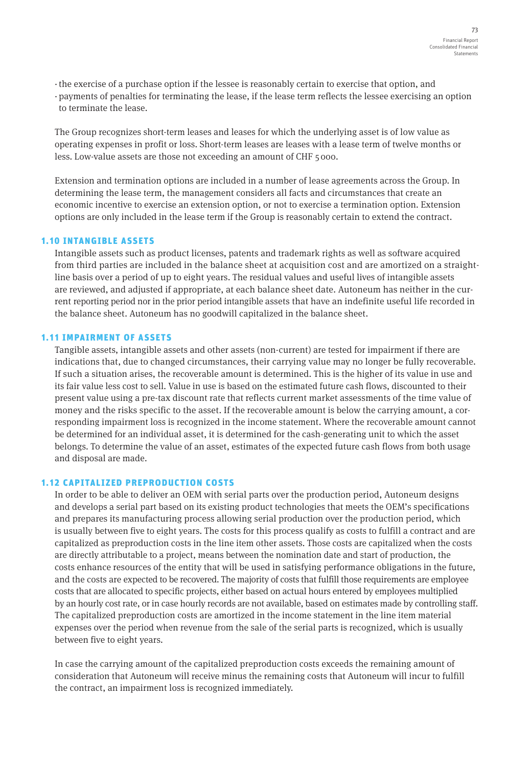- the exercise of a purchase option if the lessee is reasonably certain to exercise that option, and
- payments of penalties for terminating the lease, if the lease term reflects the lessee exercising an option to terminate the lease.

The Group recognizes short-term leases and leases for which the underlying asset is of low value as operating expenses in profit or loss. Short-term leases are leases with a lease term of twelve months or less. Low-value assets are those not exceeding an amount of CHF 5 000.

Extension and termination options are included in a number of lease agreements across the Group. In determining the lease term, the management considers all facts and circumstances that create an economic incentive to exercise an extension option, or not to exercise a termination option. Extension options are only included in the lease term if the Group is reasonably certain to extend the contract.

## 1.10 INTANGIBLE ASSETS

Intangible assets such as product licenses, patents and trademark rights as well as software acquired from third parties are included in the balance sheet at acquisition cost and are amortized on a straight-line basis over a period of up to eight years. The residual values and useful lives of intangible assets are reviewed, and adjusted if appropriate, at each balance sheet date. Autoneum has neither in the current reporting period nor in the prior period intangible assets that have an indefinite useful life recorded in the balance sheet. Autoneum has no goodwill capitalized in the balance sheet.

## 1.11 IMPAIRMENT OF ASSETS

Tangible assets, intangible assets and other assets (non-current) are tested for impairment if there are indications that, due to changed circumstances, their carrying value may no longer be fully recoverable. If such a situation arises, the recoverable amount is determined. This is the higher of its value in use and its fair value less cost to sell. Value in use is based on the estimated future cash flows, discounted to their present value using a pre-tax discount rate that reflects current market assessments of the time value of money and the risks specific to the asset. If the recoverable amount is below the carrying amount, a corresponding impairment loss is recognized in the income statement. Where the recoverable amount cannot be determined for an individual asset, it is determined for the cash-generating unit to which the asset belongs. To determine the value of an asset, estimates of the expected future cash flows from both usage and disposal are made.

## 1.12 CAPITALIZED PREPRODUCTION COSTS

In order to be able to deliver an OEM with serial parts over the production period, Autoneum designs and develops a serial part based on its existing product technologies that meets the OEM's specifications and prepares its manufacturing process allowing serial production over the production period, which is usually between five to eight years. The costs for this process qualify as costs to fulfill a contract and are capitalized as preproduction costs in the line item other assets. Those costs are capitalized when the costs are directly attributable to a project, means between the nomination date and start of production, the costs enhance resources of the entity that will be used in satisfying performance obligations in the future, and the costs are expected to be recovered. The majority of costs that fulfill those requirements are employee costs that are allocated to specific projects, either based on actual hours entered by employees multiplied by an hourly cost rate, or in case hourly records are not available, based on estimates made by controlling staff. The capitalized preproduction costs are amortized in the income statement in the line item material expenses over the period when revenue from the sale of the serial parts is recognized, which is usually between five to eight years.

In case the carrying amount of the capitalized preproduction costs exceeds the remaining amount of consideration that Autoneum will receive minus the remaining costs that Autoneum will incur to fulfill the contract, an impairment loss is recognized immediately.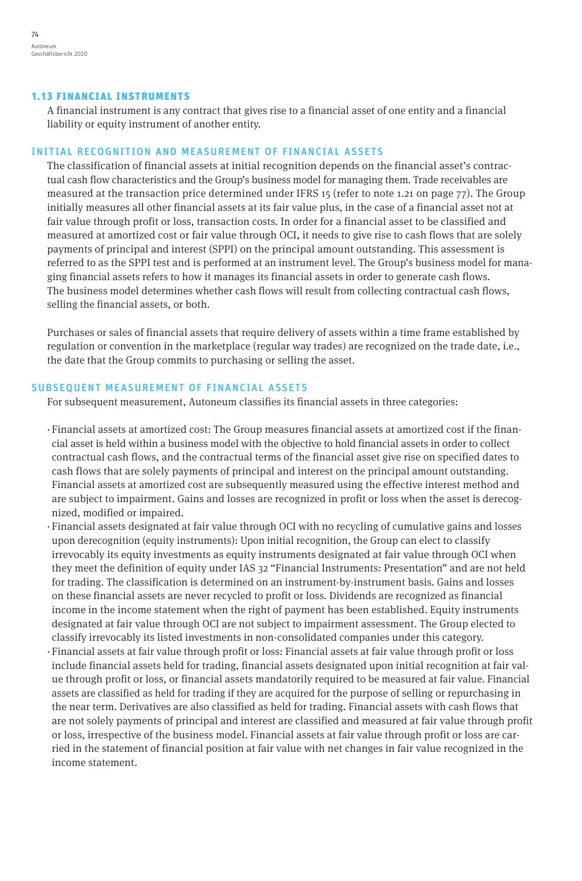## 1.13 FINANCIAL INSTRUMENTS

A financial instrument is any contract that gives rise to a financial asset of one entity and a financial liability or equity instrument of another entity.

### INITIAL RECOGNITION AND MEASUREMENT OF FINANCIAL ASSETS

The classification of financial assets at initial recognition depends on the financial asset's contractual cash flow characteristics and the Group's business model for managing them. Trade receivables are measured at the transaction price determined under IFRS 15 (refer to note 1.21 on page 77). The Group initially measures all other financial assets at its fair value plus, in the case of a financial asset not at fair value through profit or loss, transaction costs. In order for a financial asset to be classified and measured at amortized cost or fair value through OCI, it needs to give rise to cash flows that are solely payments of principal and interest (SPPI) on the principal amount outstanding. This assessment is referred to as the SPPI test and is performed at an instrument level. The Group's business model for managing financial assets refers to how it manages its financial assets in order to generate cash flows. The business model determines whether cash flows will result from collecting contractual cash flows, selling the financial assets, or both.

Purchases or sales of financial assets that require delivery of assets within a time frame established by regulation or convention in the marketplace (regular way trades) are recognized on the trade date, i.e., the date that the Group commits to purchasing or selling the asset.

### SUBSEQUENT MEASUREMENT OF FINANCIAL ASSETS

For subsequent measurement, Autoneum classifies its financial assets in three categories:

- Financial assets at amortized cost: The Group measures financial assets at amortized cost if the financial asset is held within a business model with the objective to hold financial assets in order to collect contractual cash flows, and the contractual terms of the financial asset give rise on specified dates to cash flows that are solely payments of principal and interest on the principal amount outstanding. Financial assets at amortized cost are subsequently measured using the effective interest method and are subject to impairment. Gains and losses are recognized in profit or loss when the asset is derecognized, modified or impaired.
- Financial assets designated at fair value through OCI with no recycling of cumulative gains and losses upon derecognition (equity instruments): Upon initial recognition, the Group can elect to classify irrevocably its equity investments as equity instruments designated at fair value through OCI when they meet the definition of equity under IAS 32 "Financial Instruments: Presentation" and are not held for trading. The classification is determined on an instrument-by-instrument basis. Gains and losses on these financial assets are never recycled to profit or loss. Dividends are recognized as financial income in the income statement when the right of payment has been established. Equity instruments designated at fair value through OCI are not subject to impairment assessment. The Group elected to classify irrevocably its listed investments in non-consolidated companies under this category.
- Financial assets at fair value through profit or loss: Financial assets at fair value through profit or loss include financial assets held for trading, financial assets designated upon initial recognition at fair value through profit or loss, or financial assets mandatorily required to be measured at fair value. Financial assets are classified as held for trading if they are acquired for the purpose of selling or repurchasing in the near term. Derivatives are also classified as held for trading. Financial assets with cash flows that are not solely payments of principal and interest are classified and measured at fair value through profit or loss, irrespective of the business model. Financial assets at fair value through profit or loss are carried in the statement of financial position at fair value with net changes in fair value recognized in the income statement.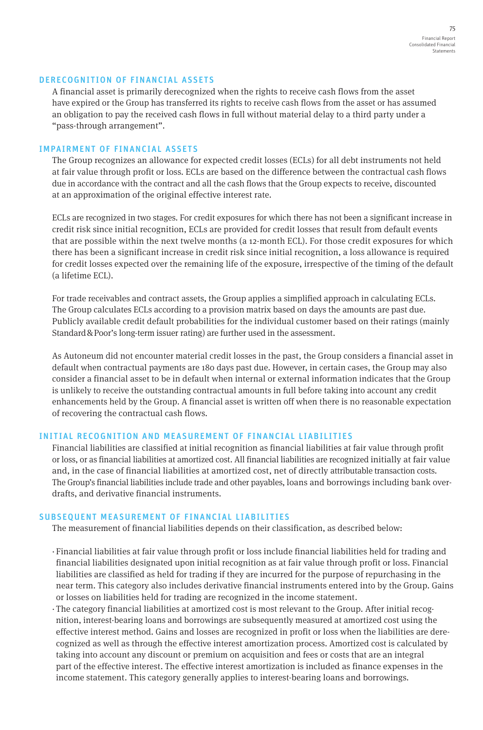## DERECOGNITION OF FINANCIAL ASSETS

A financial asset is primarily derecognized when the rights to receive cash flows from the asset have expired or the Group has transferred its rights to receive cash flows from the asset or has assumed an obligation to pay the received cash flows in full without material delay to a third party under a "pass-through arrangement".

## IMPAIRMENT OF FINANCIAL ASSETS

The Group recognizes an allowance for expected credit losses (ECLs) for all debt instruments not held at fair value through profit or loss. ECLs are based on the difference between the contractual cash flows due in accordance with the contract and all the cash flows that the Group expects to receive, discounted at an approximation of the original effective interest rate.

ECLs are recognized in two stages. For credit exposures for which there has not been a significant increase in credit risk since initial recognition, ECLs are provided for credit losses that result from default events that are possible within the next twelve months (a 12-month ECL). For those credit exposures for which there has been a significant increase in credit risk since initial recognition, a loss allowance is required for credit losses expected over the remaining life of the exposure, irrespective of the timing of the default (a lifetime ECL).

For trade receivables and contract assets, the Group applies a simplified approach in calculating ECLs. The Group calculates ECLs according to a provision matrix based on days the amounts are past due. Publicly available credit default probabilities for the individual customer based on their ratings (mainly Standard & Poor's long-term issuer rating) are further used in the assessment.

As Autoneum did not encounter material credit losses in the past, the Group considers a financial asset in default when contractual payments are 180 days past due. However, in certain cases, the Group may also consider a financial asset to be in default when internal or external information indicates that the Group is unlikely to receive the outstanding contractual amounts in full before taking into account any credit enhancements held by the Group. A financial asset is written off when there is no reasonable expectation of recovering the contractual cash flows.

## INITIAL RECOGNITION AND MEASUREMENT OF FINANCIAL LIABILITIES

Financial liabilities are classified at initial recognition as financial liabilities at fair value through profit or loss, or as financial liabilities at amortized cost. All financial liabilities are recognized initially at fair value and, in the case of financial liabilities at amortized cost, net of directly attributable transaction costs. The Group's financial liabilities include trade and other payables, loans and borrowings including bank overdrafts, and derivative financial instruments.

## SUBSEQUENT MEASUREMENT OF FINANCIAL LIABILITIES

The measurement of financial liabilities depends on their classification, as described below:

- Financial liabilities at fair value through profit or loss include financial liabilities held for trading and financial liabilities designated upon initial recognition as at fair value through profit or loss. Financial liabilities are classified as held for trading if they are incurred for the purpose of repurchasing in the near term. This category also includes derivative financial instruments entered into by the Group. Gains or losses on liabilities held for trading are recognized in the income statement.
- The category financial liabilities at amortized cost is most relevant to the Group. After initial recognition, interest-bearing loans and borrowings are subsequently measured at amortized cost using the effective interest method. Gains and losses are recognized in profit or loss when the liabilities are derecognized as well as through the effective interest amortization process. Amortized cost is calculated by taking into account any discount or premium on acquisition and fees or costs that are an integral part of the effective interest. The effective interest amortization is included as finance expenses in the income statement. This category generally applies to interest-bearing loans and borrowings.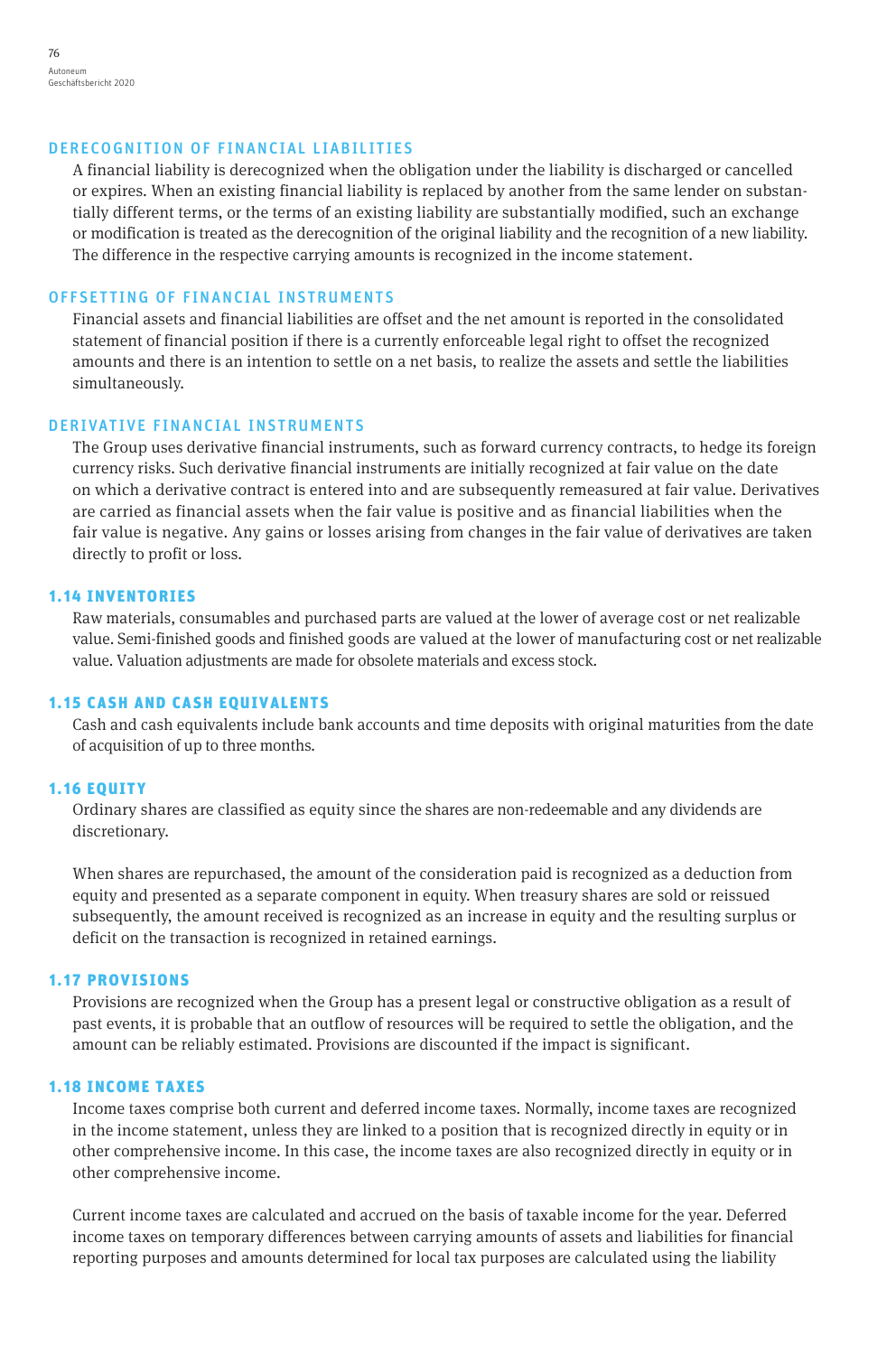### DERECOGNITION OF FINANCIAL LIABILITIES

A financial liability is derecognized when the obligation under the liability is discharged or cancelled or expires. When an existing financial liability is replaced by another from the same lender on substantially different terms, or the terms of an existing liability are substantially modified, such an exchange or modification is treated as the derecognition of the original liability and the recognition of a new liability. The difference in the respective carrying amounts is recognized in the income statement.

### OFFSETTING OF FINANCIAL INSTRUMENTS

Financial assets and financial liabilities are offset and the net amount is reported in the consolidated statement of financial position if there is a currently enforceable legal right to offset the recognized amounts and there is an intention to settle on a net basis, to realize the assets and settle the liabilities simultaneously.

### DERIVATIVE FINANCIAL INSTRUMENTS

The Group uses derivative financial instruments, such as forward currency contracts, to hedge its foreign currency risks. Such derivative financial instruments are initially recognized at fair value on the date on which a derivative contract is entered into and are subsequently remeasured at fair value. Derivatives are carried as financial assets when the fair value is positive and as financial liabilities when the fair value is negative. Any gains or losses arising from changes in the fair value of derivatives are taken directly to profit or loss.

## 1.14 INVENTORIES

Raw materials, consumables and purchased parts are valued at the lower of average cost or net realizable value. Semi-finished goods and finished goods are valued at the lower of manufacturing cost or net realizable value. Valuation adjustments are made for obsolete materials and excess stock.

## 1.15 CASH AND CASH EQUIVALENTS

Cash and cash equivalents include bank accounts and time deposits with original maturities from the date of acquisition of up to three months.

## 1.16 EQUITY

Ordinary shares are classified as equity since the shares are non-redeemable and any dividends are discretionary.

When shares are repurchased, the amount of the consideration paid is recognized as a deduction from equity and presented as a separate component in equity. When treasury shares are sold or reissued subsequently, the amount received is recognized as an increase in equity and the resulting surplus or deficit on the transaction is recognized in retained earnings.

## 1.17 PROVISIONS

Provisions are recognized when the Group has a present legal or constructive obligation as a result of past events, it is probable that an outflow of resources will be required to settle the obligation, and the amount can be reliably estimated. Provisions are discounted if the impact is significant.

## 1.18 INCOME TAXES

Income taxes comprise both current and deferred income taxes. Normally, income taxes are recognized in the income statement, unless they are linked to a position that is recognized directly in equity or in other comprehensive income. In this case, the income taxes are also recognized directly in equity or in other comprehensive income.

Current income taxes are calculated and accrued on the basis of taxable income for the year. Deferred income taxes on temporary differences between carrying amounts of assets and liabilities for financial reporting purposes and amounts determined for local tax purposes are calculated using the liability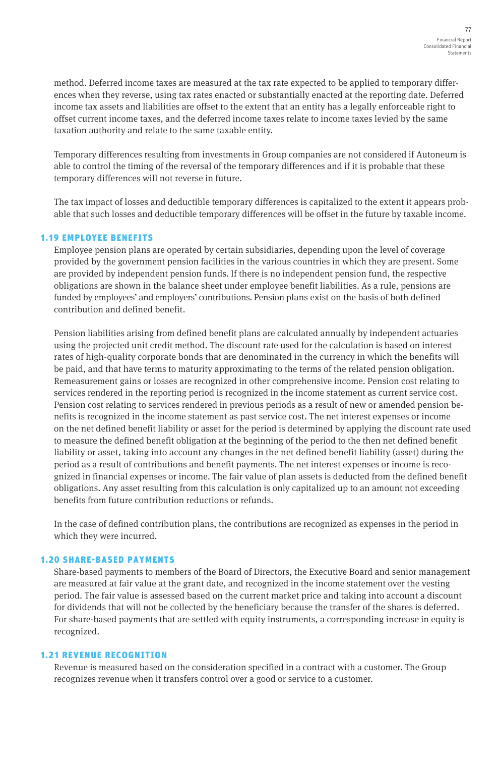method. Deferred income taxes are measured at the tax rate expected to be applied to temporary differences when they reverse, using tax rates enacted or substantially enacted at the reporting date. Deferred income tax assets and liabilities are offset to the extent that an entity has a legally enforceable right to offset current income taxes, and the deferred income taxes relate to income taxes levied by the same taxation authority and relate to the same taxable entity.

Temporary differences resulting from investments in Group companies are not considered if Autoneum is able to control the timing of the reversal of the temporary differences and if it is probable that these temporary differences will not reverse in future.

The tax impact of losses and deductible temporary differences is capitalized to the extent it appears probable that such losses and deductible temporary differences will be offset in the future by taxable income.

### 1.19 EMPLOYEE BENEFITS

Employee pension plans are operated by certain subsidiaries, depending upon the level of coverage provided by the government pension facilities in the various countries in which they are present. Some are provided by independent pension funds. If there is no independent pension fund, the respective obligations are shown in the balance sheet under employee benefit liabilities. As a rule, pensions are funded by employees' and employers' contributions. Pension plans exist on the basis of both defined contribution and defined benefit.

Pension liabilities arising from defined benefit plans are calculated annually by independent actuaries using the projected unit credit method. The discount rate used for the calculation is based on interest rates of high-quality corporate bonds that are denominated in the currency in which the benefits will be paid, and that have terms to maturity approximating to the terms of the related pension obligation. Remeasurement gains or losses are recognized in other comprehensive income. Pension cost relating to services rendered in the reporting period is recognized in the income statement as current service cost. Pension cost relating to services rendered in previous periods as a result of new or amended pension benefits is recognized in the income statement as past service cost. The net interest expenses or income on the net defined benefit liability or asset for the period is determined by applying the discount rate used to measure the defined benefit obligation at the beginning of the period to the then net defined benefit liability or asset, taking into account any changes in the net defined benefit liability (asset) during the period as a result of contributions and benefit payments. The net interest expenses or income is recognized in financial expenses or income. The fair value of plan assets is deducted from the defined benefit obligations. Any asset resulting from this calculation is only capitalized up to an amount not exceeding benefits from future contribution reductions or refunds.

In the case of defined contribution plans, the contributions are recognized as expenses in the period in which they were incurred.

### 1.20 SHARE-BASED PAYMENTS

Share-based payments to members of the Board of Directors, the Executive Board and senior management are measured at fair value at the grant date, and recognized in the income statement over the vesting period. The fair value is assessed based on the current market price and taking into account a discount for dividends that will not be collected by the beneficiary because the transfer of the shares is deferred. For share-based payments that are settled with equity instruments, a corresponding increase in equity is recognized.

### 1.21 REVENUE RECOGNITION

Revenue is measured based on the consideration specified in a contract with a customer. The Group recognizes revenue when it transfers control over a good or service to a customer.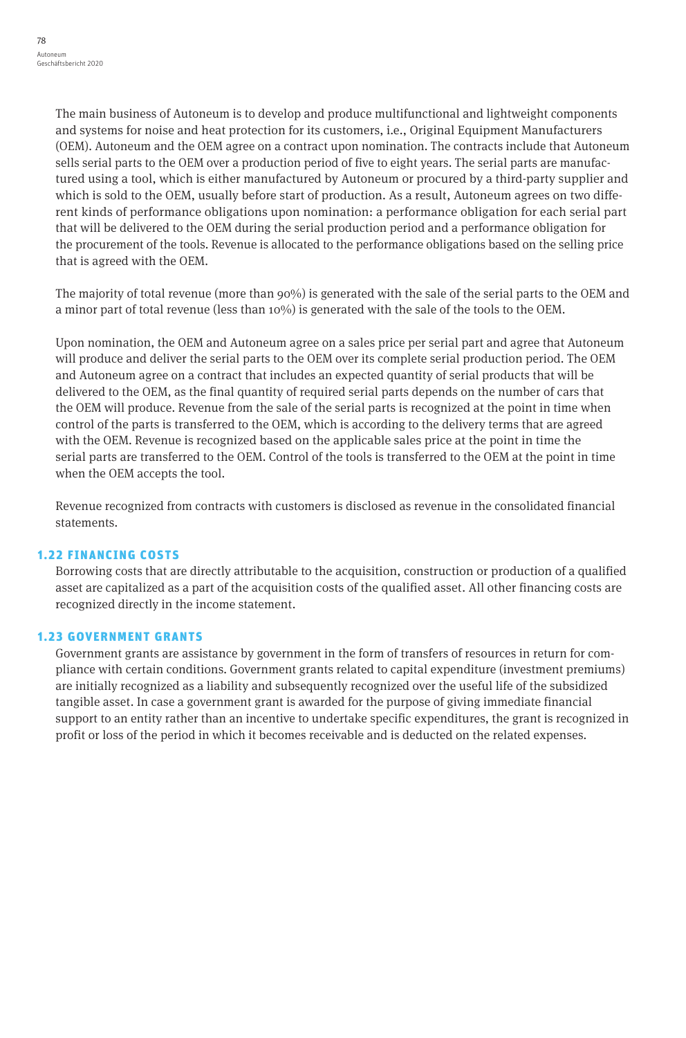The main business of Autoneum is to develop and produce multifunctional and lightweight components and systems for noise and heat protection for its customers, i.e., Original Equipment Manufacturers (OEM). Autoneum and the OEM agree on a contract upon nomination. The contracts include that Autoneum sells serial parts to the OEM over a production period of five to eight years. The serial parts are manufactured using a tool, which is either manufactured by Autoneum or procured by a third-party supplier and which is sold to the OEM, usually before start of production. As a result, Autoneum agrees on two different kinds of performance obligations upon nomination: a performance obligation for each serial part that will be delivered to the OEM during the serial production period and a performance obligation for the procurement of the tools. Revenue is allocated to the performance obligations based on the selling price that is agreed with the OEM.

The majority of total revenue (more than 90%) is generated with the sale of the serial parts to the OEM and a minor part of total revenue (less than 10%) is generated with the sale of the tools to the OEM.

Upon nomination, the OEM and Autoneum agree on a sales price per serial part and agree that Autoneum will produce and deliver the serial parts to the OEM over its complete serial production period. The OEM and Autoneum agree on a contract that includes an expected quantity of serial products that will be delivered to the OEM, as the final quantity of required serial parts depends on the number of cars that the OEM will produce. Revenue from the sale of the serial parts is recognized at the point in time when control of the parts is transferred to the OEM, which is according to the delivery terms that are agreed with the OEM. Revenue is recognized based on the applicable sales price at the point in time the serial parts are transferred to the OEM. Control of the tools is transferred to the OEM at the point in time when the OEM accepts the tool.

Revenue recognized from contracts with customers is disclosed as revenue in the consolidated financial statements.

### 1.22 FINANCING COSTS

Borrowing costs that are directly attributable to the acquisition, construction or production of a qualified asset are capitalized as a part of the acquisition costs of the qualified asset. All other financing costs are recognized directly in the income statement.

### 1.23 GOVERNMENT GRANTS

Government grants are assistance by government in the form of transfers of resources in return for compliance with certain conditions. Government grants related to capital expenditure (investment premiums) are initially recognized as a liability and subsequently recognized over the useful life of the subsidized tangible asset. In case a government grant is awarded for the purpose of giving immediate financial support to an entity rather than an incentive to undertake specific expenditures, the grant is recognized in profit or loss of the period in which it becomes receivable and is deducted on the related expenses.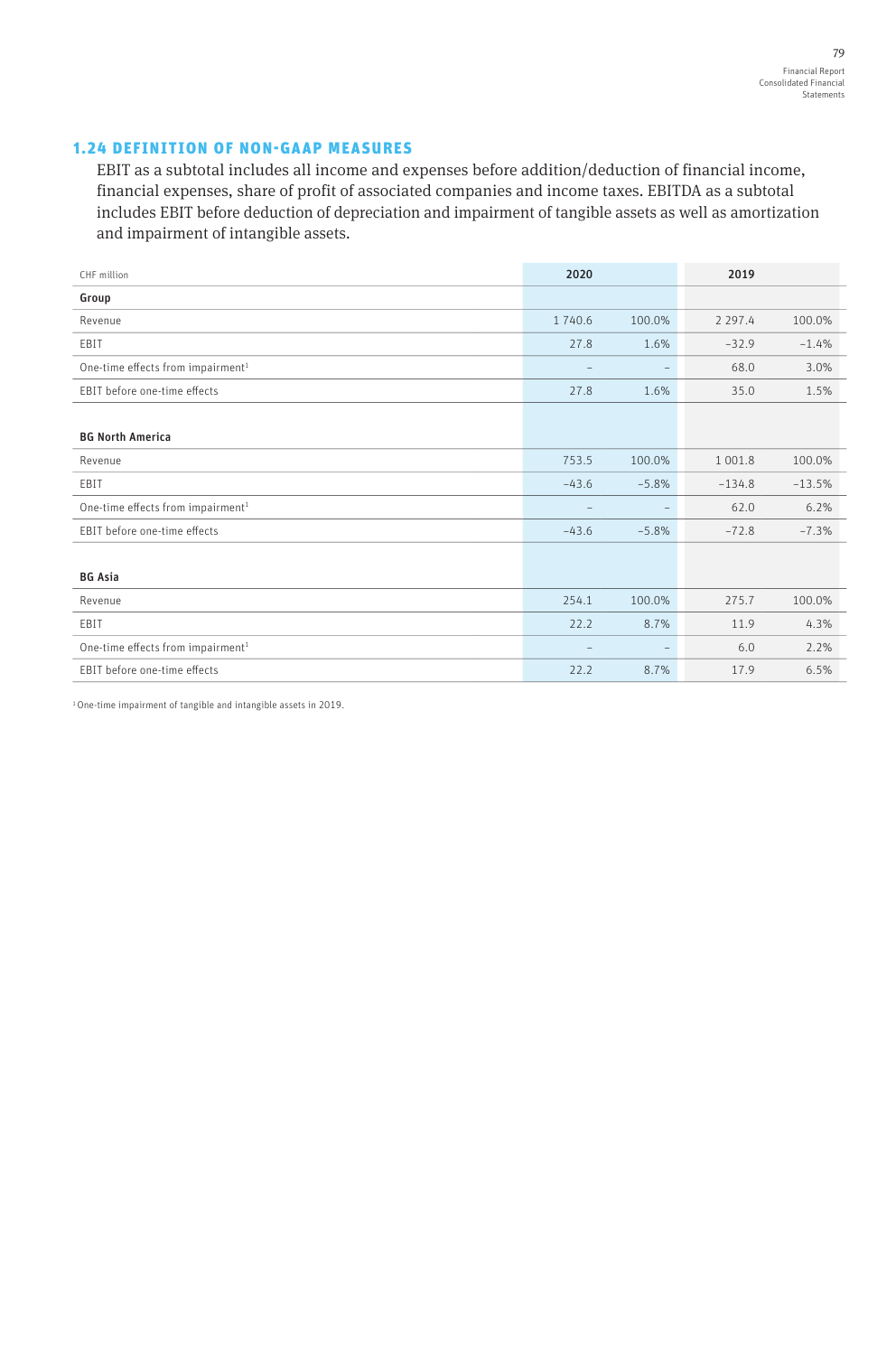## 1.24 DEFINITION OF NON-GAAP MEASURES

EBIT as a subtotal includes all income and expenses before addition/deduction of financial income, financial expenses, share of profit of associated companies and income taxes. EBITDA as a subtotal includes EBIT before deduction of depreciation and impairment of tangible assets as well as amortization and impairment of intangible assets.

| CHF million | 2020 | | 2019 | |
|---|---|---|---|---|
| **Group** | | | | |
| Revenue | 1 740.6 | 100.0% | 2 297.4 | 100.0% |
| EBIT | 27.8 | 1.6% | –32.9 | –1.4% |
| One-time effects from impairment[1] | – | – | 68.0 | 3.0% |
| EBIT before one-time effects | 27.8 | 1.6% | 35.0 | 1.5% |
| | | | | |
| **BG North America** | | | | |
| Revenue | 753.5 | 100.0% | 1 001.8 | 100.0% |
| EBIT | –43.6 | –5.8% | –134.8 | –13.5% |
| One-time effects from impairment[1] | – | – | 62.0 | 6.2% |
| EBIT before one-time effects | –43.6 | –5.8% | –72.8 | –7.3% |
| | | | | |
| **BG Asia** | | | | |
| Revenue | 254.1 | 100.0% | 275.7 | 100.0% |
| EBIT | 22.2 | 8.7% | 11.9 | 4.3% |
| One-time effects from impairment[1] | – | – | 6.0 | 2.2% |
| EBIT before one-time effects | 22.2 | 8.7% | 17.9 | 6.5% |

[1] One-time impairment of tangible and intangible assets in 2019.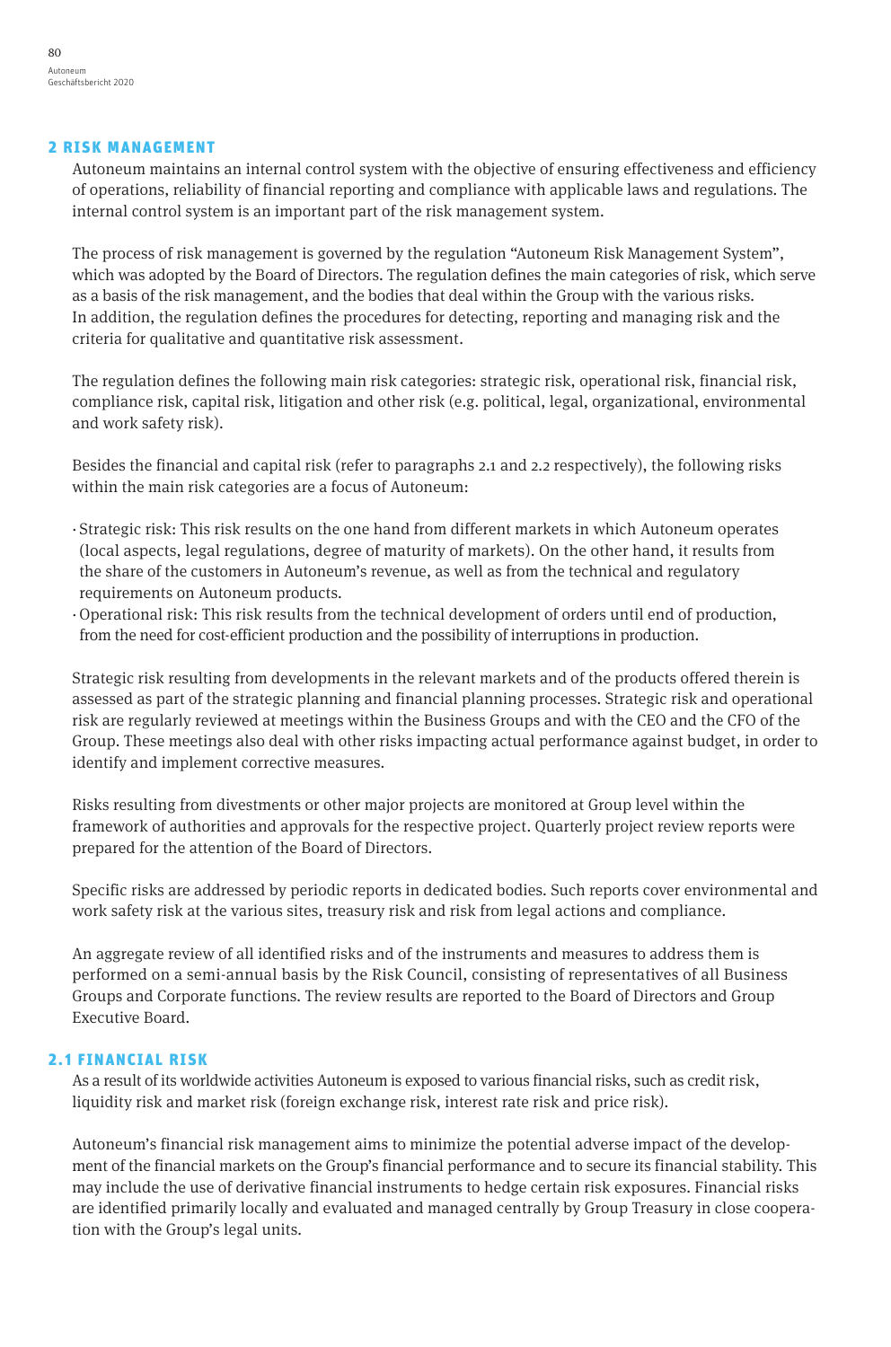## 2 RISK MANAGEMENT

Autoneum maintains an internal control system with the objective of ensuring effectiveness and efficiency of operations, reliability of financial reporting and compliance with applicable laws and regulations. The internal control system is an important part of the risk management system.

The process of risk management is governed by the regulation "Autoneum Risk Management System", which was adopted by the Board of Directors. The regulation defines the main categories of risk, which serve as a basis of the risk management, and the bodies that deal within the Group with the various risks. In addition, the regulation defines the procedures for detecting, reporting and managing risk and the criteria for qualitative and quantitative risk assessment.

The regulation defines the following main risk categories: strategic risk, operational risk, financial risk, compliance risk, capital risk, litigation and other risk (e.g. political, legal, organizational, environmental and work safety risk).

Besides the financial and capital risk (refer to paragraphs 2.1 and 2.2 respectively), the following risks within the main risk categories are a focus of Autoneum:

- Strategic risk: This risk results on the one hand from different markets in which Autoneum operates (local aspects, legal regulations, degree of maturity of markets). On the other hand, it results from the share of the customers in Autoneum's revenue, as well as from the technical and regulatory requirements on Autoneum products.
- Operational risk: This risk results from the technical development of orders until end of production, from the need for cost-efficient production and the possibility of interruptions in production.

Strategic risk resulting from developments in the relevant markets and of the products offered therein is assessed as part of the strategic planning and financial planning processes. Strategic risk and operational risk are regularly reviewed at meetings within the Business Groups and with the CEO and the CFO of the Group. These meetings also deal with other risks impacting actual performance against budget, in order to identify and implement corrective measures.

Risks resulting from divestments or other major projects are monitored at Group level within the framework of authorities and approvals for the respective project. Quarterly project review reports were prepared for the attention of the Board of Directors.

Specific risks are addressed by periodic reports in dedicated bodies. Such reports cover environmental and work safety risk at the various sites, treasury risk and risk from legal actions and compliance.

An aggregate review of all identified risks and of the instruments and measures to address them is performed on a semi-annual basis by the Risk Council, consisting of representatives of all Business Groups and Corporate functions. The review results are reported to the Board of Directors and Group Executive Board.

### 2.1 FINANCIAL RISK

As a result of its worldwide activities Autoneum is exposed to various financial risks, such as credit risk, liquidity risk and market risk (foreign exchange risk, interest rate risk and price risk).

Autoneum's financial risk management aims to minimize the potential adverse impact of the development of the financial markets on the Group's financial performance and to secure its financial stability. This may include the use of derivative financial instruments to hedge certain risk exposures. Financial risks are identified primarily locally and evaluated and managed centrally by Group Treasury in close cooperation with the Group's legal units.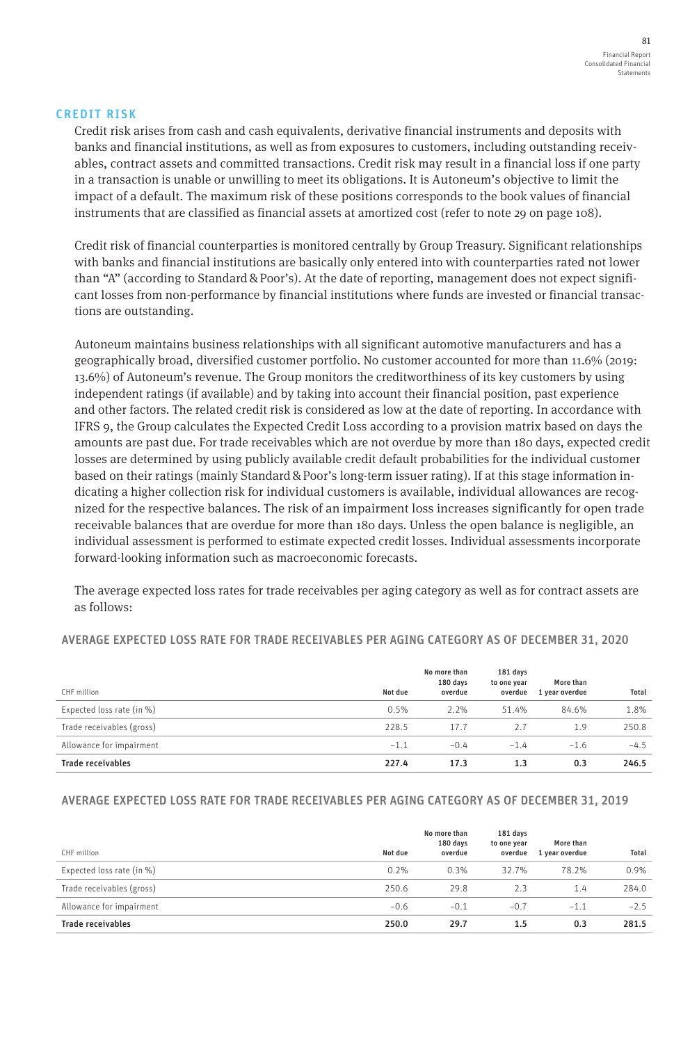## CREDIT RISK

Credit risk arises from cash and cash equivalents, derivative financial instruments and deposits with banks and financial institutions, as well as from exposures to customers, including outstanding receivables, contract assets and committed transactions. Credit risk may result in a financial loss if one party in a transaction is unable or unwilling to meet its obligations. It is Autoneum's objective to limit the impact of a default. The maximum risk of these positions corresponds to the book values of financial instruments that are classified as financial assets at amortized cost (refer to note 29 on page 108).

Credit risk of financial counterparties is monitored centrally by Group Treasury. Significant relationships with banks and financial institutions are basically only entered into with counterparties rated not lower than "A" (according to Standard & Poor's). At the date of reporting, management does not expect significant losses from non-performance by financial institutions where funds are invested or financial transactions are outstanding.

Autoneum maintains business relationships with all significant automotive manufacturers and has a geographically broad, diversified customer portfolio. No customer accounted for more than 11.6% (2019: 13.6%) of Autoneum's revenue. The Group monitors the creditworthiness of its key customers by using independent ratings (if available) and by taking into account their financial position, past experience and other factors. The related credit risk is considered as low at the date of reporting. In accordance with IFRS 9, the Group calculates the Expected Credit Loss according to a provision matrix based on days the amounts are past due. For trade receivables which are not overdue by more than 180 days, expected credit losses are determined by using publicly available credit default probabilities for the individual customer based on their ratings (mainly Standard & Poor's long-term issuer rating). If at this stage information indicating a higher collection risk for individual customers is available, individual allowances are recognized for the respective balances. The risk of an impairment loss increases significantly for open trade receivable balances that are overdue for more than 180 days. Unless the open balance is negligible, an individual assessment is performed to estimate expected credit losses. Individual assessments incorporate forward-looking information such as macroeconomic forecasts.

The average expected loss rates for trade receivables per aging category as well as for contract assets are as follows:

### AVERAGE EXPECTED LOSS RATE FOR TRADE RECEIVABLES PER AGING CATEGORY AS OF DECEMBER 31, 2020

| CHF million | Not due | No more than 180 days overdue | 181 days to one year overdue | More than 1 year overdue | Total |
|---|---|---|---|---|---|
| Expected loss rate (in %) | 0.5% | 2.2% | 51.4% | 84.6% | 1.8% |
| Trade receivables (gross) | 228.5 | 17.7 | 2.7 | 1.9 | 250.8 |
| Allowance for impairment | −1.1 | −0.4 | −1.4 | −1.6 | −4.5 |
| **Trade receivables** | **227.4** | **17.3** | **1.3** | **0.3** | **246.5** |

### AVERAGE EXPECTED LOSS RATE FOR TRADE RECEIVABLES PER AGING CATEGORY AS OF DECEMBER 31, 2019

| CHF million | Not due | No more than 180 days overdue | 181 days to one year overdue | More than 1 year overdue | Total |
|---|---|---|---|---|---|
| Expected loss rate (in %) | 0.2% | 0.3% | 32.7% | 78.2% | 0.9% |
| Trade receivables (gross) | 250.6 | 29.8 | 2.3 | 1.4 | 284.0 |
| Allowance for impairment | −0.6 | −0.1 | −0.7 | −1.1 | −2.5 |
| **Trade receivables** | **250.0** | **29.7** | **1.5** | **0.3** | **281.5** |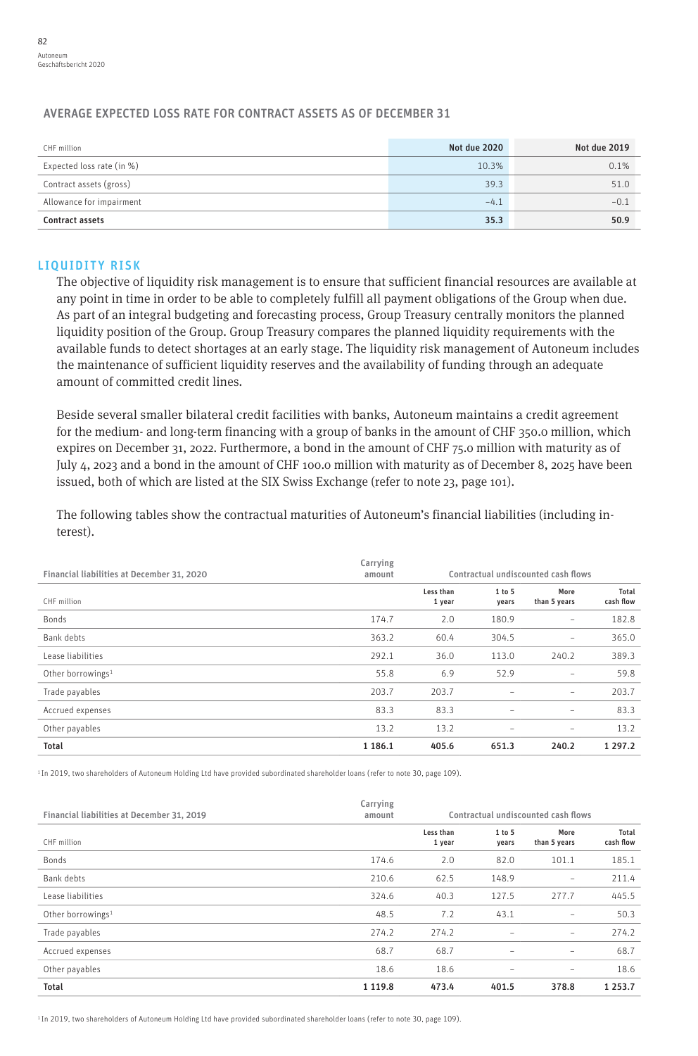### AVERAGE EXPECTED LOSS RATE FOR CONTRACT ASSETS AS OF DECEMBER 31

| CHF million | Not due 2020 | Not due 2019 |
|---|---|---|
| Expected loss rate (in %) | 10.3% | 0.1% |
| Contract assets (gross) | 39.3 | 51.0 |
| Allowance for impairment | –4.1 | –0.1 |
| **Contract assets** | **35.3** | **50.9** |

## LIQUIDITY RISK

The objective of liquidity risk management is to ensure that sufficient financial resources are available at any point in time in order to be able to completely fulfill all payment obligations of the Group when due. As part of an integral budgeting and forecasting process, Group Treasury centrally monitors the planned liquidity position of the Group. Group Treasury compares the planned liquidity requirements with the available funds to detect shortages at an early stage. The liquidity risk management of Autoneum includes the maintenance of sufficient liquidity reserves and the availability of funding through an adequate amount of committed credit lines.

Beside several smaller bilateral credit facilities with banks, Autoneum maintains a credit agreement for the medium- and long-term financing with a group of banks in the amount of CHF 350.0 million, which expires on December 31, 2022. Furthermore, a bond in the amount of CHF 75.0 million with maturity as of July 4, 2023 and a bond in the amount of CHF 100.0 million with maturity as of December 8, 2025 have been issued, both of which are listed at the SIX Swiss Exchange (refer to note 23, page 101).

The following tables show the contractual maturities of Autoneum's financial liabilities (including interest).

| Financial liabilities at December 31, 2020 | Carrying amount | Contractual undiscounted cash flows | | | |
|---|---|---|---|---|---|
| CHF million | | Less than 1 year | 1 to 5 years | More than 5 years | Total cash flow |
| Bonds | 174.7 | 2.0 | 180.9 | – | 182.8 |
| Bank debts | 363.2 | 60.4 | 304.5 | – | 365.0 |
| Lease liabilities | 292.1 | 36.0 | 113.0 | 240.2 | 389.3 |
| Other borrowings[1] | 55.8 | 6.9 | 52.9 | – | 59.8 |
| Trade payables | 203.7 | 203.7 | – | – | 203.7 |
| Accrued expenses | 83.3 | 83.3 | – | – | 83.3 |
| Other payables | 13.2 | 13.2 | – | – | 13.2 |
| **Total** | **1 186.1** | **405.6** | **651.3** | **240.2** | **1 297.2** |

[1] In 2019, two shareholders of Autoneum Holding Ltd have provided subordinated shareholder loans (refer to note 30, page 109).

| Financial liabilities at December 31, 2019 | Carrying amount | Contractual undiscounted cash flows | | | |
|---|---|---|---|---|---|
| CHF million | | Less than 1 year | 1 to 5 years | More than 5 years | Total cash flow |
| Bonds | 174.6 | 2.0 | 82.0 | 101.1 | 185.1 |
| Bank debts | 210.6 | 62.5 | 148.9 | – | 211.4 |
| Lease liabilities | 324.6 | 40.3 | 127.5 | 277.7 | 445.5 |
| Other borrowings[1] | 48.5 | 7.2 | 43.1 | – | 50.3 |
| Trade payables | 274.2 | 274.2 | – | – | 274.2 |
| Accrued expenses | 68.7 | 68.7 | – | – | 68.7 |
| Other payables | 18.6 | 18.6 | – | – | 18.6 |
| **Total** | **1 119.8** | **473.4** | **401.5** | **378.8** | **1 253.7** |

[1] In 2019, two shareholders of Autoneum Holding Ltd have provided subordinated shareholder loans (refer to note 30, page 109).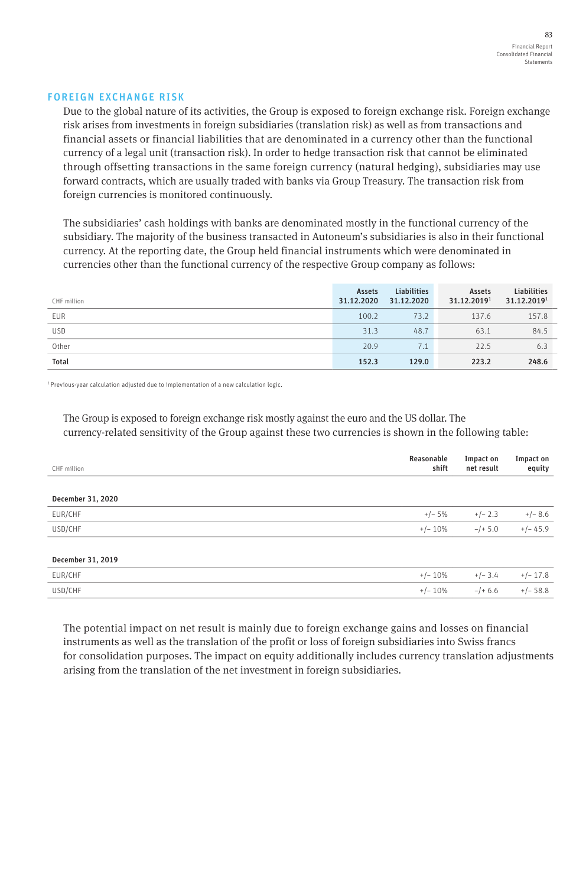## FOREIGN EXCHANGE RISK

Due to the global nature of its activities, the Group is exposed to foreign exchange risk. Foreign exchange risk arises from investments in foreign subsidiaries (translation risk) as well as from transactions and financial assets or financial liabilities that are denominated in a currency other than the functional currency of a legal unit (transaction risk). In order to hedge transaction risk that cannot be eliminated through offsetting transactions in the same foreign currency (natural hedging), subsidiaries may use forward contracts, which are usually traded with banks via Group Treasury. The transaction risk from foreign currencies is monitored continuously.

The subsidiaries' cash holdings with banks are denominated mostly in the functional currency of the subsidiary. The majority of the business transacted in Autoneum's subsidiaries is also in their functional currency. At the reporting date, the Group held financial instruments which were denominated in currencies other than the functional currency of the respective Group company as follows:

| CHF million | Assets 31.12.2020 | Liabilities 31.12.2020 | Assets 31.12.2019[1] | Liabilities 31.12.2019[1] |
|---|---|---|---|---|
| EUR | 100.2 | 73.2 | 137.6 | 157.8 |
| USD | 31.3 | 48.7 | 63.1 | 84.5 |
| Other | 20.9 | 7.1 | 22.5 | 6.3 |
| **Total** | **152.3** | **129.0** | **223.2** | **248.6** |

[1] Previous-year calculation adjusted due to implementation of a new calculation logic.

The Group is exposed to foreign exchange risk mostly against the euro and the US dollar. The currency-related sensitivity of the Group against these two currencies is shown in the following table:

| CHF million | Reasonable shift | Impact on net result | Impact on equity |
|---|---|---|---|
| **December 31, 2020** | | | |
| EUR/CHF | +/– 5% | +/– 2.3 | +/– 8.6 |
| USD/CHF | +/– 10% | –/+ 5.0 | +/– 45.9 |
| **December 31, 2019** | | | |
| EUR/CHF | +/– 10% | +/– 3.4 | +/– 17.8 |
| USD/CHF | +/– 10% | –/+ 6.6 | +/– 58.8 |

The potential impact on net result is mainly due to foreign exchange gains and losses on financial instruments as well as the translation of the profit or loss of foreign subsidiaries into Swiss francs for consolidation purposes. The impact on equity additionally includes currency translation adjustments arising from the translation of the net investment in foreign subsidiaries.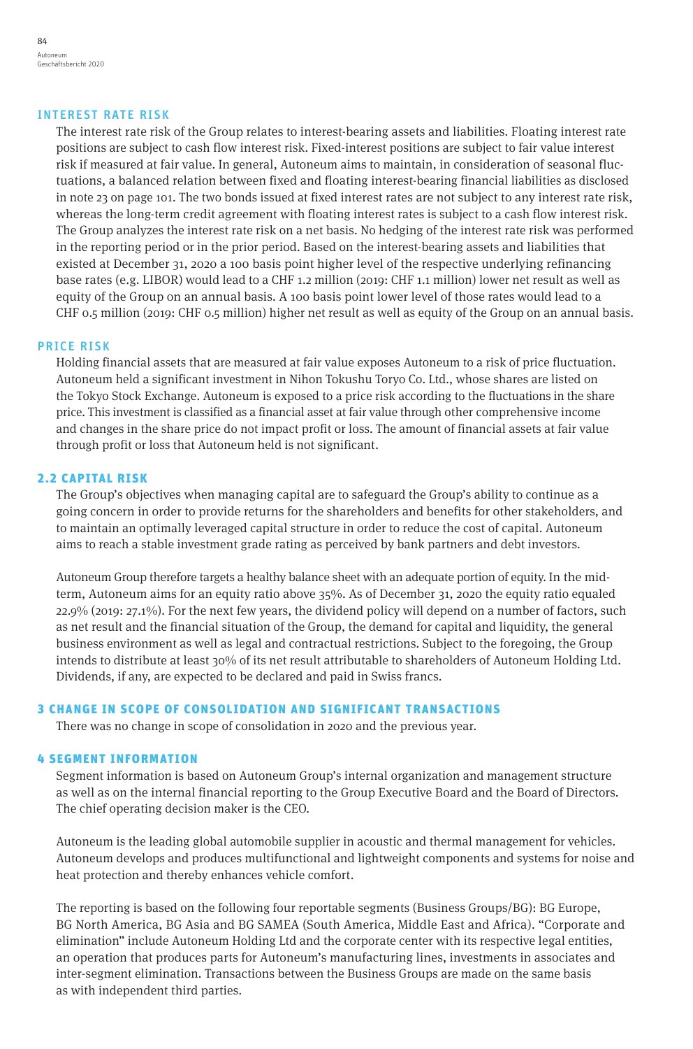### INTEREST RATE RISK

The interest rate risk of the Group relates to interest-bearing assets and liabilities. Floating interest rate positions are subject to cash flow interest risk. Fixed-interest positions are subject to fair value interest risk if measured at fair value. In general, Autoneum aims to maintain, in consideration of seasonal fluctuations, a balanced relation between fixed and floating interest-bearing financial liabilities as disclosed in note 23 on page 101. The two bonds issued at fixed interest rates are not subject to any interest rate risk, whereas the long-term credit agreement with floating interest rates is subject to a cash flow interest risk. The Group analyzes the interest rate risk on a net basis. No hedging of the interest rate risk was performed in the reporting period or in the prior period. Based on the interest-bearing assets and liabilities that existed at December 31, 2020 a 100 basis point higher level of the respective underlying refinancing base rates (e.g. LIBOR) would lead to a CHF 1.2 million (2019: CHF 1.1 million) lower net result as well as equity of the Group on an annual basis. A 100 basis point lower level of those rates would lead to a CHF 0.5 million (2019: CHF 0.5 million) higher net result as well as equity of the Group on an annual basis.

### PRICE RISK

Holding financial assets that are measured at fair value exposes Autoneum to a risk of price fluctuation. Autoneum held a significant investment in Nihon Tokushu Toryo Co. Ltd., whose shares are listed on the Tokyo Stock Exchange. Autoneum is exposed to a price risk according to the fluctuations in the share price. This investment is classified as a financial asset at fair value through other comprehensive income and changes in the share price do not impact profit or loss. The amount of financial assets at fair value through profit or loss that Autoneum held is not significant.

## 2.2 CAPITAL RISK

The Group's objectives when managing capital are to safeguard the Group's ability to continue as a going concern in order to provide returns for the shareholders and benefits for other stakeholders, and to maintain an optimally leveraged capital structure in order to reduce the cost of capital. Autoneum aims to reach a stable investment grade rating as perceived by bank partners and debt investors.

Autoneum Group therefore targets a healthy balance sheet with an adequate portion of equity. In the mid-term, Autoneum aims for an equity ratio above 35%. As of December 31, 2020 the equity ratio equaled 22.9% (2019: 27.1%). For the next few years, the dividend policy will depend on a number of factors, such as net result and the financial situation of the Group, the demand for capital and liquidity, the general business environment as well as legal and contractual restrictions. Subject to the foregoing, the Group intends to distribute at least 30% of its net result attributable to shareholders of Autoneum Holding Ltd. Dividends, if any, are expected to be declared and paid in Swiss francs.

## 3 CHANGE IN SCOPE OF CONSOLIDATION AND SIGNIFICANT TRANSACTIONS

There was no change in scope of consolidation in 2020 and the previous year.

## 4 SEGMENT INFORMATION

Segment information is based on Autoneum Group's internal organization and management structure as well as on the internal financial reporting to the Group Executive Board and the Board of Directors. The chief operating decision maker is the CEO.

Autoneum is the leading global automobile supplier in acoustic and thermal management for vehicles. Autoneum develops and produces multifunctional and lightweight components and systems for noise and heat protection and thereby enhances vehicle comfort.

The reporting is based on the following four reportable segments (Business Groups/BG): BG Europe, BG North America, BG Asia and BG SAMEA (South America, Middle East and Africa). "Corporate and elimination" include Autoneum Holding Ltd and the corporate center with its respective legal entities, an operation that produces parts for Autoneum's manufacturing lines, investments in associates and inter-segment elimination. Transactions between the Business Groups are made on the same basis as with independent third parties.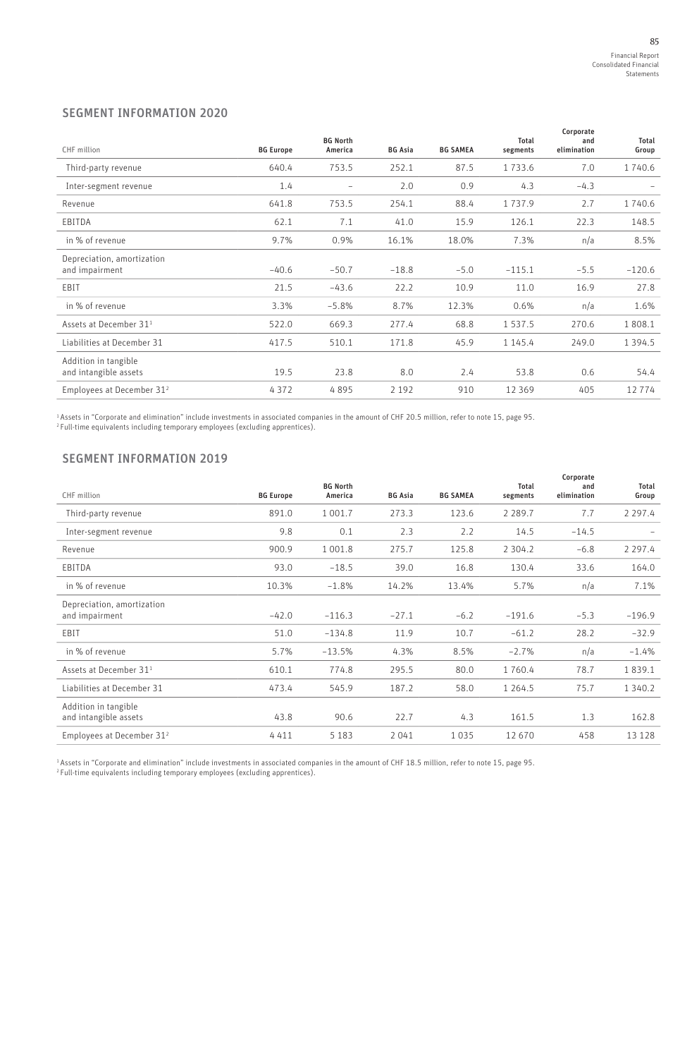## SEGMENT INFORMATION 2020

| CHF million | BG Europe | BG North America | BG Asia | BG SAMEA | Total segments | Corporate and elimination | Total Group |
|---|---|---|---|---|---|---|---|
| Third-party revenue | 640.4 | 753.5 | 252.1 | 87.5 | 1 733.6 | 7.0 | 1 740.6 |
| Inter-segment revenue | 1.4 | – | 2.0 | 0.9 | 4.3 | –4.3 | – |
| Revenue | 641.8 | 753.5 | 254.1 | 88.4 | 1 737.9 | 2.7 | 1 740.6 |
| EBITDA | 62.1 | 7.1 | 41.0 | 15.9 | 126.1 | 22.3 | 148.5 |
| in % of revenue | 9.7% | 0.9% | 16.1% | 18.0% | 7.3% | n/a | 8.5% |
| Depreciation, amortization and impairment | –40.6 | –50.7 | –18.8 | –5.0 | –115.1 | –5.5 | –120.6 |
| EBIT | 21.5 | –43.6 | 22.2 | 10.9 | 11.0 | 16.9 | 27.8 |
| in % of revenue | 3.3% | –5.8% | 8.7% | 12.3% | 0.6% | n/a | 1.6% |
| Assets at December 31[1] | 522.0 | 669.3 | 277.4 | 68.8 | 1 537.5 | 270.6 | 1 808.1 |
| Liabilities at December 31 | 417.5 | 510.1 | 171.8 | 45.9 | 1 145.4 | 249.0 | 1 394.5 |
| Addition in tangible and intangible assets | 19.5 | 23.8 | 8.0 | 2.4 | 53.8 | 0.6 | 54.4 |
| Employees at December 31[2] | 4 372 | 4 895 | 2 192 | 910 | 12 369 | 405 | 12 774 |

[1] Assets in “Corporate and elimination” include investments in associated companies in the amount of CHF 20.5 million, refer to note 15, page 95.
[2] Full-time equivalents including temporary employees (excluding apprentices).

## SEGMENT INFORMATION 2019

| CHF million | BG Europe | BG North America | BG Asia | BG SAMEA | Total segments | Corporate and elimination | Total Group |
|---|---|---|---|---|---|---|---|
| Third-party revenue | 891.0 | 1 001.7 | 273.3 | 123.6 | 2 289.7 | 7.7 | 2 297.4 |
| Inter-segment revenue | 9.8 | 0.1 | 2.3 | 2.2 | 14.5 | –14.5 | – |
| Revenue | 900.9 | 1 001.8 | 275.7 | 125.8 | 2 304.2 | –6.8 | 2 297.4 |
| EBITDA | 93.0 | –18.5 | 39.0 | 16.8 | 130.4 | 33.6 | 164.0 |
| in % of revenue | 10.3% | –1.8% | 14.2% | 13.4% | 5.7% | n/a | 7.1% |
| Depreciation, amortization and impairment | –42.0 | –116.3 | –27.1 | –6.2 | –191.6 | –5.3 | –196.9 |
| EBIT | 51.0 | –134.8 | 11.9 | 10.7 | –61.2 | 28.2 | –32.9 |
| in % of revenue | 5.7% | –13.5% | 4.3% | 8.5% | –2.7% | n/a | –1.4% |
| Assets at December 31[1] | 610.1 | 774.8 | 295.5 | 80.0 | 1 760.4 | 78.7 | 1 839.1 |
| Liabilities at December 31 | 473.4 | 545.9 | 187.2 | 58.0 | 1 264.5 | 75.7 | 1 340.2 |
| Addition in tangible and intangible assets | 43.8 | 90.6 | 22.7 | 4.3 | 161.5 | 1.3 | 162.8 |
| Employees at December 31[2] | 4 411 | 5 183 | 2 041 | 1 035 | 12 670 | 458 | 13 128 |

[1] Assets in “Corporate and elimination” include investments in associated companies in the amount of CHF 18.5 million, refer to note 15, page 95.
[2] Full-time equivalents including temporary employees (excluding apprentices).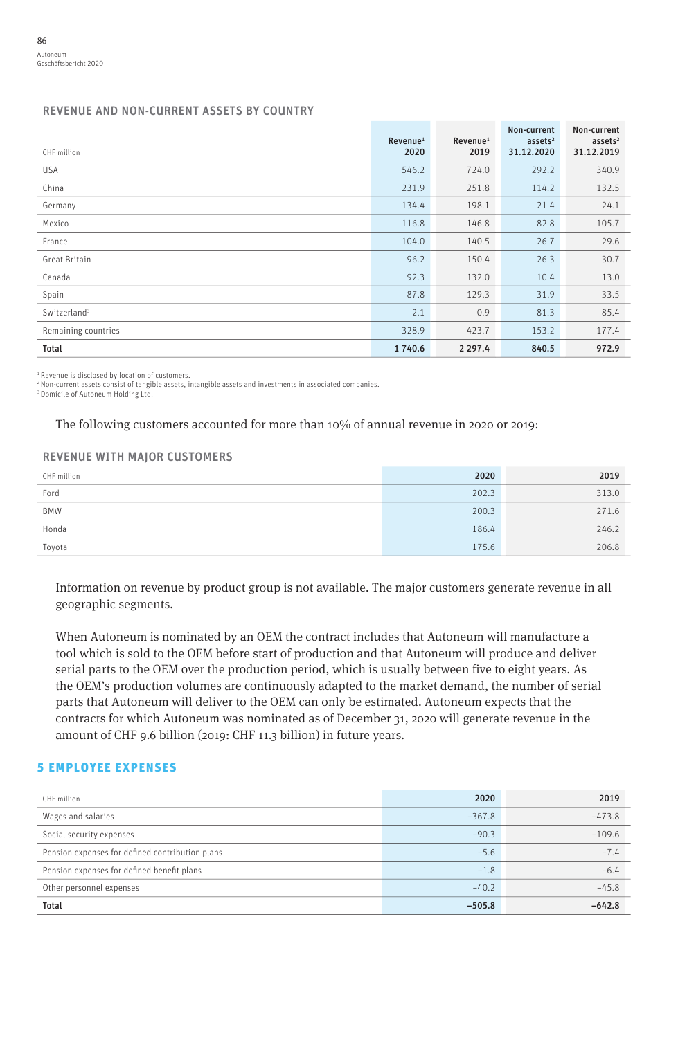### REVENUE AND NON-CURRENT ASSETS BY COUNTRY

| CHF million | Revenue[1] 2020 | Revenue[1] 2019 | Non-current assets[2] 31.12.2020 | Non-current assets[2] 31.12.2019 |
|---|---|---|---|---|
| USA | 546.2 | 724.0 | 292.2 | 340.9 |
| China | 231.9 | 251.8 | 114.2 | 132.5 |
| Germany | 134.4 | 198.1 | 21.4 | 24.1 |
| Mexico | 116.8 | 146.8 | 82.8 | 105.7 |
| France | 104.0 | 140.5 | 26.7 | 29.6 |
| Great Britain | 96.2 | 150.4 | 26.3 | 30.7 |
| Canada | 92.3 | 132.0 | 10.4 | 13.0 |
| Spain | 87.8 | 129.3 | 31.9 | 33.5 |
| Switzerland[3] | 2.1 | 0.9 | 81.3 | 85.4 |
| Remaining countries | 328.9 | 423.7 | 153.2 | 177.4 |
| **Total** | **1 740.6** | **2 297.4** | **840.5** | **972.9** |

[1] Revenue is disclosed by location of customers.
[2] Non-current assets consist of tangible assets, intangible assets and investments in associated companies.
[3] Domicile of Autoneum Holding Ltd.

The following customers accounted for more than 10% of annual revenue in 2020 or 2019:

### REVENUE WITH MAJOR CUSTOMERS

| CHF million | 2020 | 2019 |
|---|---|---|
| Ford | 202.3 | 313.0 |
| BMW | 200.3 | 271.6 |
| Honda | 186.4 | 246.2 |
| Toyota | 175.6 | 206.8 |

Information on revenue by product group is not available. The major customers generate revenue in all geographic segments.

When Autoneum is nominated by an OEM the contract includes that Autoneum will manufacture a tool which is sold to the OEM before start of production and that Autoneum will produce and deliver serial parts to the OEM over the production period, which is usually between five to eight years. As the OEM's production volumes are continuously adapted to the market demand, the number of serial parts that Autoneum will deliver to the OEM can only be estimated. Autoneum expects that the contracts for which Autoneum was nominated as of December 31, 2020 will generate revenue in the amount of CHF 9.6 billion (2019: CHF 11.3 billion) in future years.

## 5 EMPLOYEE EXPENSES

| CHF million | 2020 | 2019 |
|---|---|---|
| Wages and salaries | –367.8 | –473.8 |
| Social security expenses | –90.3 | –109.6 |
| Pension expenses for defined contribution plans | –5.6 | –7.4 |
| Pension expenses for defined benefit plans | –1.8 | –6.4 |
| Other personnel expenses | –40.2 | –45.8 |
| **Total** | **–505.8** | **–642.8** |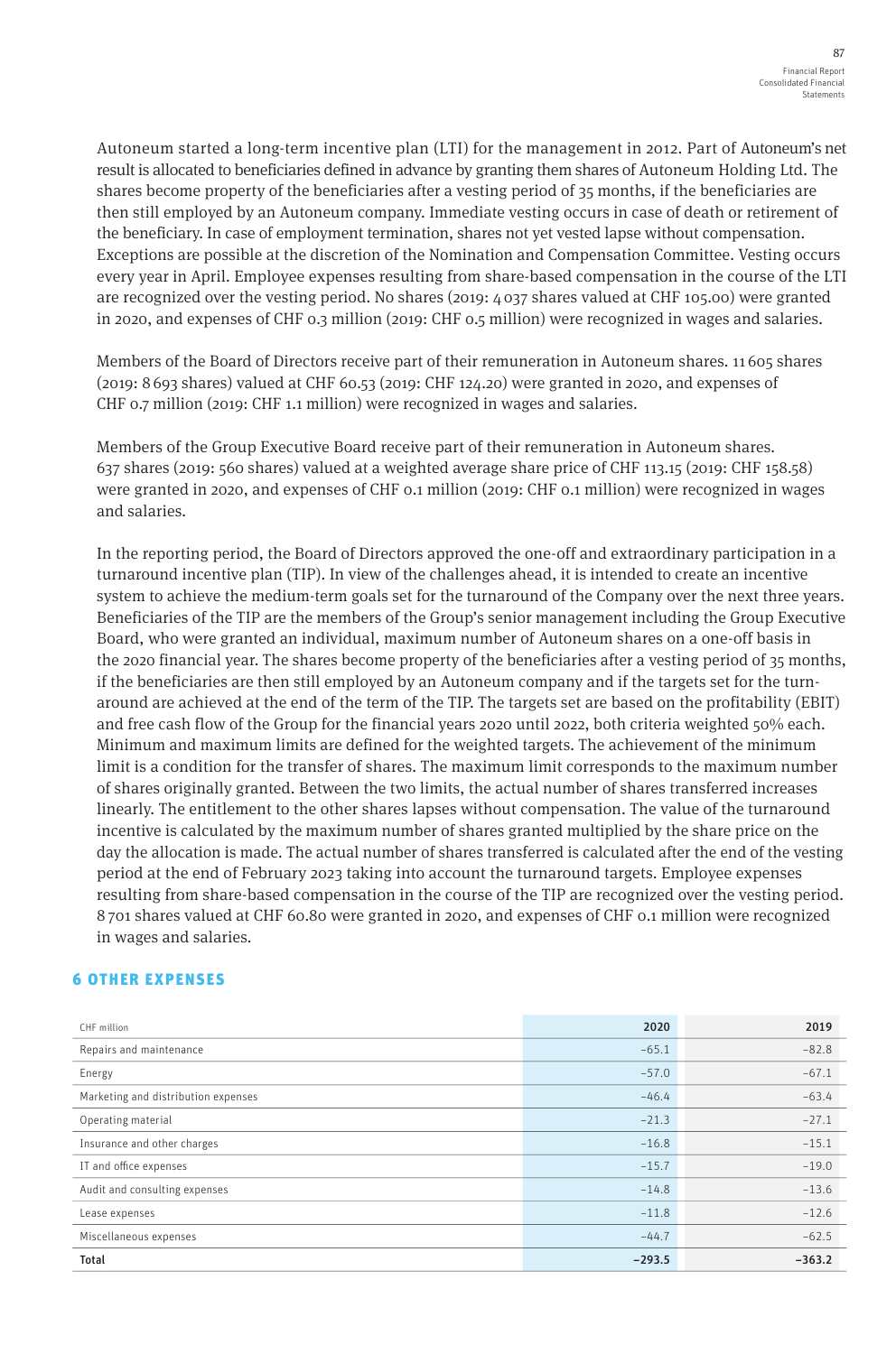Autoneum started a long-term incentive plan (LTI) for the management in 2012. Part of Autoneum's net result is allocated to beneficiaries defined in advance by granting them shares of Autoneum Holding Ltd. The shares become property of the beneficiaries after a vesting period of 35 months, if the beneficiaries are then still employed by an Autoneum company. Immediate vesting occurs in case of death or retirement of the beneficiary. In case of employment termination, shares not yet vested lapse without compensation. Exceptions are possible at the discretion of the Nomination and Compensation Committee. Vesting occurs every year in April. Employee expenses resulting from share-based compensation in the course of the LTI are recognized over the vesting period. No shares (2019: 4 037 shares valued at CHF 105.00) were granted in 2020, and expenses of CHF 0.3 million (2019: CHF 0.5 million) were recognized in wages and salaries.

Members of the Board of Directors receive part of their remuneration in Autoneum shares. 11 605 shares (2019: 8 693 shares) valued at CHF 60.53 (2019: CHF 124.20) were granted in 2020, and expenses of CHF 0.7 million (2019: CHF 1.1 million) were recognized in wages and salaries.

Members of the Group Executive Board receive part of their remuneration in Autoneum shares. 637 shares (2019: 560 shares) valued at a weighted average share price of CHF 113.15 (2019: CHF 158.58) were granted in 2020, and expenses of CHF 0.1 million (2019: CHF 0.1 million) were recognized in wages and salaries.

In the reporting period, the Board of Directors approved the one-off and extraordinary participation in a turnaround incentive plan (TIP). In view of the challenges ahead, it is intended to create an incentive system to achieve the medium-term goals set for the turnaround of the Company over the next three years. Beneficiaries of the TIP are the members of the Group's senior management including the Group Executive Board, who were granted an individual, maximum number of Autoneum shares on a one-off basis in the 2020 financial year. The shares become property of the beneficiaries after a vesting period of 35 months, if the beneficiaries are then still employed by an Autoneum company and if the targets set for the turnaround are achieved at the end of the term of the TIP. The targets set are based on the profitability (EBIT) and free cash flow of the Group for the financial years 2020 until 2022, both criteria weighted 50% each. Minimum and maximum limits are defined for the weighted targets. The achievement of the minimum limit is a condition for the transfer of shares. The maximum limit corresponds to the maximum number of shares originally granted. Between the two limits, the actual number of shares transferred increases linearly. The entitlement to the other shares lapses without compensation. The value of the turnaround incentive is calculated by the maximum number of shares granted multiplied by the share price on the day the allocation is made. The actual number of shares transferred is calculated after the end of the vesting period at the end of February 2023 taking into account the turnaround targets. Employee expenses resulting from share-based compensation in the course of the TIP are recognized over the vesting period. 8 701 shares valued at CHF 60.80 were granted in 2020, and expenses of CHF 0.1 million were recognized in wages and salaries.

## 6 OTHER EXPENSES

| CHF million | 2020 | 2019 |
|---|---|---|
| Repairs and maintenance | −65.1 | −82.8 |
| Energy | −57.0 | −67.1 |
| Marketing and distribution expenses | −46.4 | −63.4 |
| Operating material | −21.3 | −27.1 |
| Insurance and other charges | −16.8 | −15.1 |
| IT and office expenses | −15.7 | −19.0 |
| Audit and consulting expenses | −14.8 | −13.6 |
| Lease expenses | −11.8 | −12.6 |
| Miscellaneous expenses | −44.7 | −62.5 |
| **Total** | **−293.5** | **−363.2** |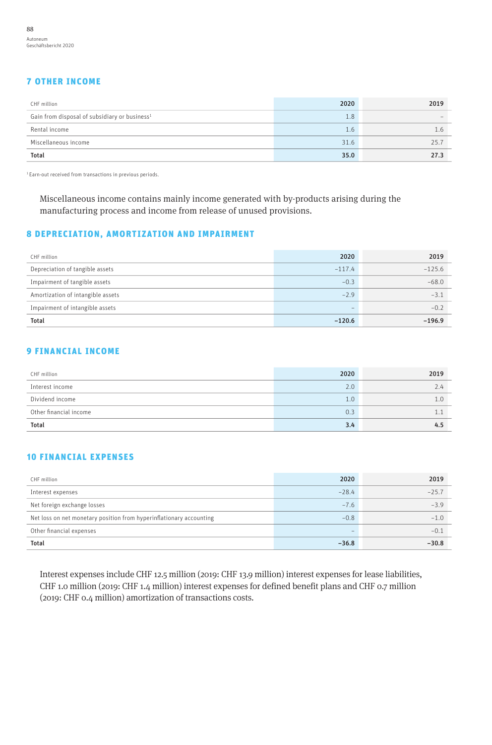## 7 OTHER INCOME

| CHF million | 2020 | 2019 |
|---|---|---|
| Gain from disposal of subsidiary or business[1] | 1.8 | – |
| Rental income | 1.6 | 1.6 |
| Miscellaneous income | 31.6 | 25.7 |
| **Total** | **35.0** | **27.3** |

[1] Earn-out received from transactions in previous periods.

Miscellaneous income contains mainly income generated with by-products arising during the manufacturing process and income from release of unused provisions.

## 8 DEPRECIATION, AMORTIZATION AND IMPAIRMENT

| CHF million | 2020 | 2019 |
|---|---|---|
| Depreciation of tangible assets | –117.4 | –125.6 |
| Impairment of tangible assets | –0.3 | –68.0 |
| Amortization of intangible assets | –2.9 | –3.1 |
| Impairment of intangible assets | – | –0.2 |
| **Total** | **–120.6** | **–196.9** |

## 9 FINANCIAL INCOME

| CHF million | 2020 | 2019 |
|---|---|---|
| Interest income | 2.0 | 2.4 |
| Dividend income | 1.0 | 1.0 |
| Other financial income | 0.3 | 1.1 |
| **Total** | **3.4** | **4.5** |

## 10 FINANCIAL EXPENSES

| CHF million | 2020 | 2019 |
|---|---|---|
| Interest expenses | –28.4 | –25.7 |
| Net foreign exchange losses | –7.6 | –3.9 |
| Net loss on net monetary position from hyperinflationary accounting | –0.8 | –1.0 |
| Other financial expenses | – | –0.1 |
| **Total** | **–36.8** | **–30.8** |

Interest expenses include CHF 12.5 million (2019: CHF 13.9 million) interest expenses for lease liabilities, CHF 1.0 million (2019: CHF 1.4 million) interest expenses for defined benefit plans and CHF 0.7 million (2019: CHF 0.4 million) amortization of transactions costs.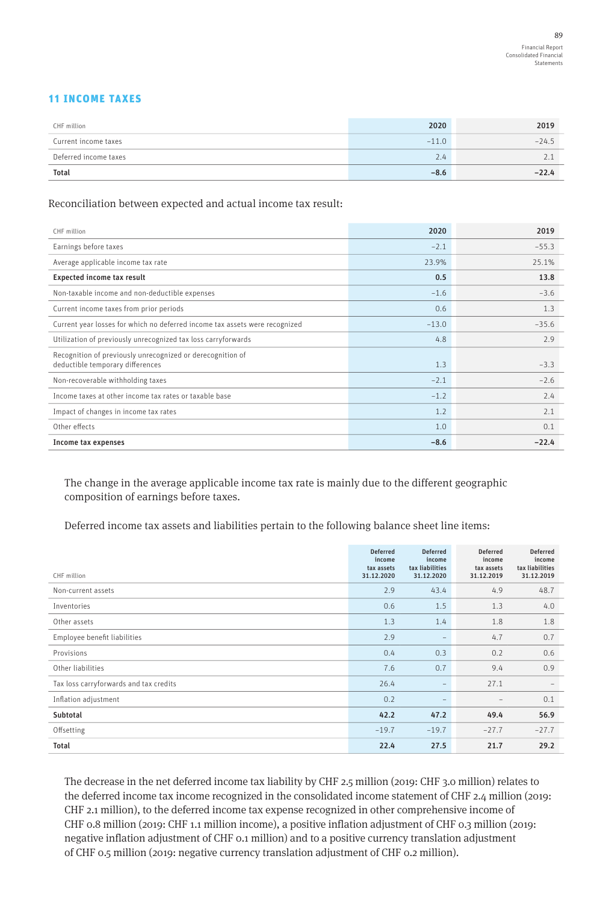## 11 INCOME TAXES

| CHF million | 2020 | 2019 |
|---|---|---|
| Current income taxes | –11.0 | –24.5 |
| Deferred income taxes | 2.4 | 2.1 |
| **Total** | **–8.6** | **–22.4** |

Reconciliation between expected and actual income tax result:

| CHF million | 2020 | 2019 |
|---|---|---|
| Earnings before taxes | –2.1 | –55.3 |
| Average applicable income tax rate | 23.9% | 25.1% |
| **Expected income tax result** | **0.5** | **13.8** |
| Non-taxable income and non-deductible expenses | –1.6 | –3.6 |
| Current income taxes from prior periods | 0.6 | 1.3 |
| Current year losses for which no deferred income tax assets were recognized | –13.0 | –35.6 |
| Utilization of previously unrecognized tax loss carryforwards | 4.8 | 2.9 |
| Recognition of previously unrecognized or derecognition of deductible temporary differences | 1.3 | –3.3 |
| Non-recoverable withholding taxes | –2.1 | –2.6 |
| Income taxes at other income tax rates or taxable base | –1.2 | 2.4 |
| Impact of changes in income tax rates | 1.2 | 2.1 |
| Other effects | 1.0 | 0.1 |
| **Income tax expenses** | **–8.6** | **–22.4** |

The change in the average applicable income tax rate is mainly due to the different geographic composition of earnings before taxes.

Deferred income tax assets and liabilities pertain to the following balance sheet line items:

| CHF million | Deferred income tax assets 31.12.2020 | Deferred income tax liabilities 31.12.2020 | Deferred income tax assets 31.12.2019 | Deferred income tax liabilities 31.12.2019 |
|---|---|---|---|---|
| Non-current assets | 2.9 | 43.4 | 4.9 | 48.7 |
| Inventories | 0.6 | 1.5 | 1.3 | 4.0 |
| Other assets | 1.3 | 1.4 | 1.8 | 1.8 |
| Employee benefit liabilities | 2.9 | – | 4.7 | 0.7 |
| Provisions | 0.4 | 0.3 | 0.2 | 0.6 |
| Other liabilities | 7.6 | 0.7 | 9.4 | 0.9 |
| Tax loss carryforwards and tax credits | 26.4 | – | 27.1 | – |
| Inflation adjustment | 0.2 | – | – | 0.1 |
| **Subtotal** | **42.2** | **47.2** | **49.4** | **56.9** |
| Offsetting | –19.7 | –19.7 | –27.7 | –27.7 |
| **Total** | **22.4** | **27.5** | **21.7** | **29.2** |

The decrease in the net deferred income tax liability by CHF 2.5 million (2019: CHF 3.0 million) relates to the deferred income tax income recognized in the consolidated income statement of CHF 2.4 million (2019: CHF 2.1 million), to the deferred income tax expense recognized in other comprehensive income of CHF 0.8 million (2019: CHF 1.1 million income), a positive inflation adjustment of CHF 0.3 million (2019: negative inflation adjustment of CHF 0.1 million) and to a positive currency translation adjustment of CHF 0.5 million (2019: negative currency translation adjustment of CHF 0.2 million).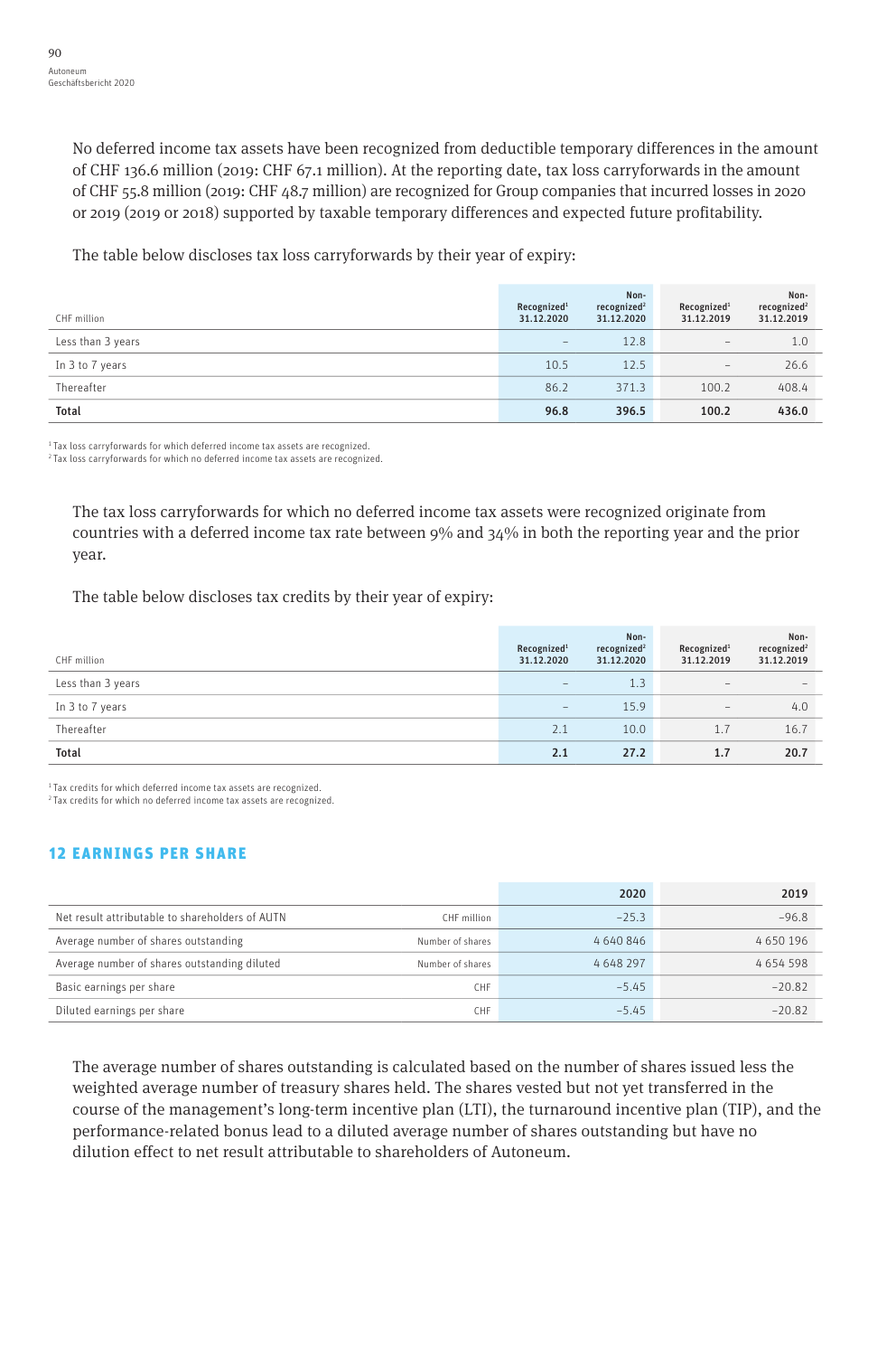No deferred income tax assets have been recognized from deductible temporary differences in the amount of CHF 136.6 million (2019: CHF 67.1 million). At the reporting date, tax loss carryforwards in the amount of CHF 55.8 million (2019: CHF 48.7 million) are recognized for Group companies that incurred losses in 2020 or 2019 (2019 or 2018) supported by taxable temporary differences and expected future profitability.

The table below discloses tax loss carryforwards by their year of expiry:

| CHF million | Recognized[1] 31.12.2020 | Non-recognized[2] 31.12.2020 | Recognized[1] 31.12.2019 | Non-recognized[2] 31.12.2019 |
|---|---|---|---|---|
| Less than 3 years | – | 12.8 | – | 1.0 |
| In 3 to 7 years | 10.5 | 12.5 | – | 26.6 |
| Thereafter | 86.2 | 371.3 | 100.2 | 408.4 |
| **Total** | **96.8** | **396.5** | **100.2** | **436.0** |

[1] Tax loss carryforwards for which deferred income tax assets are recognized.
[2] Tax loss carryforwards for which no deferred income tax assets are recognized.

The tax loss carryforwards for which no deferred income tax assets were recognized originate from countries with a deferred income tax rate between 9% and 34% in both the reporting year and the prior year.

The table below discloses tax credits by their year of expiry:

| CHF million | Recognized[1] 31.12.2020 | Non-recognized[2] 31.12.2020 | Recognized[1] 31.12.2019 | Non-recognized[2] 31.12.2019 |
|---|---|---|---|---|
| Less than 3 years | – | 1.3 | – | – |
| In 3 to 7 years | – | 15.9 | – | 4.0 |
| Thereafter | 2.1 | 10.0 | 1.7 | 16.7 |
| **Total** | **2.1** | **27.2** | **1.7** | **20.7** |

[1] Tax credits for which deferred income tax assets are recognized.
[2] Tax credits for which no deferred income tax assets are recognized.

## 12 EARNINGS PER SHARE

| | | 2020 | 2019 |
|---|---|---|---|
| Net result attributable to shareholders of AUTN | CHF million | –25.3 | –96.8 |
| Average number of shares outstanding | Number of shares | 4 640 846 | 4 650 196 |
| Average number of shares outstanding diluted | Number of shares | 4 648 297 | 4 654 598 |
| Basic earnings per share | CHF | –5.45 | –20.82 |
| Diluted earnings per share | CHF | –5.45 | –20.82 |

The average number of shares outstanding is calculated based on the number of shares issued less the weighted average number of treasury shares held. The shares vested but not yet transferred in the course of the management's long-term incentive plan (LTI), the turnaround incentive plan (TIP), and the performance-related bonus lead to a diluted average number of shares outstanding but have no dilution effect to net result attributable to shareholders of Autoneum.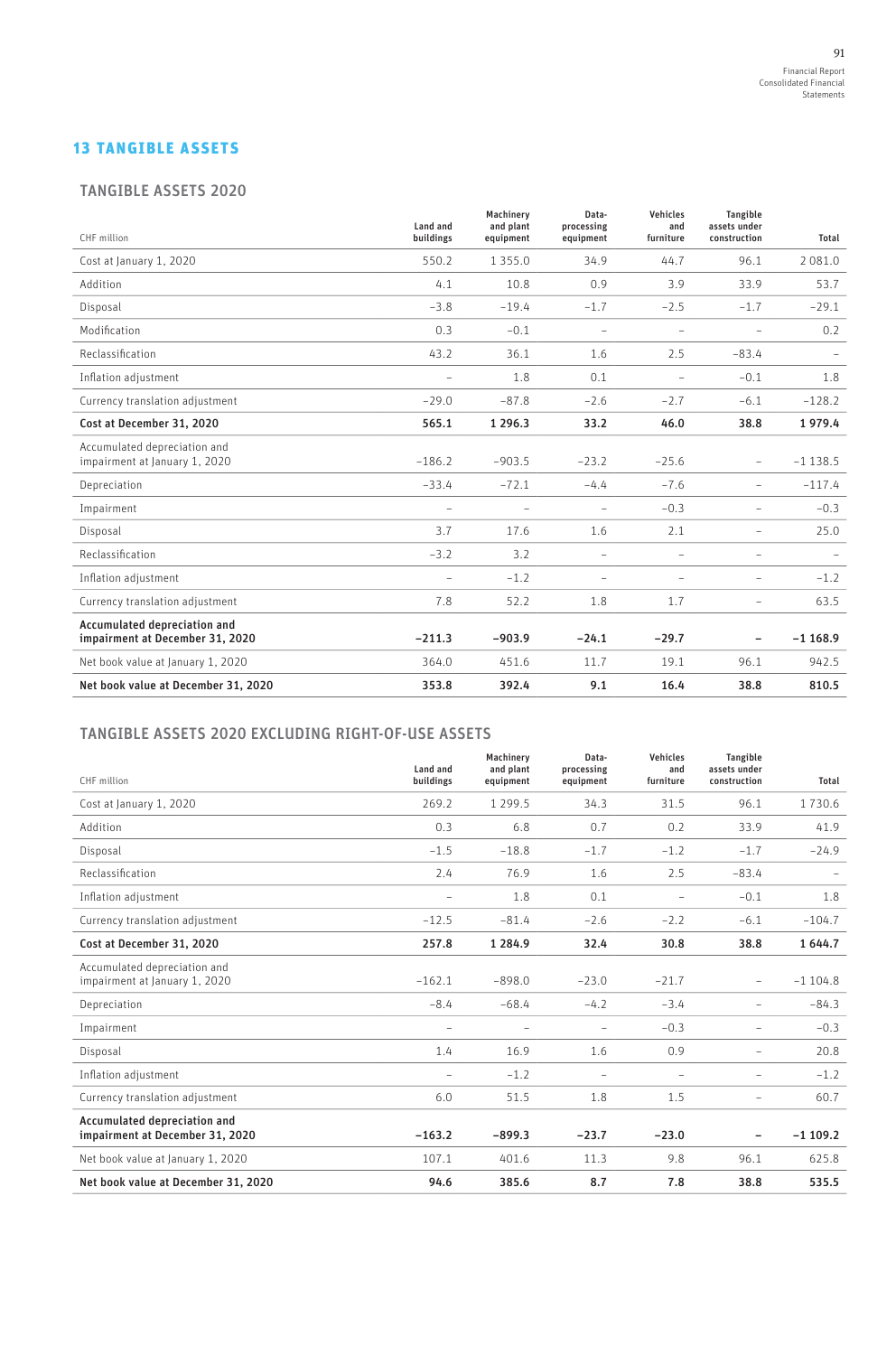## 13 TANGIBLE ASSETS

### TANGIBLE ASSETS 2020

| CHF million | Land and buildings | Machinery and plant equipment | Data-processing equipment | Vehicles and furniture | Tangible assets under construction | Total |
|---|---|---|---|---|---|---|
| Cost at January 1, 2020 | 550.2 | 1 355.0 | 34.9 | 44.7 | 96.1 | 2 081.0 |
| Addition | 4.1 | 10.8 | 0.9 | 3.9 | 33.9 | 53.7 |
| Disposal | −3.8 | −19.4 | −1.7 | −2.5 | −1.7 | −29.1 |
| Modification | 0.3 | −0.1 | – | – | – | 0.2 |
| Reclassification | 43.2 | 36.1 | 1.6 | 2.5 | −83.4 | – |
| Inflation adjustment | – | 1.8 | 0.1 | – | −0.1 | 1.8 |
| Currency translation adjustment | −29.0 | −87.8 | −2.6 | −2.7 | −6.1 | −128.2 |
| **Cost at December 31, 2020** | **565.1** | **1 296.3** | **33.2** | **46.0** | **38.8** | **1 979.4** |
| Accumulated depreciation and impairment at January 1, 2020 | −186.2 | −903.5 | −23.2 | −25.6 | – | −1 138.5 |
| Depreciation | −33.4 | −72.1 | −4.4 | −7.6 | – | −117.4 |
| Impairment | – | – | – | −0.3 | – | −0.3 |
| Disposal | 3.7 | 17.6 | 1.6 | 2.1 | – | 25.0 |
| Reclassification | −3.2 | 3.2 | – | – | – | – |
| Inflation adjustment | – | −1.2 | – | – | – | −1.2 |
| Currency translation adjustment | 7.8 | 52.2 | 1.8 | 1.7 | – | 63.5 |
| **Accumulated depreciation and impairment at December 31, 2020** | **−211.3** | **−903.9** | **−24.1** | **−29.7** | **–** | **−1 168.9** |
| Net book value at January 1, 2020 | 364.0 | 451.6 | 11.7 | 19.1 | 96.1 | 942.5 |
| **Net book value at December 31, 2020** | **353.8** | **392.4** | **9.1** | **16.4** | **38.8** | **810.5** |

### TANGIBLE ASSETS 2020 EXCLUDING RIGHT-OF-USE ASSETS

| CHF million | Land and buildings | Machinery and plant equipment | Data-processing equipment | Vehicles and furniture | Tangible assets under construction | Total |
|---|---|---|---|---|---|---|
| Cost at January 1, 2020 | 269.2 | 1 299.5 | 34.3 | 31.5 | 96.1 | 1 730.6 |
| Addition | 0.3 | 6.8 | 0.7 | 0.2 | 33.9 | 41.9 |
| Disposal | −1.5 | −18.8 | −1.7 | −1.2 | −1.7 | −24.9 |
| Reclassification | 2.4 | 76.9 | 1.6 | 2.5 | −83.4 | – |
| Inflation adjustment | – | 1.8 | 0.1 | – | −0.1 | 1.8 |
| Currency translation adjustment | −12.5 | −81.4 | −2.6 | −2.2 | −6.1 | −104.7 |
| **Cost at December 31, 2020** | **257.8** | **1 284.9** | **32.4** | **30.8** | **38.8** | **1 644.7** |
| Accumulated depreciation and impairment at January 1, 2020 | −162.1 | −898.0 | −23.0 | −21.7 | – | −1 104.8 |
| Depreciation | −8.4 | −68.4 | −4.2 | −3.4 | – | −84.3 |
| Impairment | – | – | – | −0.3 | – | −0.3 |
| Disposal | 1.4 | 16.9 | 1.6 | 0.9 | – | 20.8 |
| Inflation adjustment | – | −1.2 | – | – | – | −1.2 |
| Currency translation adjustment | 6.0 | 51.5 | 1.8 | 1.5 | – | 60.7 |
| **Accumulated depreciation and impairment at December 31, 2020** | **−163.2** | **−899.3** | **−23.7** | **−23.0** | **–** | **−1 109.2** |
| Net book value at January 1, 2020 | 107.1 | 401.6 | 11.3 | 9.8 | 96.1 | 625.8 |
| **Net book value at December 31, 2020** | **94.6** | **385.6** | **8.7** | **7.8** | **38.8** | **535.5** |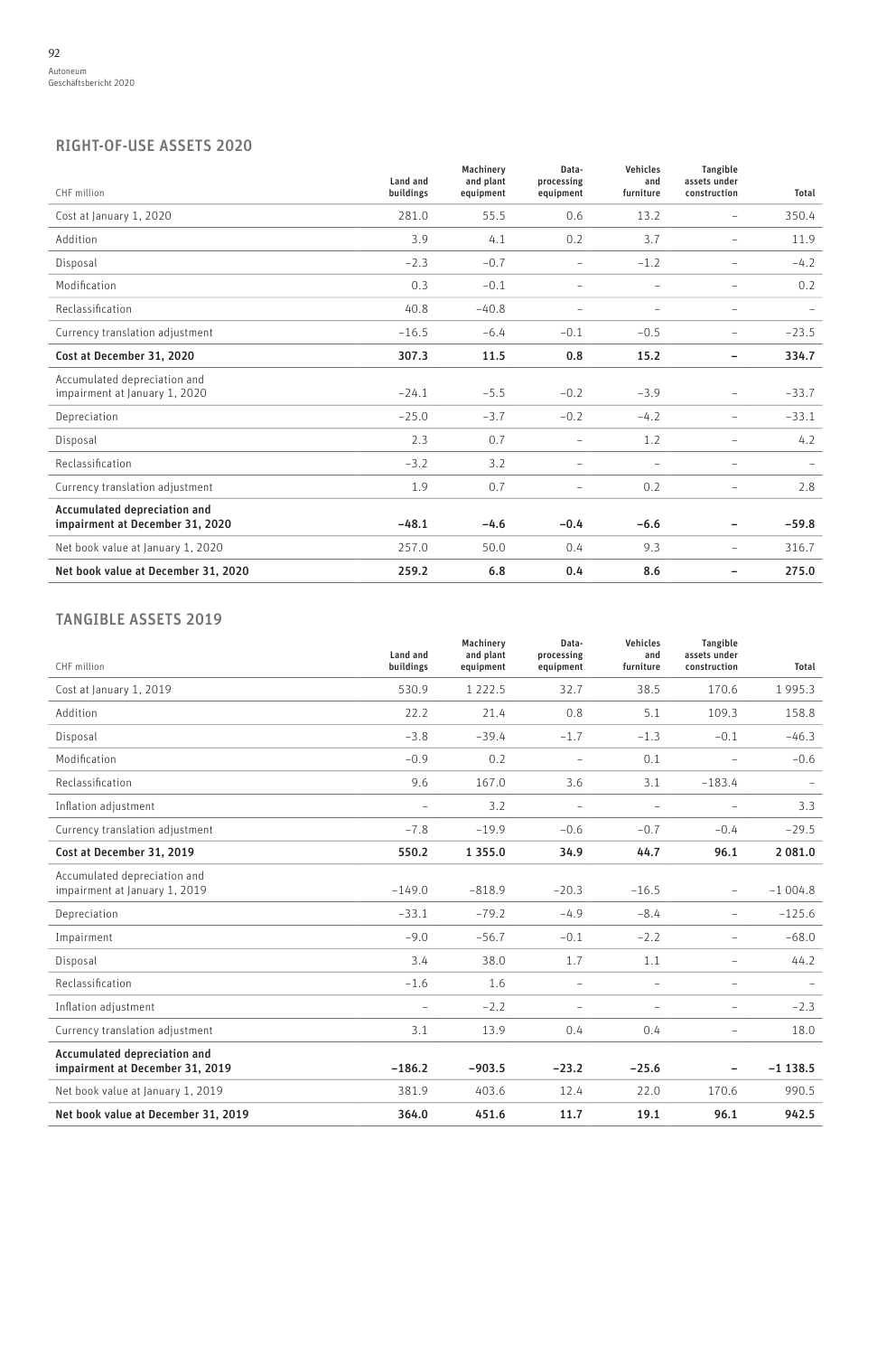## RIGHT-OF-USE ASSETS 2020

| CHF million | Land and buildings | Machinery and plant equipment | Data-processing equipment | Vehicles and furniture | Tangible assets under construction | Total |
|---|---|---|---|---|---|---|
| Cost at January 1, 2020 | 281.0 | 55.5 | 0.6 | 13.2 | – | 350.4 |
| Addition | 3.9 | 4.1 | 0.2 | 3.7 | – | 11.9 |
| Disposal | –2.3 | –0.7 | – | –1.2 | – | –4.2 |
| Modification | 0.3 | –0.1 | – | – | – | 0.2 |
| Reclassification | 40.8 | –40.8 | – | – | – | – |
| Currency translation adjustment | –16.5 | –6.4 | –0.1 | –0.5 | – | –23.5 |
| **Cost at December 31, 2020** | **307.3** | **11.5** | **0.8** | **15.2** | **–** | **334.7** |
| Accumulated depreciation and impairment at January 1, 2020 | –24.1 | –5.5 | –0.2 | –3.9 | – | –33.7 |
| Depreciation | –25.0 | –3.7 | –0.2 | –4.2 | – | –33.1 |
| Disposal | 2.3 | 0.7 | – | 1.2 | – | 4.2 |
| Reclassification | –3.2 | 3.2 | – | – | – | – |
| Currency translation adjustment | 1.9 | 0.7 | – | 0.2 | – | 2.8 |
| **Accumulated depreciation and impairment at December 31, 2020** | **–48.1** | **–4.6** | **–0.4** | **–6.6** | **–** | **–59.8** |
| Net book value at January 1, 2020 | 257.0 | 50.0 | 0.4 | 9.3 | – | 316.7 |
| **Net book value at December 31, 2020** | **259.2** | **6.8** | **0.4** | **8.6** | **–** | **275.0** |

## TANGIBLE ASSETS 2019

| CHF million | Land and buildings | Machinery and plant equipment | Data-processing equipment | Vehicles and furniture | Tangible assets under construction | Total |
|---|---|---|---|---|---|---|
| Cost at January 1, 2019 | 530.9 | 1 222.5 | 32.7 | 38.5 | 170.6 | 1 995.3 |
| Addition | 22.2 | 21.4 | 0.8 | 5.1 | 109.3 | 158.8 |
| Disposal | –3.8 | –39.4 | –1.7 | –1.3 | –0.1 | –46.3 |
| Modification | –0.9 | 0.2 | – | 0.1 | – | –0.6 |
| Reclassification | 9.6 | 167.0 | 3.6 | 3.1 | –183.4 | – |
| Inflation adjustment | – | 3.2 | – | – | – | 3.3 |
| Currency translation adjustment | –7.8 | –19.9 | –0.6 | –0.7 | –0.4 | –29.5 |
| **Cost at December 31, 2019** | **550.2** | **1 355.0** | **34.9** | **44.7** | **96.1** | **2 081.0** |
| Accumulated depreciation and impairment at January 1, 2019 | –149.0 | –818.9 | –20.3 | –16.5 | – | –1 004.8 |
| Depreciation | –33.1 | –79.2 | –4.9 | –8.4 | – | –125.6 |
| Impairment | –9.0 | –56.7 | –0.1 | –2.2 | – | –68.0 |
| Disposal | 3.4 | 38.0 | 1.7 | 1.1 | – | 44.2 |
| Reclassification | –1.6 | 1.6 | – | – | – | – |
| Inflation adjustment | – | –2.2 | – | – | – | –2.3 |
| Currency translation adjustment | 3.1 | 13.9 | 0.4 | 0.4 | – | 18.0 |
| **Accumulated depreciation and impairment at December 31, 2019** | **–186.2** | **–903.5** | **–23.2** | **–25.6** | **–** | **–1 138.5** |
| Net book value at January 1, 2019 | 381.9 | 403.6 | 12.4 | 22.0 | 170.6 | 990.5 |
| **Net book value at December 31, 2019** | **364.0** | **451.6** | **11.7** | **19.1** | **96.1** | **942.5** |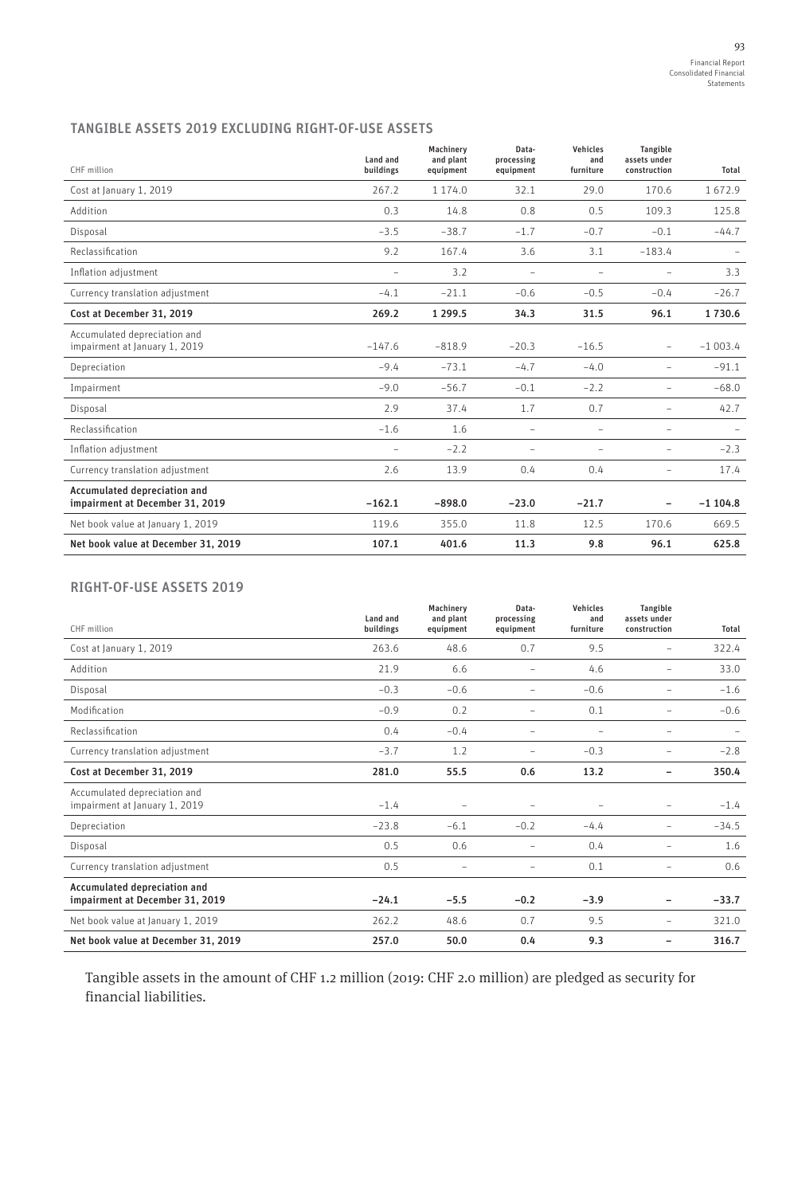## TANGIBLE ASSETS 2019 EXCLUDING RIGHT-OF-USE ASSETS

| CHF million | Land and buildings | Machinery and plant equipment | Data-processing equipment | Vehicles and furniture | Tangible assets under construction | Total |
|---|---|---|---|---|---|---|
| Cost at January 1, 2019 | 267.2 | 1 174.0 | 32.1 | 29.0 | 170.6 | 1 672.9 |
| Addition | 0.3 | 14.8 | 0.8 | 0.5 | 109.3 | 125.8 |
| Disposal | –3.5 | –38.7 | –1.7 | –0.7 | –0.1 | –44.7 |
| Reclassification | 9.2 | 167.4 | 3.6 | 3.1 | –183.4 | – |
| Inflation adjustment | – | 3.2 | – | – | – | 3.3 |
| Currency translation adjustment | –4.1 | –21.1 | –0.6 | –0.5 | –0.4 | –26.7 |
| **Cost at December 31, 2019** | **269.2** | **1 299.5** | **34.3** | **31.5** | **96.1** | **1 730.6** |
| Accumulated depreciation and impairment at January 1, 2019 | –147.6 | –818.9 | –20.3 | –16.5 | – | –1 003.4 |
| Depreciation | –9.4 | –73.1 | –4.7 | –4.0 | – | –91.1 |
| Impairment | –9.0 | –56.7 | –0.1 | –2.2 | – | –68.0 |
| Disposal | 2.9 | 37.4 | 1.7 | 0.7 | – | 42.7 |
| Reclassification | –1.6 | 1.6 | – | – | – | – |
| Inflation adjustment | – | –2.2 | – | – | – | –2.3 |
| Currency translation adjustment | 2.6 | 13.9 | 0.4 | 0.4 | – | 17.4 |
| **Accumulated depreciation and impairment at December 31, 2019** | **–162.1** | **–898.0** | **–23.0** | **–21.7** | **–** | **–1 104.8** |
| Net book value at January 1, 2019 | 119.6 | 355.0 | 11.8 | 12.5 | 170.6 | 669.5 |
| **Net book value at December 31, 2019** | **107.1** | **401.6** | **11.3** | **9.8** | **96.1** | **625.8** |

## RIGHT-OF-USE ASSETS 2019

| CHF million | Land and buildings | Machinery and plant equipment | Data-processing equipment | Vehicles and furniture | Tangible assets under construction | Total |
|---|---|---|---|---|---|---|
| Cost at January 1, 2019 | 263.6 | 48.6 | 0.7 | 9.5 | – | 322.4 |
| Addition | 21.9 | 6.6 | – | 4.6 | – | 33.0 |
| Disposal | –0.3 | –0.6 | – | –0.6 | – | –1.6 |
| Modification | –0.9 | 0.2 | – | 0.1 | – | –0.6 |
| Reclassification | 0.4 | –0.4 | – | – | – | – |
| Currency translation adjustment | –3.7 | 1.2 | – | –0.3 | – | –2.8 |
| **Cost at December 31, 2019** | **281.0** | **55.5** | **0.6** | **13.2** | **–** | **350.4** |
| Accumulated depreciation and impairment at January 1, 2019 | –1.4 | – | – | – | – | –1.4 |
| Depreciation | –23.8 | –6.1 | –0.2 | –4.4 | – | –34.5 |
| Disposal | 0.5 | 0.6 | – | 0.4 | – | 1.6 |
| Currency translation adjustment | 0.5 | – | – | 0.1 | – | 0.6 |
| **Accumulated depreciation and impairment at December 31, 2019** | **–24.1** | **–5.5** | **–0.2** | **–3.9** | **–** | **–33.7** |
| Net book value at January 1, 2019 | 262.2 | 48.6 | 0.7 | 9.5 | – | 321.0 |
| **Net book value at December 31, 2019** | **257.0** | **50.0** | **0.4** | **9.3** | **–** | **316.7** |

Tangible assets in the amount of CHF 1.2 million (2019: CHF 2.0 million) are pledged as security for financial liabilities.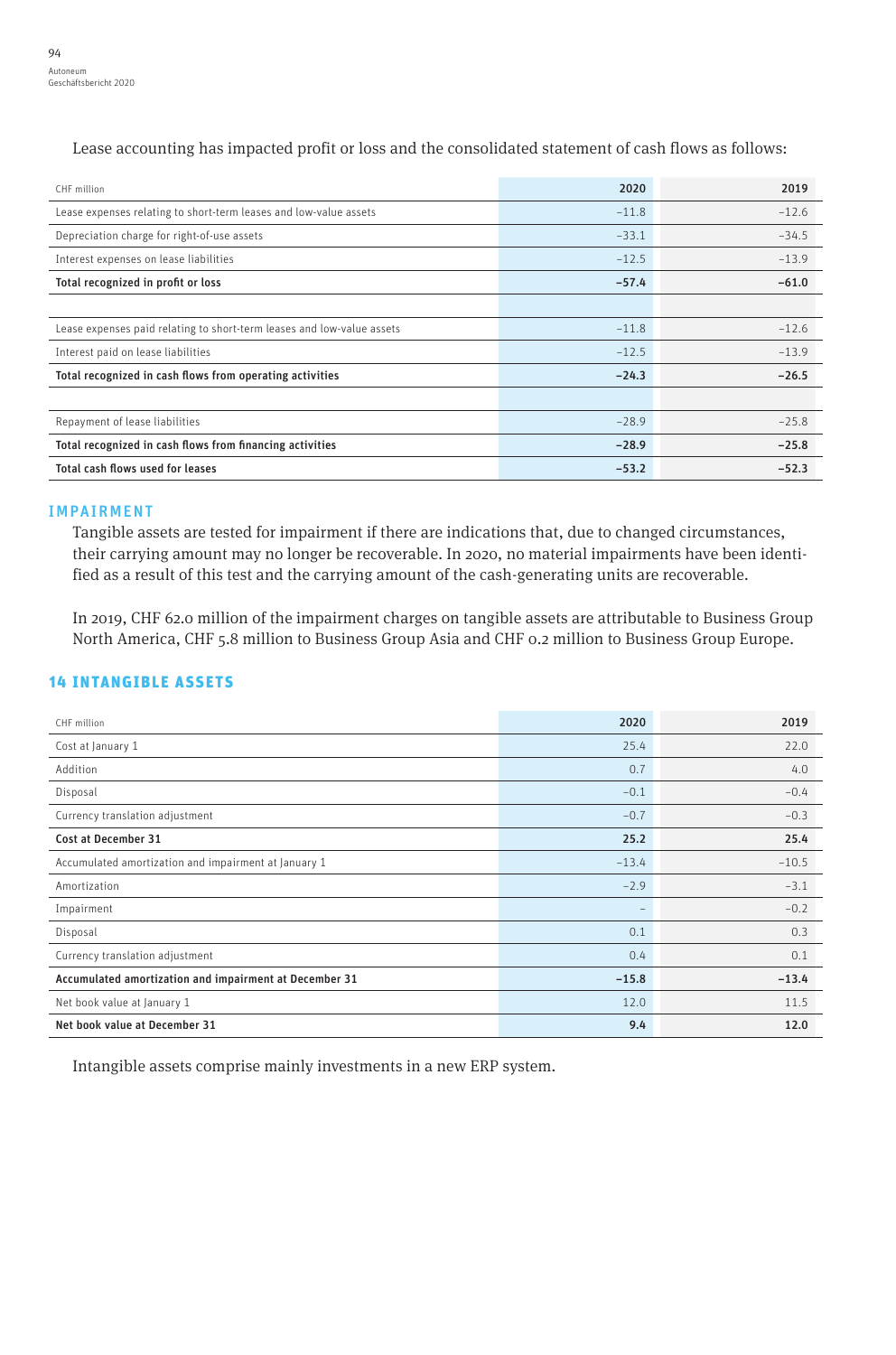Lease accounting has impacted profit or loss and the consolidated statement of cash flows as follows:

| CHF million | 2020 | 2019 |
|---|---|---|
| Lease expenses relating to short-term leases and low-value assets | –11.8 | –12.6 |
| Depreciation charge for right-of-use assets | –33.1 | –34.5 |
| Interest expenses on lease liabilities | –12.5 | –13.9 |
| **Total recognized in profit or loss** | **–57.4** | **–61.0** |
| | | |
| Lease expenses paid relating to short-term leases and low-value assets | –11.8 | –12.6 |
| Interest paid on lease liabilities | –12.5 | –13.9 |
| **Total recognized in cash flows from operating activities** | **–24.3** | **–26.5** |
| | | |
| Repayment of lease liabilities | –28.9 | –25.8 |
| **Total recognized in cash flows from financing activities** | **–28.9** | **–25.8** |
| **Total cash flows used for leases** | **–53.2** | **–52.3** |

## IMPAIRMENT

Tangible assets are tested for impairment if there are indications that, due to changed circumstances, their carrying amount may no longer be recoverable. In 2020, no material impairments have been identified as a result of this test and the carrying amount of the cash-generating units are recoverable.

In 2019, CHF 62.0 million of the impairment charges on tangible assets are attributable to Business Group North America, CHF 5.8 million to Business Group Asia and CHF 0.2 million to Business Group Europe.

## 14 INTANGIBLE ASSETS

| CHF million | 2020 | 2019 |
|---|---|---|
| Cost at January 1 | 25.4 | 22.0 |
| Addition | 0.7 | 4.0 |
| Disposal | –0.1 | –0.4 |
| Currency translation adjustment | –0.7 | –0.3 |
| **Cost at December 31** | **25.2** | **25.4** |
| Accumulated amortization and impairment at January 1 | –13.4 | –10.5 |
| Amortization | –2.9 | –3.1 |
| Impairment | – | –0.2 |
| Disposal | 0.1 | 0.3 |
| Currency translation adjustment | 0.4 | 0.1 |
| **Accumulated amortization and impairment at December 31** | **–15.8** | **–13.4** |
| Net book value at January 1 | 12.0 | 11.5 |
| **Net book value at December 31** | **9.4** | **12.0** |

Intangible assets comprise mainly investments in a new ERP system.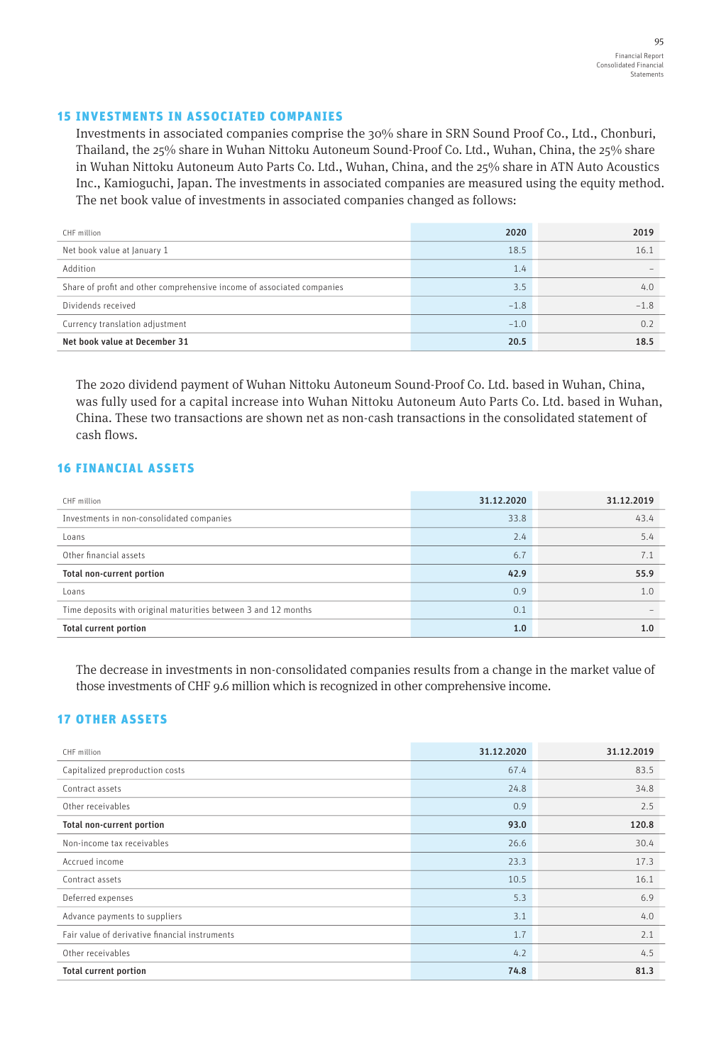## 15 INVESTMENTS IN ASSOCIATED COMPANIES

Investments in associated companies comprise the 30% share in SRN Sound Proof Co., Ltd., Chonburi, Thailand, the 25% share in Wuhan Nittoku Autoneum Sound-Proof Co. Ltd., Wuhan, China, the 25% share in Wuhan Nittoku Autoneum Auto Parts Co. Ltd., Wuhan, China, and the 25% share in ATN Auto Acoustics Inc., Kamioguchi, Japan. The investments in associated companies are measured using the equity method. The net book value of investments in associated companies changed as follows:

| CHF million | 2020 | 2019 |
|---|---|---|
| Net book value at January 1 | 18.5 | 16.1 |
| Addition | 1.4 | – |
| Share of profit and other comprehensive income of associated companies | 3.5 | 4.0 |
| Dividends received | –1.8 | –1.8 |
| Currency translation adjustment | –1.0 | 0.2 |
| **Net book value at December 31** | **20.5** | **18.5** |

The 2020 dividend payment of Wuhan Nittoku Autoneum Sound-Proof Co. Ltd. based in Wuhan, China, was fully used for a capital increase into Wuhan Nittoku Autoneum Auto Parts Co. Ltd. based in Wuhan, China. These two transactions are shown net as non-cash transactions in the consolidated statement of cash flows.

## 16 FINANCIAL ASSETS

| CHF million | 31.12.2020 | 31.12.2019 |
|---|---|---|
| Investments in non-consolidated companies | 33.8 | 43.4 |
| Loans | 2.4 | 5.4 |
| Other financial assets | 6.7 | 7.1 |
| **Total non-current portion** | **42.9** | **55.9** |
| Loans | 0.9 | 1.0 |
| Time deposits with original maturities between 3 and 12 months | 0.1 | – |
| **Total current portion** | **1.0** | **1.0** |

The decrease in investments in non-consolidated companies results from a change in the market value of those investments of CHF 9.6 million which is recognized in other comprehensive income.

## 17 OTHER ASSETS

| CHF million | 31.12.2020 | 31.12.2019 |
|---|---|---|
| Capitalized preproduction costs | 67.4 | 83.5 |
| Contract assets | 24.8 | 34.8 |
| Other receivables | 0.9 | 2.5 |
| **Total non-current portion** | **93.0** | **120.8** |
| Non-income tax receivables | 26.6 | 30.4 |
| Accrued income | 23.3 | 17.3 |
| Contract assets | 10.5 | 16.1 |
| Deferred expenses | 5.3 | 6.9 |
| Advance payments to suppliers | 3.1 | 4.0 |
| Fair value of derivative financial instruments | 1.7 | 2.1 |
| Other receivables | 4.2 | 4.5 |
| **Total current portion** | **74.8** | **81.3** |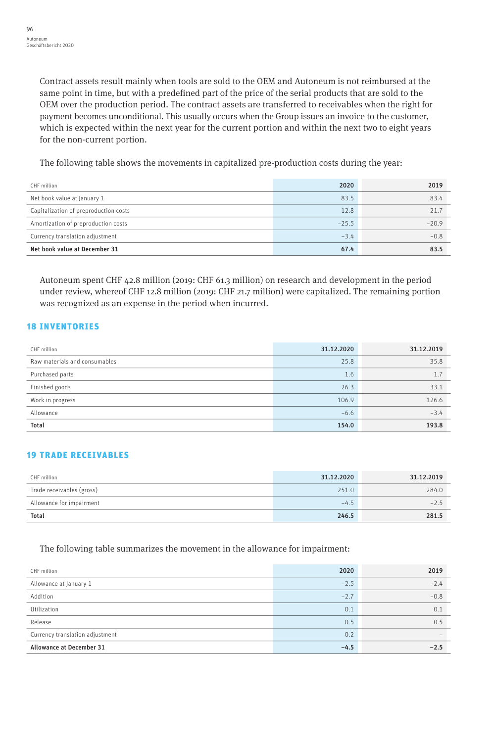Contract assets result mainly when tools are sold to the OEM and Autoneum is not reimbursed at the same point in time, but with a predefined part of the price of the serial products that are sold to the OEM over the production period. The contract assets are transferred to receivables when the right for payment becomes unconditional. This usually occurs when the Group issues an invoice to the customer, which is expected within the next year for the current portion and within the next two to eight years for the non-current portion.

The following table shows the movements in capitalized pre-production costs during the year:

| CHF million | 2020 | 2019 |
|---|---|---|
| Net book value at January 1 | 83.5 | 83.4 |
| Capitalization of preproduction costs | 12.8 | 21.7 |
| Amortization of preproduction costs | –25.5 | –20.9 |
| Currency translation adjustment | –3.4 | –0.8 |
| **Net book value at December 31** | **67.4** | **83.5** |

Autoneum spent CHF 42.8 million (2019: CHF 61.3 million) on research and development in the period under review, whereof CHF 12.8 million (2019: CHF 21.7 million) were capitalized. The remaining portion was recognized as an expense in the period when incurred.

## 18 INVENTORIES

| CHF million | 31.12.2020 | 31.12.2019 |
|---|---|---|
| Raw materials and consumables | 25.8 | 35.8 |
| Purchased parts | 1.6 | 1.7 |
| Finished goods | 26.3 | 33.1 |
| Work in progress | 106.9 | 126.6 |
| Allowance | –6.6 | –3.4 |
| **Total** | **154.0** | **193.8** |

## 19 TRADE RECEIVABLES

| CHF million | 31.12.2020 | 31.12.2019 |
|---|---|---|
| Trade receivables (gross) | 251.0 | 284.0 |
| Allowance for impairment | –4.5 | –2.5 |
| **Total** | **246.5** | **281.5** |

The following table summarizes the movement in the allowance for impairment:

| CHF million | 2020 | 2019 |
|---|---|---|
| Allowance at January 1 | –2.5 | –2.4 |
| Addition | –2.7 | –0.8 |
| Utilization | 0.1 | 0.1 |
| Release | 0.5 | 0.5 |
| Currency translation adjustment | 0.2 | – |
| **Allowance at December 31** | **–4.5** | **–2.5** |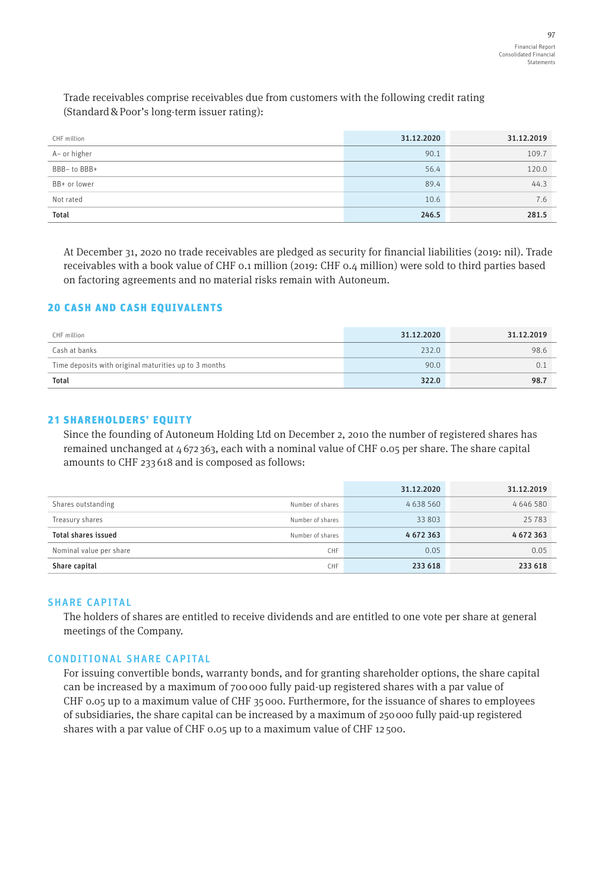Trade receivables comprise receivables due from customers with the following credit rating (Standard & Poor's long-term issuer rating):

| CHF million | 31.12.2020 | 31.12.2019 |
|---|---|---|
| A– or higher | 90.1 | 109.7 |
| BBB– to BBB+ | 56.4 | 120.0 |
| BB+ or lower | 89.4 | 44.3 |
| Not rated | 10.6 | 7.6 |
| **Total** | **246.5** | **281.5** |

At December 31, 2020 no trade receivables are pledged as security for financial liabilities (2019: nil). Trade receivables with a book value of CHF 0.1 million (2019: CHF 0.4 million) were sold to third parties based on factoring agreements and no material risks remain with Autoneum.

## 20 CASH AND CASH EQUIVALENTS

| CHF million | 31.12.2020 | 31.12.2019 |
|---|---|---|
| Cash at banks | 232.0 | 98.6 |
| Time deposits with original maturities up to 3 months | 90.0 | 0.1 |
| **Total** | **322.0** | **98.7** |

## 21 SHAREHOLDERS' EQUITY

Since the founding of Autoneum Holding Ltd on December 2, 2010 the number of registered shares has remained unchanged at 4 672 363, each with a nominal value of CHF 0.05 per share. The share capital amounts to CHF 233 618 and is composed as follows:

| | | 31.12.2020 | 31.12.2019 |
|---|---|---|---|
| Shares outstanding | Number of shares | 4 638 560 | 4 646 580 |
| Treasury shares | Number of shares | 33 803 | 25 783 |
| **Total shares issued** | Number of shares | **4 672 363** | **4 672 363** |
| Nominal value per share | CHF | 0.05 | 0.05 |
| **Share capital** | CHF | **233 618** | **233 618** |

### SHARE CAPITAL

The holders of shares are entitled to receive dividends and are entitled to one vote per share at general meetings of the Company.

### CONDITIONAL SHARE CAPITAL

For issuing convertible bonds, warranty bonds, and for granting shareholder options, the share capital can be increased by a maximum of 700 000 fully paid-up registered shares with a par value of CHF 0.05 up to a maximum value of CHF 35 000. Furthermore, for the issuance of shares to employees of subsidiaries, the share capital can be increased by a maximum of 250 000 fully paid-up registered shares with a par value of CHF 0.05 up to a maximum value of CHF 12 500.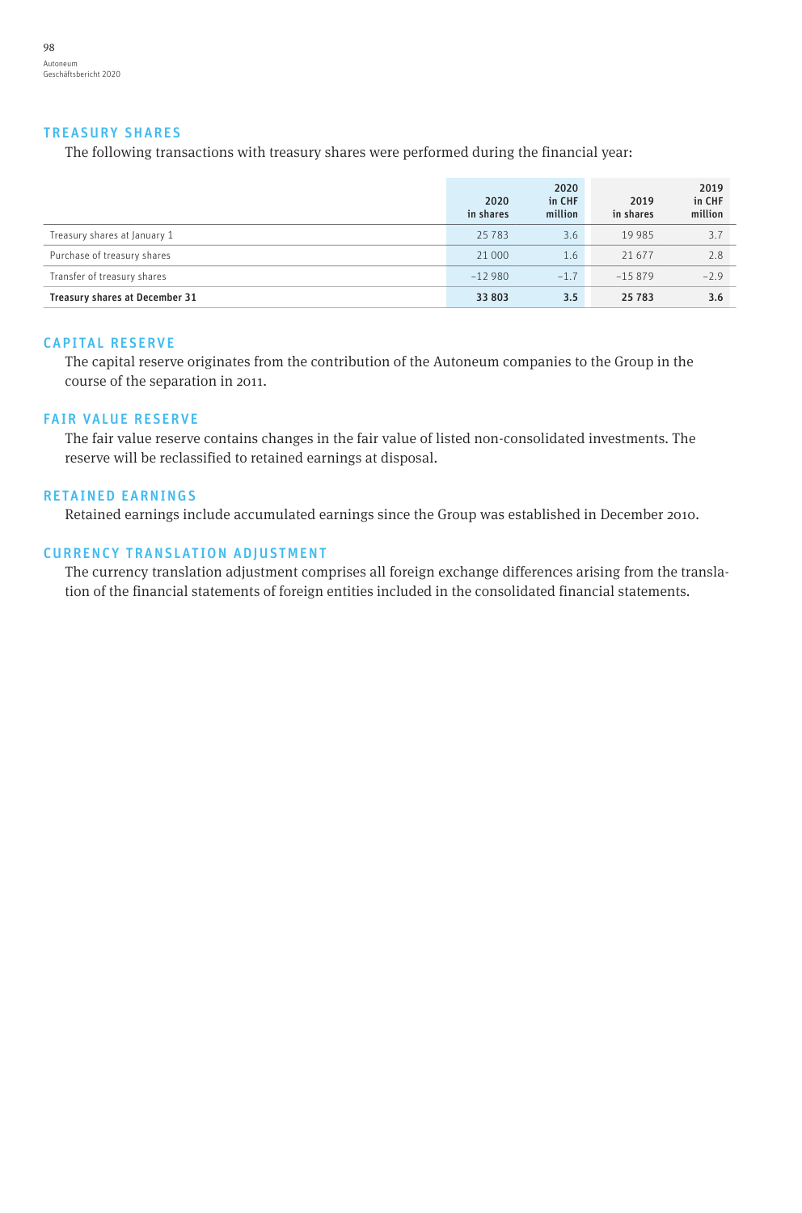## TREASURY SHARES

The following transactions with treasury shares were performed during the financial year:

| | 2020 in shares | 2020 in CHF million | 2019 in shares | 2019 in CHF million |
|---|---|---|---|---|
| Treasury shares at January 1 | 25 783 | 3.6 | 19 985 | 3.7 |
| Purchase of treasury shares | 21 000 | 1.6 | 21 677 | 2.8 |
| Transfer of treasury shares | –12 980 | –1.7 | –15 879 | –2.9 |
| **Treasury shares at December 31** | **33 803** | **3.5** | **25 783** | **3.6** |

## CAPITAL RESERVE

The capital reserve originates from the contribution of the Autoneum companies to the Group in the course of the separation in 2011.

## FAIR VALUE RESERVE

The fair value reserve contains changes in the fair value of listed non-consolidated investments. The reserve will be reclassified to retained earnings at disposal.

## RETAINED EARNINGS

Retained earnings include accumulated earnings since the Group was established in December 2010.

## CURRENCY TRANSLATION ADJUSTMENT

The currency translation adjustment comprises all foreign exchange differences arising from the translation of the financial statements of foreign entities included in the consolidated financial statements.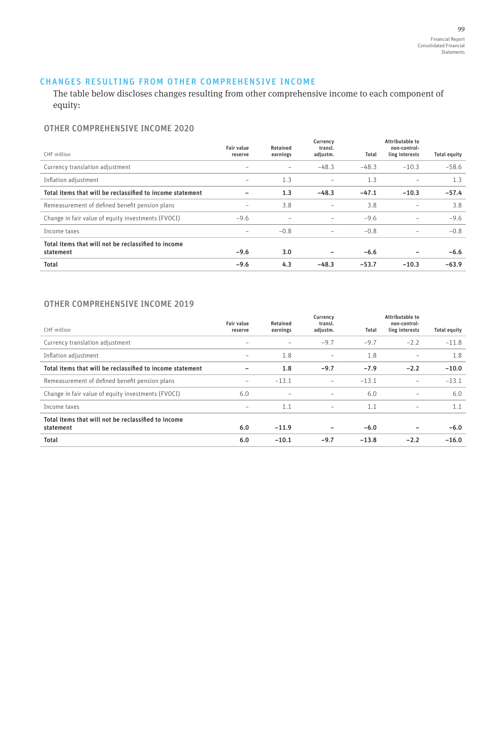## CHANGES RESULTING FROM OTHER COMPREHENSIVE INCOME

The table below discloses changes resulting from other comprehensive income to each component of equity:

### OTHER COMPREHENSIVE INCOME 2020

| CHF million | Fair value reserve | Retained earnings | Currency transl. adjustm. | Total | Attributable to non-controlling interests | Total equity |
|---|---|---|---|---|---|---|
| Currency translation adjustment | – | – | −48.3 | −48.3 | −10.3 | −58.6 |
| Inflation adjustment | – | 1.3 | – | 1.3 | – | 1.3 |
| **Total items that will be reclassified to income statement** | **–** | **1.3** | **−48.3** | **−47.1** | **−10.3** | **−57.4** |
| Remeasurement of defined benefit pension plans | – | 3.8 | – | 3.8 | – | 3.8 |
| Change in fair value of equity investments (FVOCI) | −9.6 | – | – | −9.6 | – | −9.6 |
| Income taxes | – | −0.8 | – | −0.8 | – | −0.8 |
| **Total items that will not be reclassified to income statement** | **−9.6** | **3.0** | **–** | **−6.6** | **–** | **−6.6** |
| **Total** | **−9.6** | **4.3** | **−48.3** | **−53.7** | **−10.3** | **−63.9** |

### OTHER COMPREHENSIVE INCOME 2019

| CHF million | Fair value reserve | Retained earnings | Currency transl. adjustm. | Total | Attributable to non-controlling interests | Total equity |
|---|---|---|---|---|---|---|
| Currency translation adjustment | – | – | −9.7 | −9.7 | −2.2 | −11.8 |
| Inflation adjustment | – | 1.8 | – | 1.8 | – | 1.8 |
| **Total items that will be reclassified to income statement** | **–** | **1.8** | **−9.7** | **−7.9** | **−2.2** | **−10.0** |
| Remeasurement of defined benefit pension plans | – | −13.1 | – | −13.1 | – | −13.1 |
| Change in fair value of equity investments (FVOCI) | 6.0 | – | – | 6.0 | – | 6.0 |
| Income taxes | – | 1.1 | – | 1.1 | – | 1.1 |
| **Total items that will not be reclassified to income statement** | **6.0** | **−11.9** | **–** | **−6.0** | **–** | **−6.0** |
| **Total** | **6.0** | **−10.1** | **−9.7** | **−13.8** | **−2.2** | **−16.0** |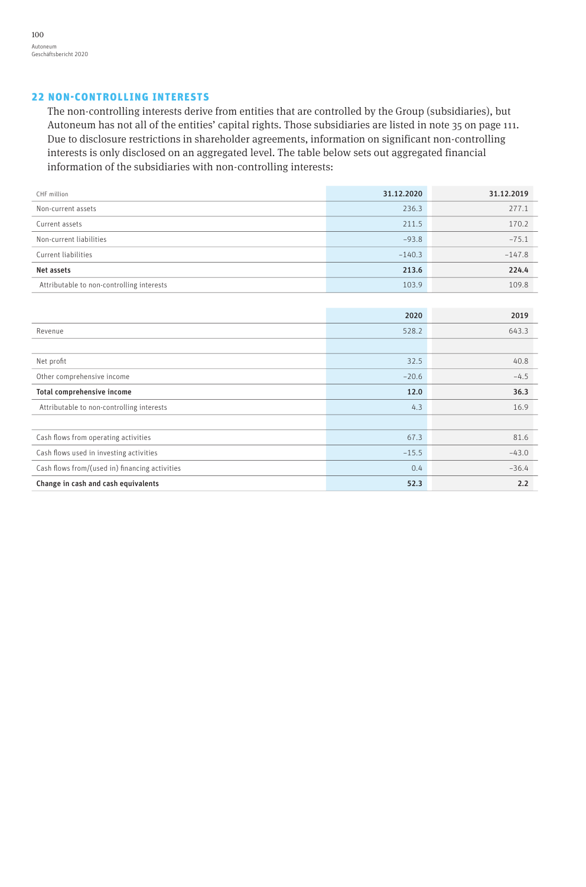## 22 NON-CONTROLLING INTERESTS

The non-controlling interests derive from entities that are controlled by the Group (subsidiaries), but Autoneum has not all of the entities' capital rights. Those subsidiaries are listed in note 35 on page 111. Due to disclosure restrictions in shareholder agreements, information on significant non-controlling interests is only disclosed on an aggregated level. The table below sets out aggregated financial information of the subsidiaries with non-controlling interests:

| CHF million | 31.12.2020 | 31.12.2019 |
|---|---|---|
| Non-current assets | 236.3 | 277.1 |
| Current assets | 211.5 | 170.2 |
| Non-current liabilities | –93.8 | –75.1 |
| Current liabilities | –140.3 | –147.8 |
| **Net assets** | **213.6** | **224.4** |
| Attributable to non-controlling interests | 103.9 | 109.8 |

| | 2020 | 2019 |
|---|---|---|
| Revenue | 528.2 | 643.3 |
| | | |
| Net profit | 32.5 | 40.8 |
| Other comprehensive income | –20.6 | –4.5 |
| **Total comprehensive income** | **12.0** | **36.3** |
| Attributable to non-controlling interests | 4.3 | 16.9 |
| | | |
| Cash flows from operating activities | 67.3 | 81.6 |
| Cash flows used in investing activities | –15.5 | –43.0 |
| Cash flows from/(used in) financing activities | 0.4 | –36.4 |
| **Change in cash and cash equivalents** | **52.3** | **2.2** |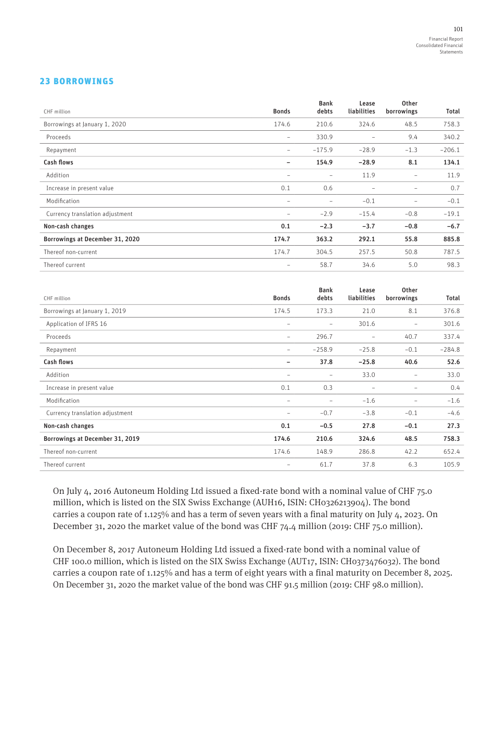## 23 BORROWINGS

| CHF million | Bonds | Bank debts | Lease liabilities | Other borrowings | Total |
|---|---|---|---|---|---|
| Borrowings at January 1, 2020 | 174.6 | 210.6 | 324.6 | 48.5 | 758.3 |
| Proceeds | – | 330.9 | – | 9.4 | 340.2 |
| Repayment | – | –175.9 | –28.9 | –1.3 | –206.1 |
| **Cash flows** | **–** | **154.9** | **–28.9** | **8.1** | **134.1** |
| Addition | – | – | 11.9 | – | 11.9 |
| Increase in present value | 0.1 | 0.6 | – | – | 0.7 |
| Modification | – | – | –0.1 | – | –0.1 |
| Currency translation adjustment | – | –2.9 | –15.4 | –0.8 | –19.1 |
| **Non-cash changes** | **0.1** | **–2.3** | **–3.7** | **–0.8** | **–6.7** |
| **Borrowings at December 31, 2020** | **174.7** | **363.2** | **292.1** | **55.8** | **885.8** |
| Thereof non-current | 174.7 | 304.5 | 257.5 | 50.8 | 787.5 |
| Thereof current | – | 58.7 | 34.6 | 5.0 | 98.3 |

| CHF million | Bonds | Bank debts | Lease liabilities | Other borrowings | Total |
|---|---|---|---|---|---|
| Borrowings at January 1, 2019 | 174.5 | 173.3 | 21.0 | 8.1 | 376.8 |
| Application of IFRS 16 | – | – | 301.6 | – | 301.6 |
| Proceeds | – | 296.7 | – | 40.7 | 337.4 |
| Repayment | – | –258.9 | –25.8 | –0.1 | –284.8 |
| **Cash flows** | **–** | **37.8** | **–25.8** | **40.6** | **52.6** |
| Addition | – | – | 33.0 | – | 33.0 |
| Increase in present value | 0.1 | 0.3 | – | – | 0.4 |
| Modification | – | – | –1.6 | – | –1.6 |
| Currency translation adjustment | – | –0.7 | –3.8 | –0.1 | –4.6 |
| **Non-cash changes** | **0.1** | **–0.5** | **27.8** | **–0.1** | **27.3** |
| **Borrowings at December 31, 2019** | **174.6** | **210.6** | **324.6** | **48.5** | **758.3** |
| Thereof non-current | 174.6 | 148.9 | 286.8 | 42.2 | 652.4 |
| Thereof current | – | 61.7 | 37.8 | 6.3 | 105.9 |

On July 4, 2016 Autoneum Holding Ltd issued a fixed-rate bond with a nominal value of CHF 75.0 million, which is listed on the SIX Swiss Exchange (AUH16, ISIN: CH0326213904). The bond carries a coupon rate of 1.125% and has a term of seven years with a final maturity on July 4, 2023. On December 31, 2020 the market value of the bond was CHF 74.4 million (2019: CHF 75.0 million).

On December 8, 2017 Autoneum Holding Ltd issued a fixed-rate bond with a nominal value of CHF 100.0 million, which is listed on the SIX Swiss Exchange (AUT17, ISIN: CH0373476032). The bond carries a coupon rate of 1.125% and has a term of eight years with a final maturity on December 8, 2025. On December 31, 2020 the market value of the bond was CHF 91.5 million (2019: CHF 98.0 million).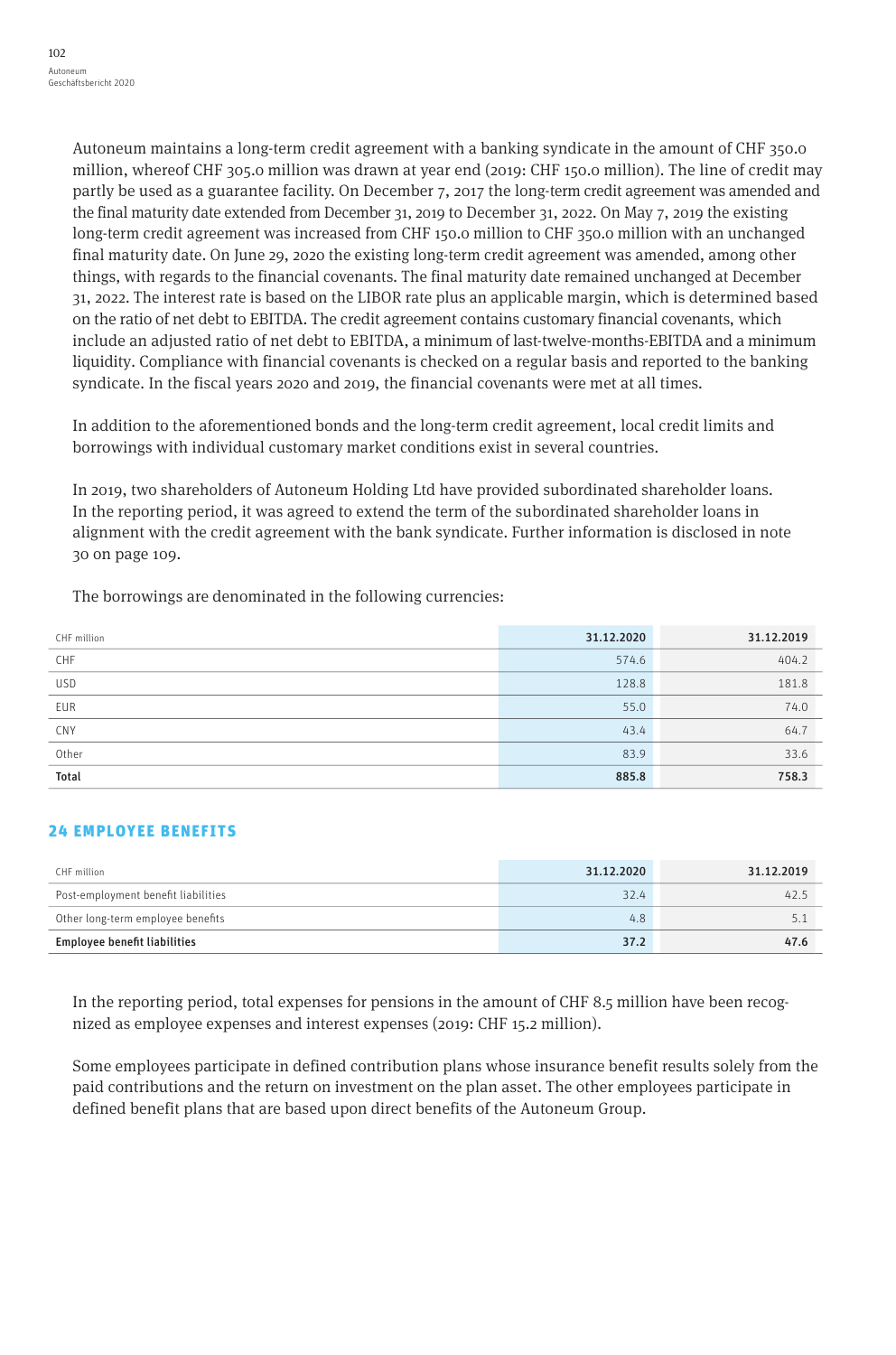Autoneum maintains a long-term credit agreement with a banking syndicate in the amount of CHF 350.0 million, whereof CHF 305.0 million was drawn at year end (2019: CHF 150.0 million). The line of credit may partly be used as a guarantee facility. On December 7, 2017 the long-term credit agreement was amended and the final maturity date extended from December 31, 2019 to December 31, 2022. On May 7, 2019 the existing long-term credit agreement was increased from CHF 150.0 million to CHF 350.0 million with an unchanged final maturity date. On June 29, 2020 the existing long-term credit agreement was amended, among other things, with regards to the financial covenants. The final maturity date remained unchanged at December 31, 2022. The interest rate is based on the LIBOR rate plus an applicable margin, which is determined based on the ratio of net debt to EBITDA. The credit agreement contains customary financial covenants, which include an adjusted ratio of net debt to EBITDA, a minimum of last-twelve-months-EBITDA and a minimum liquidity. Compliance with financial covenants is checked on a regular basis and reported to the banking syndicate. In the fiscal years 2020 and 2019, the financial covenants were met at all times.

In addition to the aforementioned bonds and the long-term credit agreement, local credit limits and borrowings with individual customary market conditions exist in several countries.

In 2019, two shareholders of Autoneum Holding Ltd have provided subordinated shareholder loans. In the reporting period, it was agreed to extend the term of the subordinated shareholder loans in alignment with the credit agreement with the bank syndicate. Further information is disclosed in note 30 on page 109.

The borrowings are denominated in the following currencies:

| CHF million | 31.12.2020 | 31.12.2019 |
|---|---|---|
| CHF | 574.6 | 404.2 |
| USD | 128.8 | 181.8 |
| EUR | 55.0 | 74.0 |
| CNY | 43.4 | 64.7 |
| Other | 83.9 | 33.6 |
| **Total** | **885.8** | **758.3** |

## 24 EMPLOYEE BENEFITS

| CHF million | 31.12.2020 | 31.12.2019 |
|---|---|---|
| Post-employment benefit liabilities | 32.4 | 42.5 |
| Other long-term employee benefits | 4.8 | 5.1 |
| **Employee benefit liabilities** | **37.2** | **47.6** |

In the reporting period, total expenses for pensions in the amount of CHF 8.5 million have been recognized as employee expenses and interest expenses (2019: CHF 15.2 million).

Some employees participate in defined contribution plans whose insurance benefit results solely from the paid contributions and the return on investment on the plan asset. The other employees participate in defined benefit plans that are based upon direct benefits of the Autoneum Group.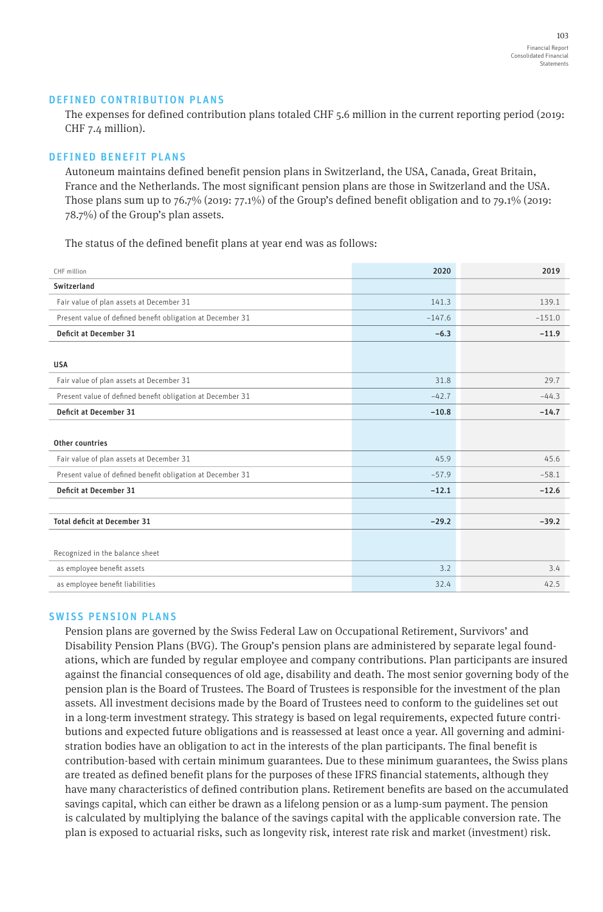## DEFINED CONTRIBUTION PLANS

The expenses for defined contribution plans totaled CHF 5.6 million in the current reporting period (2019: CHF 7.4 million).

## DEFINED BENEFIT PLANS

Autoneum maintains defined benefit pension plans in Switzerland, the USA, Canada, Great Britain, France and the Netherlands. The most significant pension plans are those in Switzerland and the USA. Those plans sum up to 76.7% (2019: 77.1%) of the Group's defined benefit obligation and to 79.1% (2019: 78.7%) of the Group's plan assets.

The status of the defined benefit plans at year end was as follows:

| CHF million | 2020 | 2019 |
|---|---|---|
| **Switzerland** | | |
| Fair value of plan assets at December 31 | 141.3 | 139.1 |
| Present value of defined benefit obligation at December 31 | –147.6 | –151.0 |
| **Deficit at December 31** | **–6.3** | **–11.9** |
| | | |
| **USA** | | |
| Fair value of plan assets at December 31 | 31.8 | 29.7 |
| Present value of defined benefit obligation at December 31 | –42.7 | –44.3 |
| **Deficit at December 31** | **–10.8** | **–14.7** |
| | | |
| **Other countries** | | |
| Fair value of plan assets at December 31 | 45.9 | 45.6 |
| Present value of defined benefit obligation at December 31 | –57.9 | –58.1 |
| **Deficit at December 31** | **–12.1** | **–12.6** |
| | | |
| **Total deficit at December 31** | **–29.2** | **–39.2** |
| | | |
| Recognized in the balance sheet | | |
| as employee benefit assets | 3.2 | 3.4 |
| as employee benefit liabilities | 32.4 | 42.5 |

## SWISS PENSION PLANS

Pension plans are governed by the Swiss Federal Law on Occupational Retirement, Survivors' and Disability Pension Plans (BVG). The Group's pension plans are administered by separate legal foundations, which are funded by regular employee and company contributions. Plan participants are insured against the financial consequences of old age, disability and death. The most senior governing body of the pension plan is the Board of Trustees. The Board of Trustees is responsible for the investment of the plan assets. All investment decisions made by the Board of Trustees need to conform to the guidelines set out in a long-term investment strategy. This strategy is based on legal requirements, expected future contributions and expected future obligations and is reassessed at least once a year. All governing and administration bodies have an obligation to act in the interests of the plan participants. The final benefit is contribution-based with certain minimum guarantees. Due to these minimum guarantees, the Swiss plans are treated as defined benefit plans for the purposes of these IFRS financial statements, although they have many characteristics of defined contribution plans. Retirement benefits are based on the accumulated savings capital, which can either be drawn as a lifelong pension or as a lump-sum payment. The pension is calculated by multiplying the balance of the savings capital with the applicable conversion rate. The plan is exposed to actuarial risks, such as longevity risk, interest rate risk and market (investment) risk.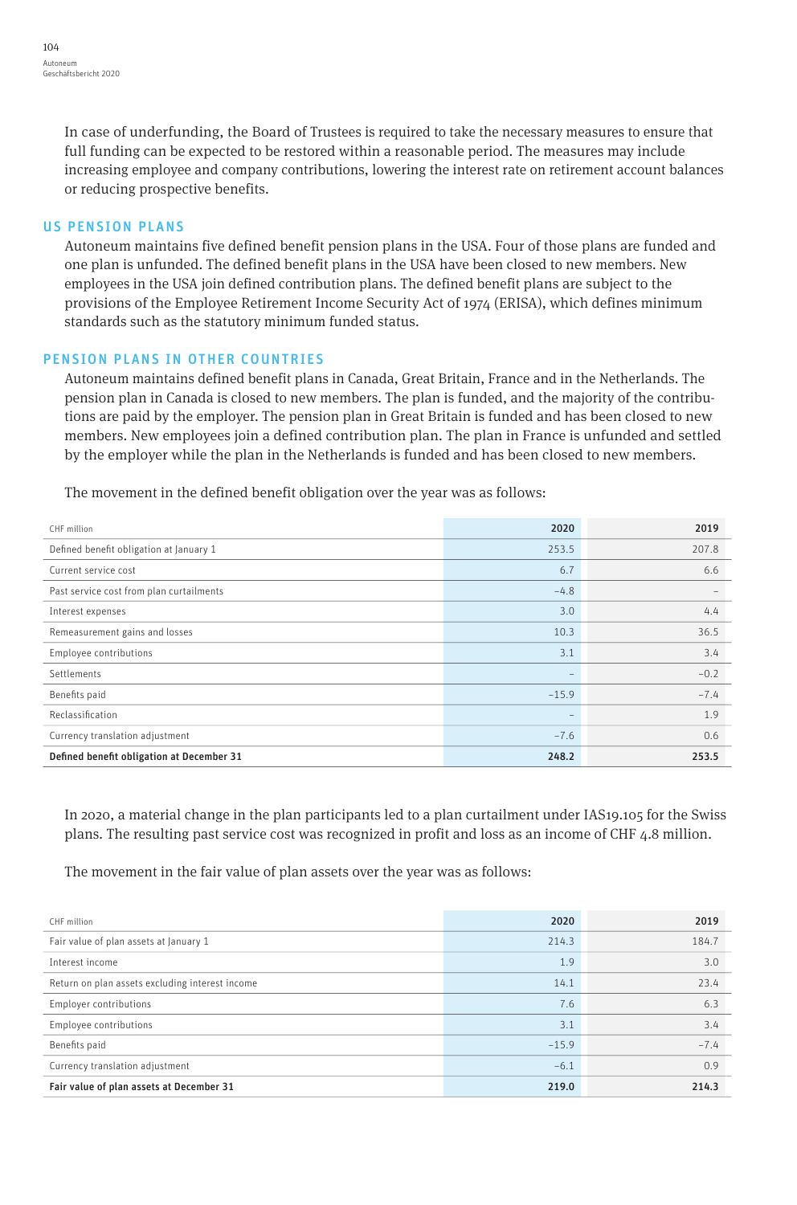In case of underfunding, the Board of Trustees is required to take the necessary measures to ensure that full funding can be expected to be restored within a reasonable period. The measures may include increasing employee and company contributions, lowering the interest rate on retirement account balances or reducing prospective benefits.

## US PENSION PLANS

Autoneum maintains five defined benefit pension plans in the USA. Four of those plans are funded and one plan is unfunded. The defined benefit plans in the USA have been closed to new members. New employees in the USA join defined contribution plans. The defined benefit plans are subject to the provisions of the Employee Retirement Income Security Act of 1974 (ERISA), which defines minimum standards such as the statutory minimum funded status.

## PENSION PLANS IN OTHER COUNTRIES

Autoneum maintains defined benefit plans in Canada, Great Britain, France and in the Netherlands. The pension plan in Canada is closed to new members. The plan is funded, and the majority of the contributions are paid by the employer. The pension plan in Great Britain is funded and has been closed to new members. New employees join a defined contribution plan. The plan in France is unfunded and settled by the employer while the plan in the Netherlands is funded and has been closed to new members.

The movement in the defined benefit obligation over the year was as follows:

| CHF million | 2020 | 2019 |
|---|---|---|
| Defined benefit obligation at January 1 | 253.5 | 207.8 |
| Current service cost | 6.7 | 6.6 |
| Past service cost from plan curtailments | –4.8 | – |
| Interest expenses | 3.0 | 4.4 |
| Remeasurement gains and losses | 10.3 | 36.5 |
| Employee contributions | 3.1 | 3.4 |
| Settlements | – | –0.2 |
| Benefits paid | –15.9 | –7.4 |
| Reclassification | – | 1.9 |
| Currency translation adjustment | –7.6 | 0.6 |
| **Defined benefit obligation at December 31** | **248.2** | **253.5** |

In 2020, a material change in the plan participants led to a plan curtailment under IAS19.105 for the Swiss plans. The resulting past service cost was recognized in profit and loss as an income of CHF 4.8 million.

The movement in the fair value of plan assets over the year was as follows:

| CHF million | 2020 | 2019 |
|---|---|---|
| Fair value of plan assets at January 1 | 214.3 | 184.7 |
| Interest income | 1.9 | 3.0 |
| Return on plan assets excluding interest income | 14.1 | 23.4 |
| Employer contributions | 7.6 | 6.3 |
| Employee contributions | 3.1 | 3.4 |
| Benefits paid | –15.9 | –7.4 |
| Currency translation adjustment | –6.1 | 0.9 |
| **Fair value of plan assets at December 31** | **219.0** | **214.3** |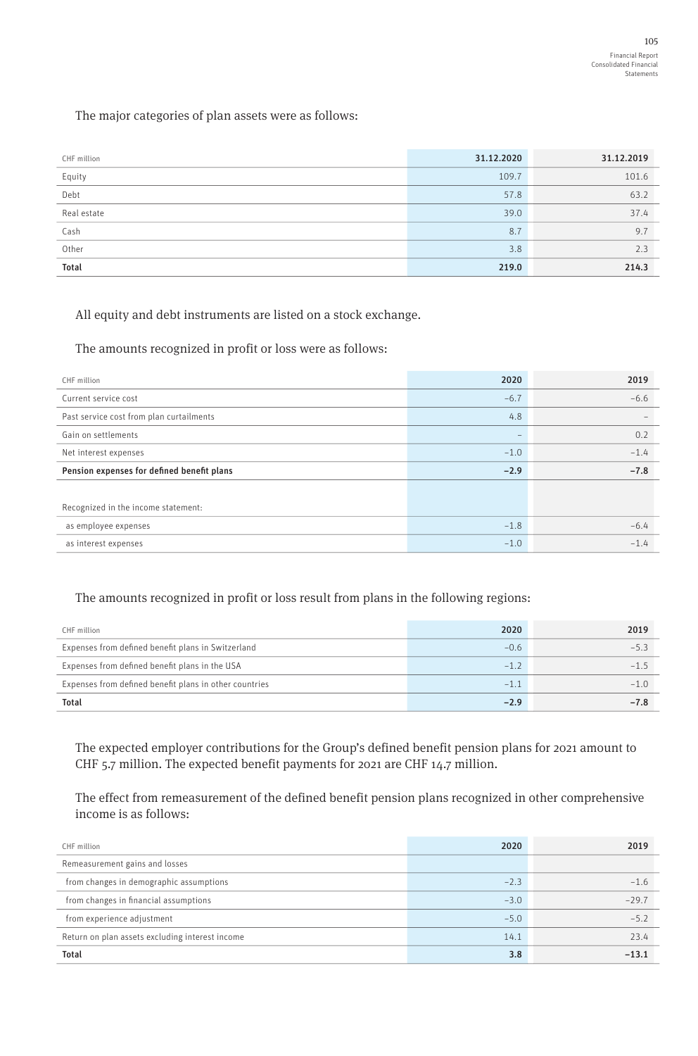The major categories of plan assets were as follows:

| CHF million | 31.12.2020 | 31.12.2019 |
|---|---|---|
| Equity | 109.7 | 101.6 |
| Debt | 57.8 | 63.2 |
| Real estate | 39.0 | 37.4 |
| Cash | 8.7 | 9.7 |
| Other | 3.8 | 2.3 |
| **Total** | **219.0** | **214.3** |

All equity and debt instruments are listed on a stock exchange.

The amounts recognized in profit or loss were as follows:

| CHF million | 2020 | 2019 |
|---|---|---|
| Current service cost | −6.7 | −6.6 |
| Past service cost from plan curtailments | 4.8 | – |
| Gain on settlements | – | 0.2 |
| Net interest expenses | −1.0 | −1.4 |
| **Pension expenses for defined benefit plans** | **−2.9** | **−7.8** |
| | | |
| Recognized in the income statement: | | |
| as employee expenses | −1.8 | −6.4 |
| as interest expenses | −1.0 | −1.4 |

The amounts recognized in profit or loss result from plans in the following regions:

| CHF million | 2020 | 2019 |
|---|---|---|
| Expenses from defined benefit plans in Switzerland | −0.6 | −5.3 |
| Expenses from defined benefit plans in the USA | −1.2 | −1.5 |
| Expenses from defined benefit plans in other countries | −1.1 | −1.0 |
| **Total** | **−2.9** | **−7.8** |

The expected employer contributions for the Group's defined benefit pension plans for 2021 amount to CHF 5.7 million. The expected benefit payments for 2021 are CHF 14.7 million.

The effect from remeasurement of the defined benefit pension plans recognized in other comprehensive income is as follows:

| CHF million | 2020 | 2019 |
|---|---|---|
| Remeasurement gains and losses | | |
| from changes in demographic assumptions | −2.3 | −1.6 |
| from changes in financial assumptions | −3.0 | −29.7 |
| from experience adjustment | −5.0 | −5.2 |
| Return on plan assets excluding interest income | 14.1 | 23.4 |
| **Total** | **3.8** | **−13.1** |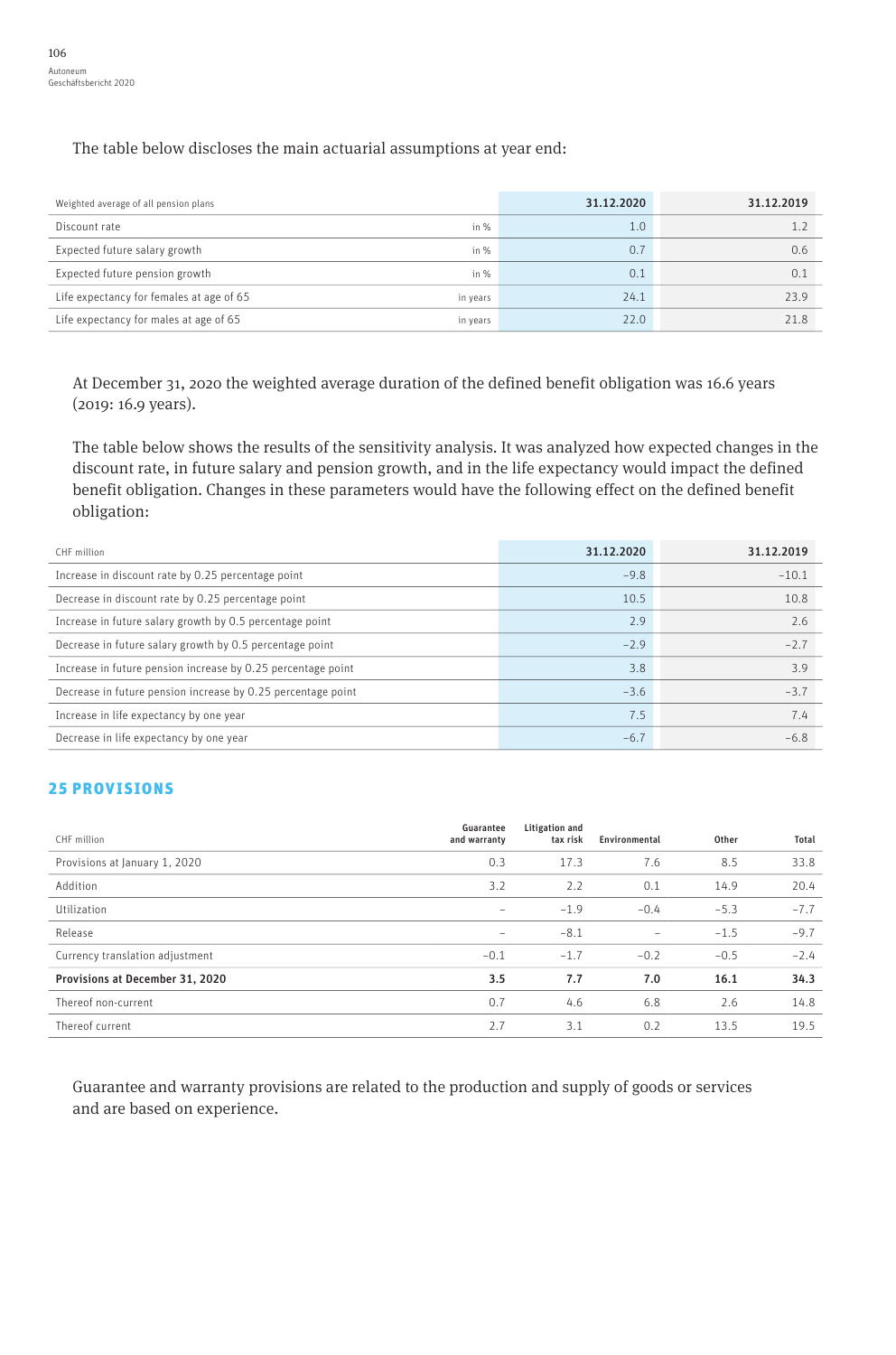The table below discloses the main actuarial assumptions at year end:

| Weighted average of all pension plans | | 31.12.2020 | 31.12.2019 |
|---|---|---|---|
| Discount rate | in % | 1.0 | 1.2 |
| Expected future salary growth | in % | 0.7 | 0.6 |
| Expected future pension growth | in % | 0.1 | 0.1 |
| Life expectancy for females at age of 65 | in years | 24.1 | 23.9 |
| Life expectancy for males at age of 65 | in years | 22.0 | 21.8 |

At December 31, 2020 the weighted average duration of the defined benefit obligation was 16.6 years (2019: 16.9 years).

The table below shows the results of the sensitivity analysis. It was analyzed how expected changes in the discount rate, in future salary and pension growth, and in the life expectancy would impact the defined benefit obligation. Changes in these parameters would have the following effect on the defined benefit obligation:

| CHF million | 31.12.2020 | 31.12.2019 |
|---|---|---|
| Increase in discount rate by 0.25 percentage point | –9.8 | –10.1 |
| Decrease in discount rate by 0.25 percentage point | 10.5 | 10.8 |
| Increase in future salary growth by 0.5 percentage point | 2.9 | 2.6 |
| Decrease in future salary growth by 0.5 percentage point | –2.9 | –2.7 |
| Increase in future pension increase by 0.25 percentage point | 3.8 | 3.9 |
| Decrease in future pension increase by 0.25 percentage point | –3.6 | –3.7 |
| Increase in life expectancy by one year | 7.5 | 7.4 |
| Decrease in life expectancy by one year | –6.7 | –6.8 |

## 25 PROVISIONS

| CHF million | Guarantee and warranty | Litigation and tax risk | Environmental | Other | Total |
|---|---|---|---|---|---|
| Provisions at January 1, 2020 | 0.3 | 17.3 | 7.6 | 8.5 | 33.8 |
| Addition | 3.2 | 2.2 | 0.1 | 14.9 | 20.4 |
| Utilization | – | –1.9 | –0.4 | –5.3 | –7.7 |
| Release | – | –8.1 | – | –1.5 | –9.7 |
| Currency translation adjustment | –0.1 | –1.7 | –0.2 | –0.5 | –2.4 |
| **Provisions at December 31, 2020** | **3.5** | **7.7** | **7.0** | **16.1** | **34.3** |
| Thereof non-current | 0.7 | 4.6 | 6.8 | 2.6 | 14.8 |
| Thereof current | 2.7 | 3.1 | 0.2 | 13.5 | 19.5 |

Guarantee and warranty provisions are related to the production and supply of goods or services and are based on experience.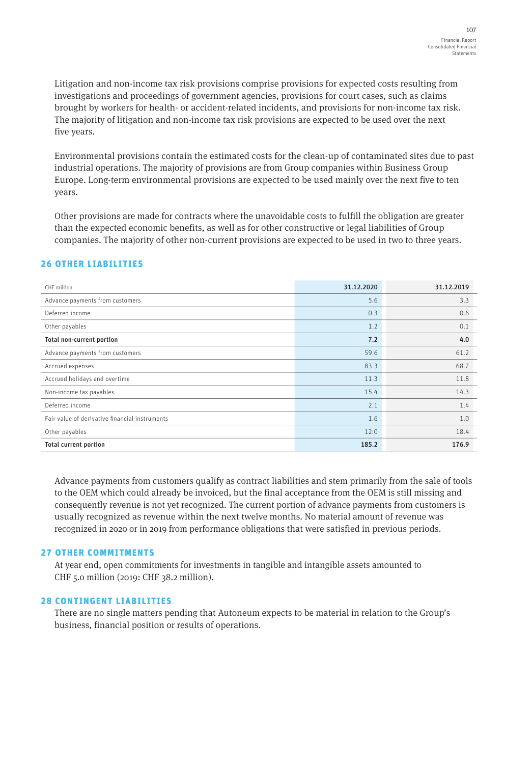Litigation and non-income tax risk provisions comprise provisions for expected costs resulting from investigations and proceedings of government agencies, provisions for court cases, such as claims brought by workers for health- or accident-related incidents, and provisions for non-income tax risk. The majority of litigation and non-income tax risk provisions are expected to be used over the next five years.

Environmental provisions contain the estimated costs for the clean-up of contaminated sites due to past industrial operations. The majority of provisions are from Group companies within Business Group Europe. Long-term environmental provisions are expected to be used mainly over the next five to ten years.

Other provisions are made for contracts where the unavoidable costs to fulfill the obligation are greater than the expected economic benefits, as well as for other constructive or legal liabilities of Group companies. The majority of other non-current provisions are expected to be used in two to three years.

## 26 OTHER LIABILITIES

| CHF million | 31.12.2020 | 31.12.2019 |
|---|---|---|
| Advance payments from customers | 5.6 | 3.3 |
| Deferred income | 0.3 | 0.6 |
| Other payables | 1.2 | 0.1 |
| **Total non-current portion** | **7.2** | **4.0** |
| Advance payments from customers | 59.6 | 61.2 |
| Accrued expenses | 83.3 | 68.7 |
| Accrued holidays and overtime | 11.3 | 11.8 |
| Non-income tax payables | 15.4 | 14.3 |
| Deferred income | 2.1 | 1.4 |
| Fair value of derivative financial instruments | 1.6 | 1.0 |
| Other payables | 12.0 | 18.4 |
| **Total current portion** | **185.2** | **176.9** |

Advance payments from customers qualify as contract liabilities and stem primarily from the sale of tools to the OEM which could already be invoiced, but the final acceptance from the OEM is still missing and consequently revenue is not yet recognized. The current portion of advance payments from customers is usually recognized as revenue within the next twelve months. No material amount of revenue was recognized in 2020 or in 2019 from performance obligations that were satisfied in previous periods.

## 27 OTHER COMMITMENTS

At year end, open commitments for investments in tangible and intangible assets amounted to CHF 5.0 million (2019: CHF 38.2 million).

## 28 CONTINGENT LIABILITIES

There are no single matters pending that Autoneum expects to be material in relation to the Group's business, financial position or results of operations.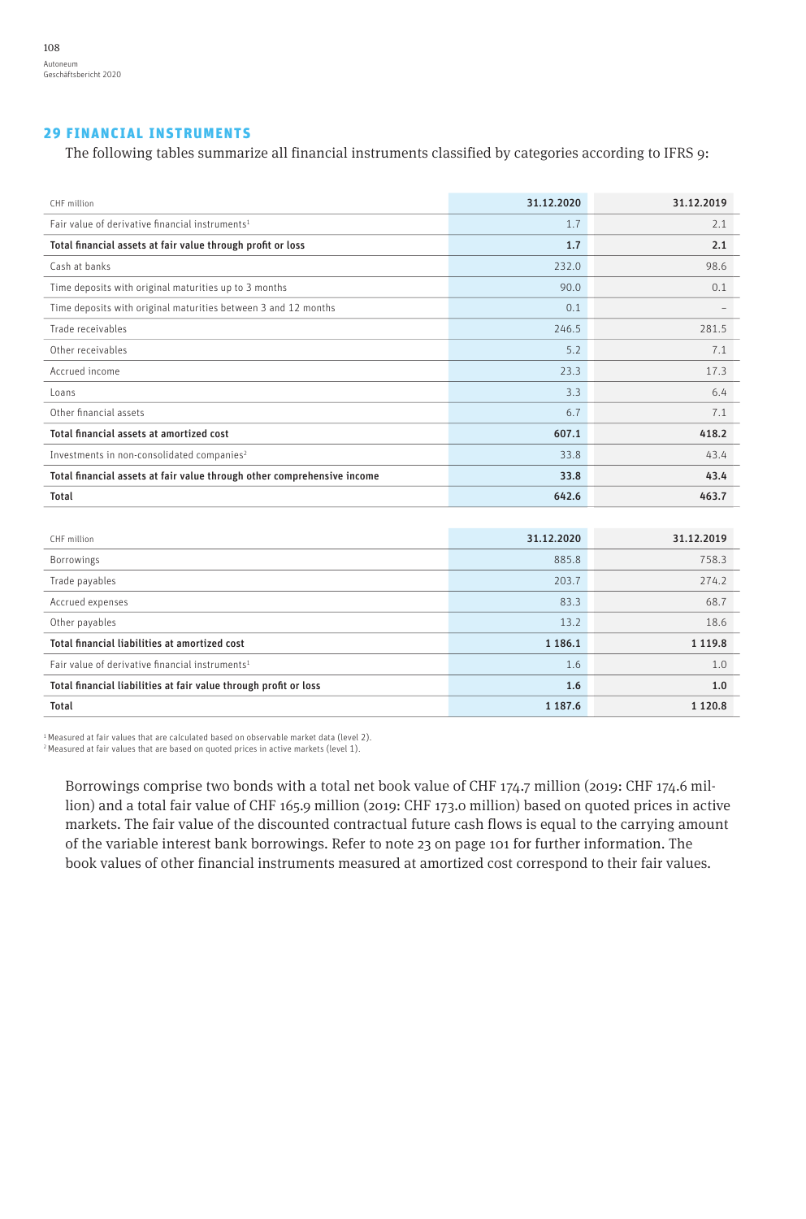## 29 FINANCIAL INSTRUMENTS

The following tables summarize all financial instruments classified by categories according to IFRS 9:

| CHF million | 31.12.2020 | 31.12.2019 |
|---|---|---|
| Fair value of derivative financial instruments[1] | 1.7 | 2.1 |
| **Total financial assets at fair value through profit or loss** | **1.7** | **2.1** |
| Cash at banks | 232.0 | 98.6 |
| Time deposits with original maturities up to 3 months | 90.0 | 0.1 |
| Time deposits with original maturities between 3 and 12 months | 0.1 | – |
| Trade receivables | 246.5 | 281.5 |
| Other receivables | 5.2 | 7.1 |
| Accrued income | 23.3 | 17.3 |
| Loans | 3.3 | 6.4 |
| Other financial assets | 6.7 | 7.1 |
| **Total financial assets at amortized cost** | **607.1** | **418.2** |
| Investments in non-consolidated companies[2] | 33.8 | 43.4 |
| **Total financial assets at fair value through other comprehensive income** | **33.8** | **43.4** |
| **Total** | **642.6** | **463.7** |

| CHF million | 31.12.2020 | 31.12.2019 |
|---|---|---|
| Borrowings | 885.8 | 758.3 |
| Trade payables | 203.7 | 274.2 |
| Accrued expenses | 83.3 | 68.7 |
| Other payables | 13.2 | 18.6 |
| **Total financial liabilities at amortized cost** | **1 186.1** | **1 119.8** |
| Fair value of derivative financial instruments[1] | 1.6 | 1.0 |
| **Total financial liabilities at fair value through profit or loss** | **1.6** | **1.0** |
| **Total** | **1 187.6** | **1 120.8** |

[1] Measured at fair values that are calculated based on observable market data (level 2).
[2] Measured at fair values that are based on quoted prices in active markets (level 1).

Borrowings comprise two bonds with a total net book value of CHF 174.7 million (2019: CHF 174.6 million) and a total fair value of CHF 165.9 million (2019: CHF 173.0 million) based on quoted prices in active markets. The fair value of the discounted contractual future cash flows is equal to the carrying amount of the variable interest bank borrowings. Refer to note 23 on page 101 for further information. The book values of other financial instruments measured at amortized cost correspond to their fair values.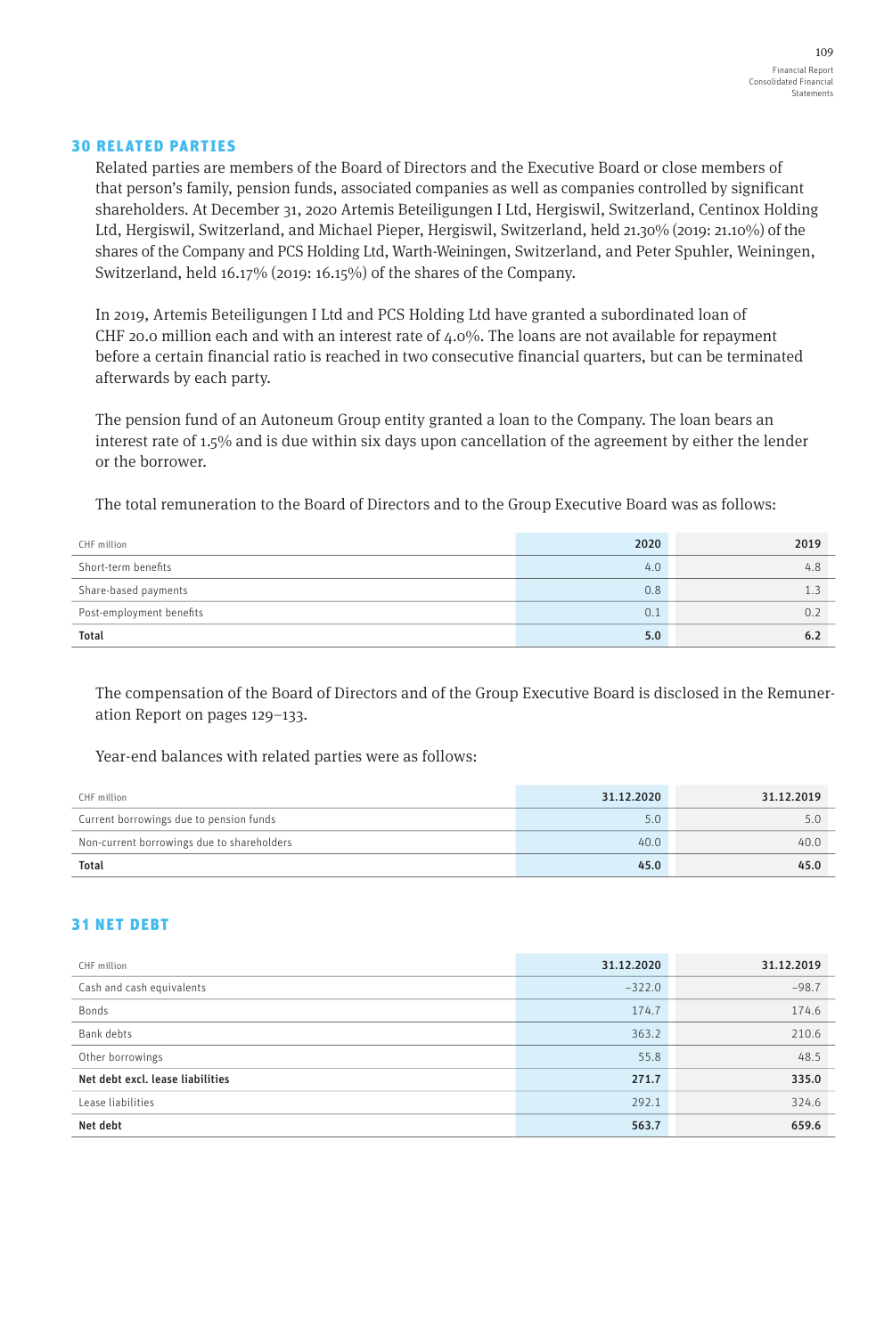## 30 RELATED PARTIES

Related parties are members of the Board of Directors and the Executive Board or close members of that person's family, pension funds, associated companies as well as companies controlled by significant shareholders. At December 31, 2020 Artemis Beteiligungen I Ltd, Hergiswil, Switzerland, Centinox Holding Ltd, Hergiswil, Switzerland, and Michael Pieper, Hergiswil, Switzerland, held 21.30% (2019: 21.10%) of the shares of the Company and PCS Holding Ltd, Warth-Weiningen, Switzerland, and Peter Spuhler, Weiningen, Switzerland, held 16.17% (2019: 16.15%) of the shares of the Company.

In 2019, Artemis Beteiligungen I Ltd and PCS Holding Ltd have granted a subordinated loan of CHF 20.0 million each and with an interest rate of 4.0%. The loans are not available for repayment before a certain financial ratio is reached in two consecutive financial quarters, but can be terminated afterwards by each party.

The pension fund of an Autoneum Group entity granted a loan to the Company. The loan bears an interest rate of 1.5% and is due within six days upon cancellation of the agreement by either the lender or the borrower.

The total remuneration to the Board of Directors and to the Group Executive Board was as follows:

| CHF million | 2020 | 2019 |
|---|---|---|
| Short-term benefits | 4.0 | 4.8 |
| Share-based payments | 0.8 | 1.3 |
| Post-employment benefits | 0.1 | 0.2 |
| **Total** | **5.0** | **6.2** |

The compensation of the Board of Directors and of the Group Executive Board is disclosed in the Remuneration Report on pages 129–133.

Year-end balances with related parties were as follows:

| CHF million | 31.12.2020 | 31.12.2019 |
|---|---|---|
| Current borrowings due to pension funds | 5.0 | 5.0 |
| Non-current borrowings due to shareholders | 40.0 | 40.0 |
| **Total** | **45.0** | **45.0** |

## 31 NET DEBT

| CHF million | 31.12.2020 | 31.12.2019 |
|---|---|---|
| Cash and cash equivalents | –322.0 | –98.7 |
| Bonds | 174.7 | 174.6 |
| Bank debts | 363.2 | 210.6 |
| Other borrowings | 55.8 | 48.5 |
| **Net debt excl. lease liabilities** | **271.7** | **335.0** |
| Lease liabilities | 292.1 | 324.6 |
| **Net debt** | **563.7** | **659.6** |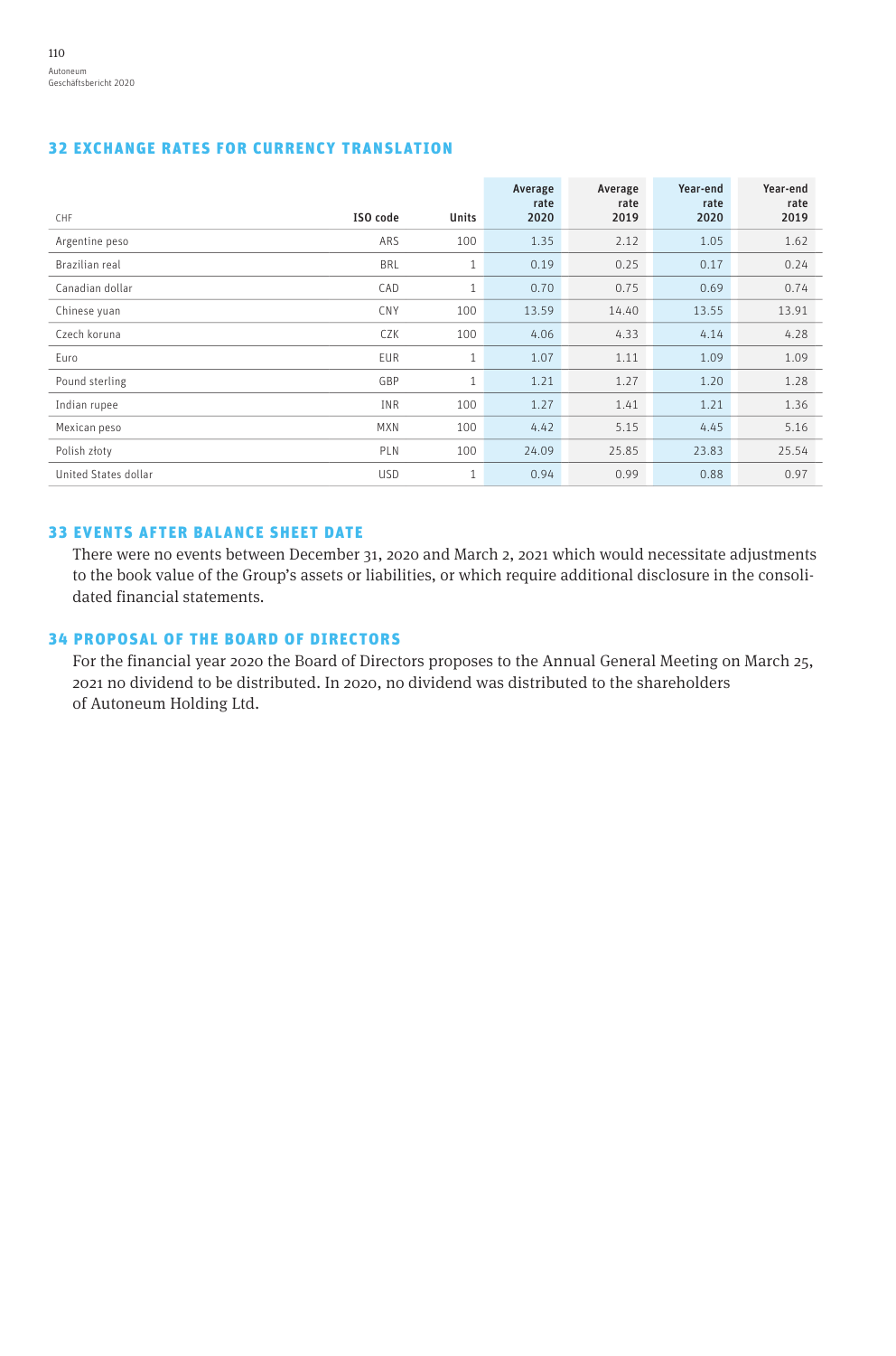## 32 EXCHANGE RATES FOR CURRENCY TRANSLATION

| CHF | ISO code | Units | Average rate 2020 | Average rate 2019 | Year-end rate 2020 | Year-end rate 2019 |
|---|---|---|---|---|---|---|
| Argentine peso | ARS | 100 | 1.35 | 2.12 | 1.05 | 1.62 |
| Brazilian real | BRL | 1 | 0.19 | 0.25 | 0.17 | 0.24 |
| Canadian dollar | CAD | 1 | 0.70 | 0.75 | 0.69 | 0.74 |
| Chinese yuan | CNY | 100 | 13.59 | 14.40 | 13.55 | 13.91 |
| Czech koruna | CZK | 100 | 4.06 | 4.33 | 4.14 | 4.28 |
| Euro | EUR | 1 | 1.07 | 1.11 | 1.09 | 1.09 |
| Pound sterling | GBP | 1 | 1.21 | 1.27 | 1.20 | 1.28 |
| Indian rupee | INR | 100 | 1.27 | 1.41 | 1.21 | 1.36 |
| Mexican peso | MXN | 100 | 4.42 | 5.15 | 4.45 | 5.16 |
| Polish złoty | PLN | 100 | 24.09 | 25.85 | 23.83 | 25.54 |
| United States dollar | USD | 1 | 0.94 | 0.99 | 0.88 | 0.97 |

## 33 EVENTS AFTER BALANCE SHEET DATE

There were no events between December 31, 2020 and March 2, 2021 which would necessitate adjustments to the book value of the Group's assets or liabilities, or which require additional disclosure in the consolidated financial statements.

## 34 PROPOSAL OF THE BOARD OF DIRECTORS

For the financial year 2020 the Board of Directors proposes to the Annual General Meeting on March 25, 2021 no dividend to be distributed. In 2020, no dividend was distributed to the shareholders of Autoneum Holding Ltd.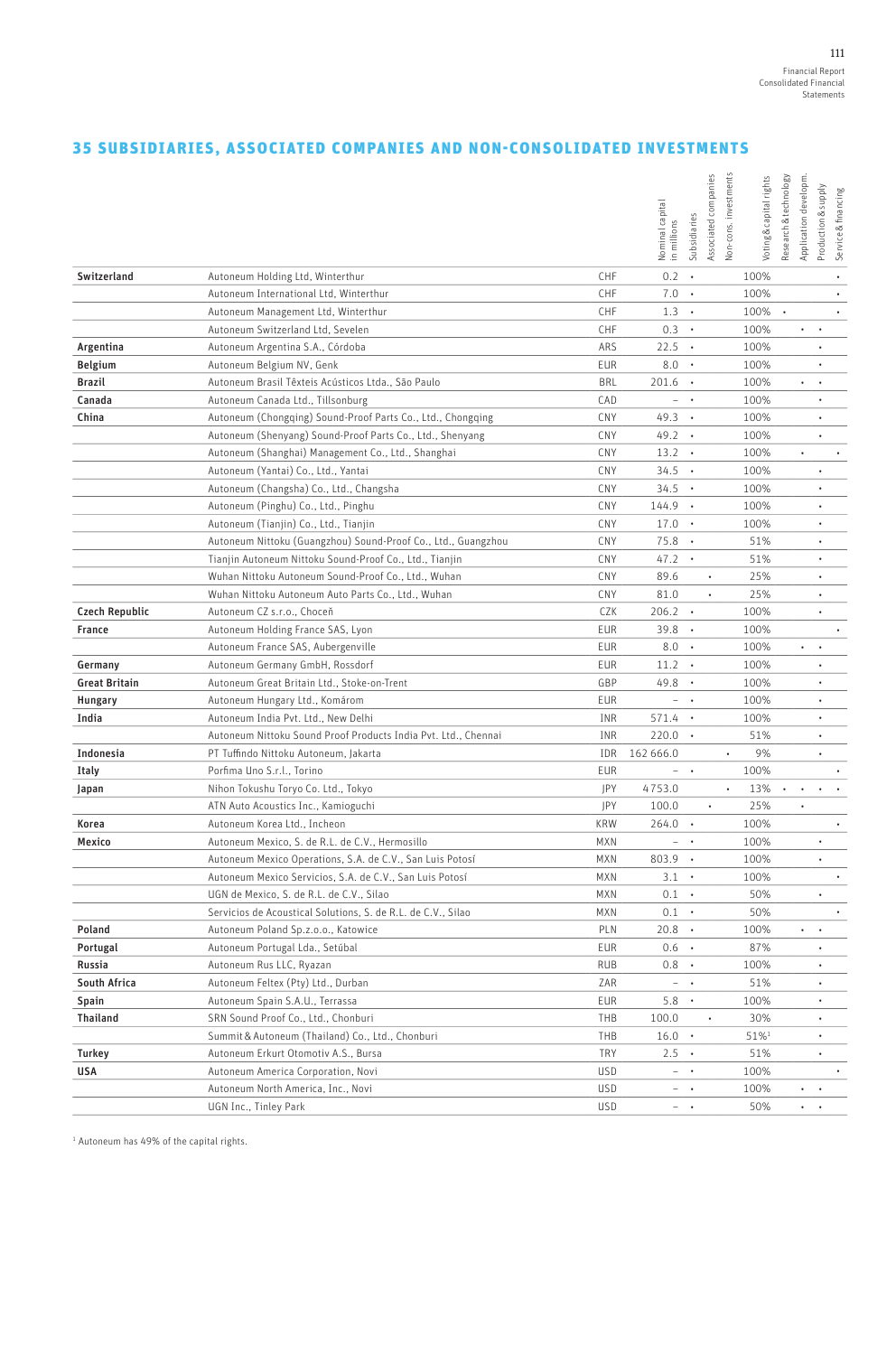## 35 SUBSIDIARIES, ASSOCIATED COMPANIES AND NON-CONSOLIDATED INVESTMENTS

| | | | Nominal capital in millions | Subsidiaries | Associated companies | Non-cons. investments | Voting & capital rights | Research & technology | Application developm. | Production & supply | Service & financing |
|---|---|---|---|---|---|---|---|---|---|---|---|
| **Switzerland** | Autoneum Holding Ltd, Winterthur | CHF | 0.2 | • | | | 100% | | | | • |
| | Autoneum International Ltd, Winterthur | CHF | 7.0 | • | | | 100% | | | | • |
| | Autoneum Management Ltd, Winterthur | CHF | 1.3 | • | | | 100% | • | | | • |
| | Autoneum Switzerland Ltd, Sevelen | CHF | 0.3 | • | | | 100% | | • | • | |
| **Argentina** | Autoneum Argentina S.A., Córdoba | ARS | 22.5 | • | | | 100% | | | • | |
| **Belgium** | Autoneum Belgium NV, Genk | EUR | 8.0 | • | | | 100% | | | • | |
| **Brazil** | Autoneum Brasil Têxteis Acústicos Ltda., São Paulo | BRL | 201.6 | • | | | 100% | | • | • | |
| **Canada** | Autoneum Canada Ltd., Tillsonburg | CAD | – | • | | | 100% | | | • | |
| **China** | Autoneum (Chongqing) Sound-Proof Parts Co., Ltd., Chongqing | CNY | 49.3 | • | | | 100% | | | • | |
| | Autoneum (Shenyang) Sound-Proof Parts Co., Ltd., Shenyang | CNY | 49.2 | • | | | 100% | | | • | |
| | Autoneum (Shanghai) Management Co., Ltd., Shanghai | CNY | 13.2 | • | | | 100% | | • | | • |
| | Autoneum (Yantai) Co., Ltd., Yantai | CNY | 34.5 | • | | | 100% | | | • | |
| | Autoneum (Changsha) Co., Ltd., Changsha | CNY | 34.5 | • | | | 100% | | | • | |
| | Autoneum (Pinghu) Co., Ltd., Pinghu | CNY | 144.9 | • | | | 100% | | | • | |
| | Autoneum (Tianjin) Co., Ltd., Tianjin | CNY | 17.0 | • | | | 100% | | | • | |
| | Autoneum Nittoku (Guangzhou) Sound-Proof Co., Ltd., Guangzhou | CNY | 75.8 | • | | | 51% | | | • | |
| | Tianjin Autoneum Nittoku Sound-Proof Co., Ltd., Tianjin | CNY | 47.2 | • | | | 51% | | | • | |
| | Wuhan Nittoku Autoneum Sound-Proof Co., Ltd., Wuhan | CNY | 89.6 | | • | | 25% | | | • | |
| | Wuhan Nittoku Autoneum Auto Parts Co., Ltd., Wuhan | CNY | 81.0 | | • | | 25% | | | • | |
| **Czech Republic** | Autoneum CZ s.r.o., Choceň | CZK | 206.2 | • | | | 100% | | | • | |
| **France** | Autoneum Holding France SAS, Lyon | EUR | 39.8 | • | | | 100% | | | | • |
| | Autoneum France SAS, Aubergenville | EUR | 8.0 | • | | | 100% | | • | • | |
| **Germany** | Autoneum Germany GmbH, Rossdorf | EUR | 11.2 | • | | | 100% | | | • | |
| **Great Britain** | Autoneum Great Britain Ltd., Stoke-on-Trent | GBP | 49.8 | • | | | 100% | | | • | |
| **Hungary** | Autoneum Hungary Ltd., Komárom | EUR | – | • | | | 100% | | | • | |
| **India** | Autoneum India Pvt. Ltd., New Delhi | INR | 571.4 | • | | | 100% | | | • | |
| | Autoneum Nittoku Sound Proof Products India Pvt. Ltd., Chennai | INR | 220.0 | • | | | 51% | | | • | |
| **Indonesia** | PT Tuffindo Nittoku Autoneum, Jakarta | IDR | 162 666.0 | | | • | 9% | | | • | |
| **Italy** | Porfima Uno S.r.l., Torino | EUR | – | • | | | 100% | | | | • |
| **Japan** | Nihon Tokushu Toryo Co. Ltd., Tokyo | JPY | 4 753.0 | | | • | 13% | • | • | • | • |
| | ATN Auto Acoustics Inc., Kamioguchi | JPY | 100.0 | | • | | 25% | | • | | |
| **Korea** | Autoneum Korea Ltd., Incheon | KRW | 264.0 | • | | | 100% | | | | • |
| **Mexico** | Autoneum Mexico, S. de R.L. de C.V., Hermosillo | MXN | – | • | | | 100% | | | • | |
| | Autoneum Mexico Operations, S.A. de C.V., San Luis Potosí | MXN | 803.9 | • | | | 100% | | | • | |
| | Autoneum Mexico Servicios, S.A. de C.V., San Luis Potosí | MXN | 3.1 | • | | | 100% | | | | • |
| | UGN de Mexico, S. de R.L. de C.V., Silao | MXN | 0.1 | • | | | 50% | | | • | |
| | Servicios de Acoustical Solutions, S. de R.L. de C.V., Silao | MXN | 0.1 | • | | | 50% | | | | • |
| **Poland** | Autoneum Poland Sp.z.o.o., Katowice | PLN | 20.8 | • | | | 100% | | • | • | |
| **Portugal** | Autoneum Portugal Lda., Setúbal | EUR | 0.6 | • | | | 87% | | | • | |
| **Russia** | Autoneum Rus LLC, Ryazan | RUB | 0.8 | • | | | 100% | | | • | |
| **South Africa** | Autoneum Feltex (Pty) Ltd., Durban | ZAR | – | • | | | 51% | | | • | |
| **Spain** | Autoneum Spain S.A.U., Terrassa | EUR | 5.8 | • | | | 100% | | | • | |
| **Thailand** | SRN Sound Proof Co., Ltd., Chonburi | THB | 100.0 | | • | | 30% | | | • | |
| | Summit & Autoneum (Thailand) Co., Ltd., Chonburi | THB | 16.0 | • | | | 51%[1] | | | • | |
| **Turkey** | Autoneum Erkurt Otomotiv A.S., Bursa | TRY | 2.5 | • | | | 51% | | | • | |
| **USA** | Autoneum America Corporation, Novi | USD | – | • | | | 100% | | | | • |
| | Autoneum North America, Inc., Novi | USD | – | • | | | 100% | | • | • | |
| | UGN Inc., Tinley Park | USD | – | • | | | 50% | | • | • | |

[1] Autoneum has 49% of the capital rights.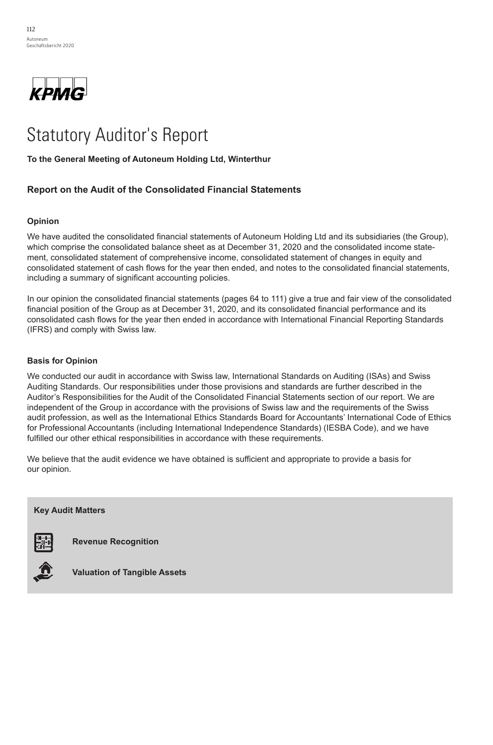KPMG

# Statutory Auditor's Report

**To the General Meeting of Autoneum Holding Ltd, Winterthur**

## Report on the Audit of the Consolidated Financial Statements

### Opinion

We have audited the consolidated financial statements of Autoneum Holding Ltd and its subsidiaries (the Group), which comprise the consolidated balance sheet as at December 31, 2020 and the consolidated income statement, consolidated statement of comprehensive income, consolidated statement of changes in equity and consolidated statement of cash flows for the year then ended, and notes to the consolidated financial statements, including a summary of significant accounting policies.

In our opinion the consolidated financial statements (pages 64 to 111) give a true and fair view of the consolidated financial position of the Group as at December 31, 2020, and its consolidated financial performance and its consolidated cash flows for the year then ended in accordance with International Financial Reporting Standards (IFRS) and comply with Swiss law.

### Basis for Opinion

We conducted our audit in accordance with Swiss law, International Standards on Auditing (ISAs) and Swiss Auditing Standards. Our responsibilities under those provisions and standards are further described in the Auditor's Responsibilities for the Audit of the Consolidated Financial Statements section of our report. We are independent of the Group in accordance with the provisions of Swiss law and the requirements of the Swiss audit profession, as well as the International Ethics Standards Board for Accountants' International Code of Ethics for Professional Accountants (including International Independence Standards) (IESBA Code), and we have fulfilled our other ethical responsibilities in accordance with these requirements.

We believe that the audit evidence we have obtained is sufficient and appropriate to provide a basis for our opinion.

**Key Audit Matters**

**Revenue Recognition**

**Valuation of Tangible Assets**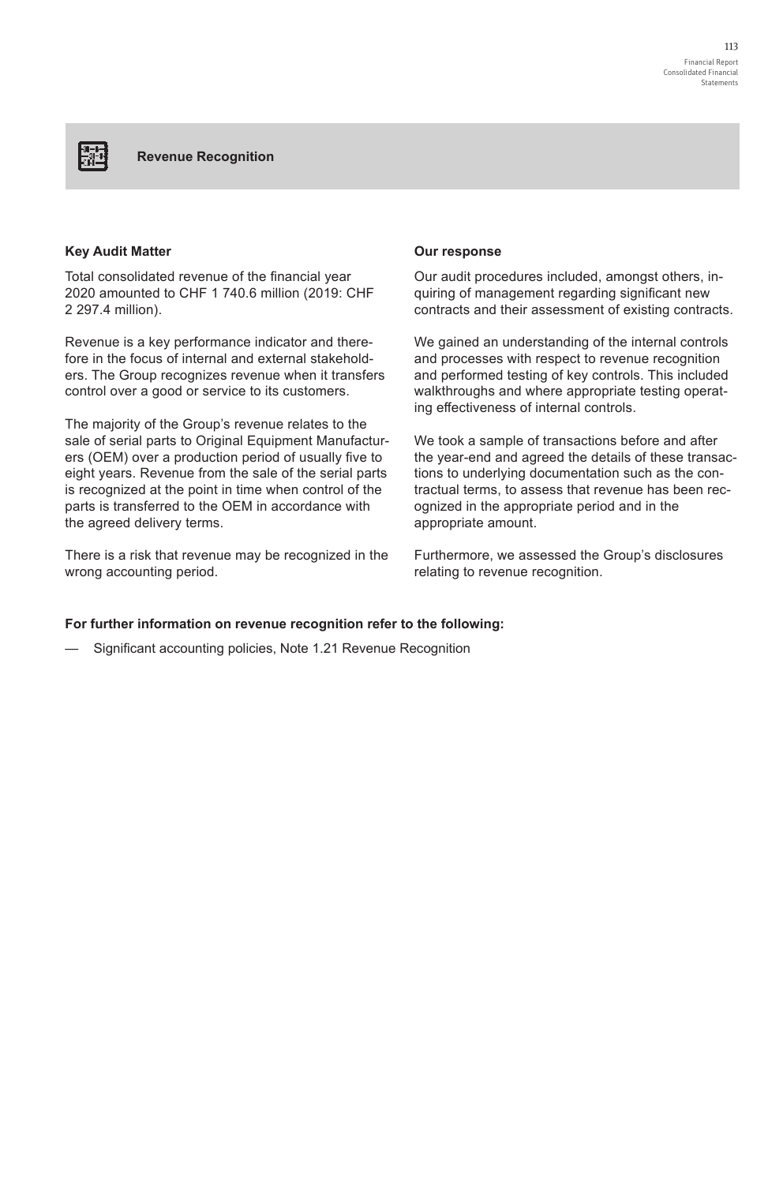## Revenue Recognition

**Key Audit Matter**

Total consolidated revenue of the financial year 2020 amounted to CHF 1 740.6 million (2019: CHF 2 297.4 million).

Revenue is a key performance indicator and therefore in the focus of internal and external stakeholders. The Group recognizes revenue when it transfers control over a good or service to its customers.

The majority of the Group's revenue relates to the sale of serial parts to Original Equipment Manufacturers (OEM) over a production period of usually five to eight years. Revenue from the sale of the serial parts is recognized at the point in time when control of the parts is transferred to the OEM in accordance with the agreed delivery terms.

There is a risk that revenue may be recognized in the wrong accounting period.

**Our response**

Our audit procedures included, amongst others, inquiring of management regarding significant new contracts and their assessment of existing contracts.

We gained an understanding of the internal controls and processes with respect to revenue recognition and performed testing of key controls. This included walkthroughs and where appropriate testing operating effectiveness of internal controls.

We took a sample of transactions before and after the year-end and agreed the details of these transactions to underlying documentation such as the contractual terms, to assess that revenue has been recognized in the appropriate period and in the appropriate amount.

Furthermore, we assessed the Group's disclosures relating to revenue recognition.

**For further information on revenue recognition refer to the following:**

— Significant accounting policies, Note 1.21 Revenue Recognition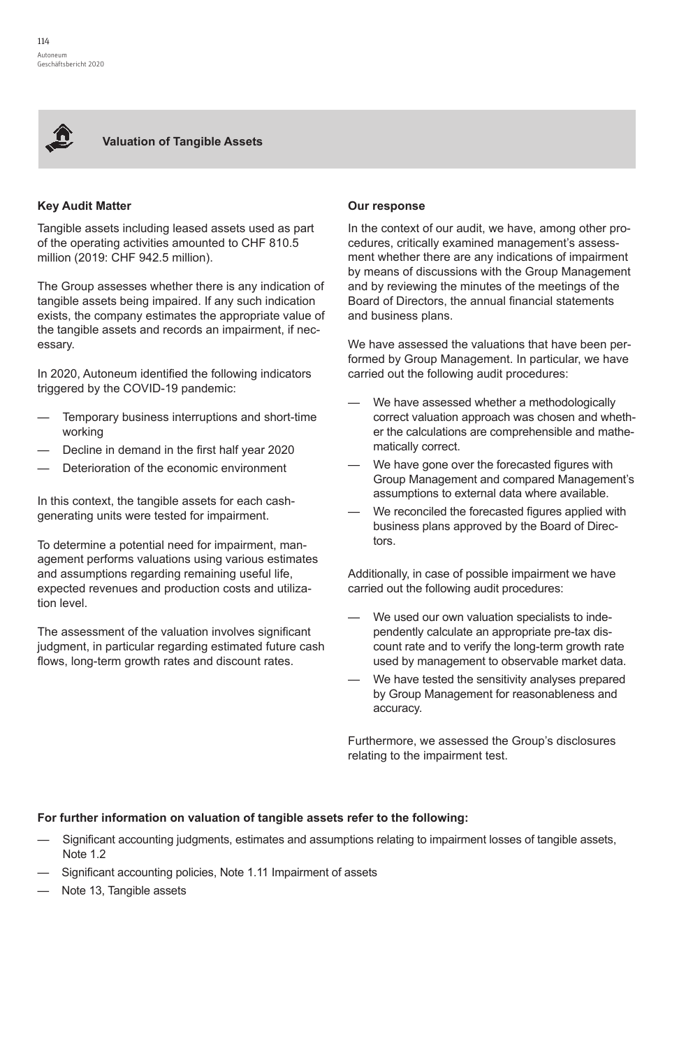## Valuation of Tangible Assets

**Key Audit Matter**

Tangible assets including leased assets used as part of the operating activities amounted to CHF 810.5 million (2019: CHF 942.5 million).

The Group assesses whether there is any indication of tangible assets being impaired. If any such indication exists, the company estimates the appropriate value of the tangible assets and records an impairment, if necessary.

In 2020, Autoneum identified the following indicators triggered by the COVID-19 pandemic:

- Temporary business interruptions and short-time working
- Decline in demand in the first half year 2020
- Deterioration of the economic environment

In this context, the tangible assets for each cash-generating units were tested for impairment.

To determine a potential need for impairment, management performs valuations using various estimates and assumptions regarding remaining useful life, expected revenues and production costs and utilization level.

The assessment of the valuation involves significant judgment, in particular regarding estimated future cash flows, long-term growth rates and discount rates.

**Our response**

In the context of our audit, we have, among other procedures, critically examined management's assessment whether there are any indications of impairment by means of discussions with the Group Management and by reviewing the minutes of the meetings of the Board of Directors, the annual financial statements and business plans.

We have assessed the valuations that have been performed by Group Management. In particular, we have carried out the following audit procedures:

- We have assessed whether a methodologically correct valuation approach was chosen and whether the calculations are comprehensible and mathematically correct.
- We have gone over the forecasted figures with Group Management and compared Management's assumptions to external data where available.
- We reconciled the forecasted figures applied with business plans approved by the Board of Directors.

Additionally, in case of possible impairment we have carried out the following audit procedures:

- We used our own valuation specialists to independently calculate an appropriate pre-tax discount rate and to verify the long-term growth rate used by management to observable market data.
- We have tested the sensitivity analyses prepared by Group Management for reasonableness and accuracy.

Furthermore, we assessed the Group's disclosures relating to the impairment test.

**For further information on valuation of tangible assets refer to the following:**

- Significant accounting judgments, estimates and assumptions relating to impairment losses of tangible assets, Note 1.2
- Significant accounting policies, Note 1.11 Impairment of assets
- Note 13, Tangible assets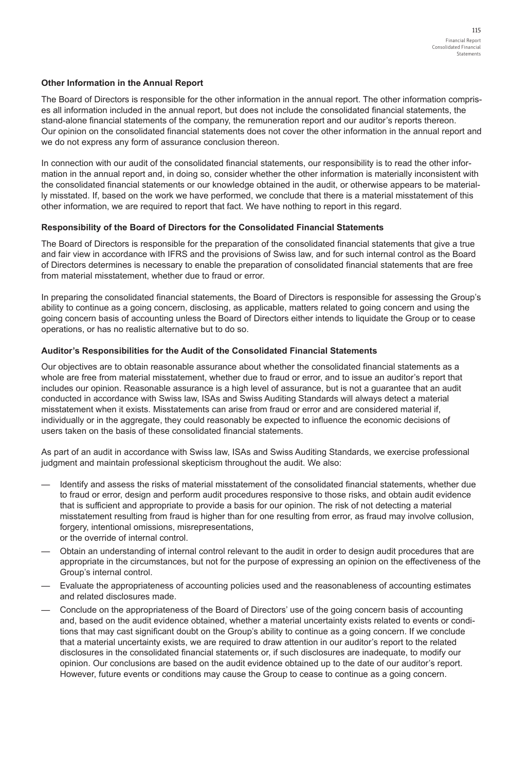#### Other Information in the Annual Report

The Board of Directors is responsible for the other information in the annual report. The other information comprises all information included in the annual report, but does not include the consolidated financial statements, the stand-alone financial statements of the company, the remuneration report and our auditor's reports thereon. Our opinion on the consolidated financial statements does not cover the other information in the annual report and we do not express any form of assurance conclusion thereon.

In connection with our audit of the consolidated financial statements, our responsibility is to read the other information in the annual report and, in doing so, consider whether the other information is materially inconsistent with the consolidated financial statements or our knowledge obtained in the audit, or otherwise appears to be materially misstated. If, based on the work we have performed, we conclude that there is a material misstatement of this other information, we are required to report that fact. We have nothing to report in this regard.

#### Responsibility of the Board of Directors for the Consolidated Financial Statements

The Board of Directors is responsible for the preparation of the consolidated financial statements that give a true and fair view in accordance with IFRS and the provisions of Swiss law, and for such internal control as the Board of Directors determines is necessary to enable the preparation of consolidated financial statements that are free from material misstatement, whether due to fraud or error.

In preparing the consolidated financial statements, the Board of Directors is responsible for assessing the Group's ability to continue as a going concern, disclosing, as applicable, matters related to going concern and using the going concern basis of accounting unless the Board of Directors either intends to liquidate the Group or to cease operations, or has no realistic alternative but to do so.

#### Auditor's Responsibilities for the Audit of the Consolidated Financial Statements

Our objectives are to obtain reasonable assurance about whether the consolidated financial statements as a whole are free from material misstatement, whether due to fraud or error, and to issue an auditor's report that includes our opinion. Reasonable assurance is a high level of assurance, but is not a guarantee that an audit conducted in accordance with Swiss law, ISAs and Swiss Auditing Standards will always detect a material misstatement when it exists. Misstatements can arise from fraud or error and are considered material if, individually or in the aggregate, they could reasonably be expected to influence the economic decisions of users taken on the basis of these consolidated financial statements.

As part of an audit in accordance with Swiss law, ISAs and Swiss Auditing Standards, we exercise professional judgment and maintain professional skepticism throughout the audit. We also:

- Identify and assess the risks of material misstatement of the consolidated financial statements, whether due to fraud or error, design and perform audit procedures responsive to those risks, and obtain audit evidence that is sufficient and appropriate to provide a basis for our opinion. The risk of not detecting a material misstatement resulting from fraud is higher than for one resulting from error, as fraud may involve collusion, forgery, intentional omissions, misrepresentations, or the override of internal control.
- Obtain an understanding of internal control relevant to the audit in order to design audit procedures that are appropriate in the circumstances, but not for the purpose of expressing an opinion on the effectiveness of the Group's internal control.
- Evaluate the appropriateness of accounting policies used and the reasonableness of accounting estimates and related disclosures made.
- Conclude on the appropriateness of the Board of Directors' use of the going concern basis of accounting and, based on the audit evidence obtained, whether a material uncertainty exists related to events or conditions that may cast significant doubt on the Group's ability to continue as a going concern. If we conclude that a material uncertainty exists, we are required to draw attention in our auditor's report to the related disclosures in the consolidated financial statements or, if such disclosures are inadequate, to modify our opinion. Our conclusions are based on the audit evidence obtained up to the date of our auditor's report. However, future events or conditions may cause the Group to cease to continue as a going concern.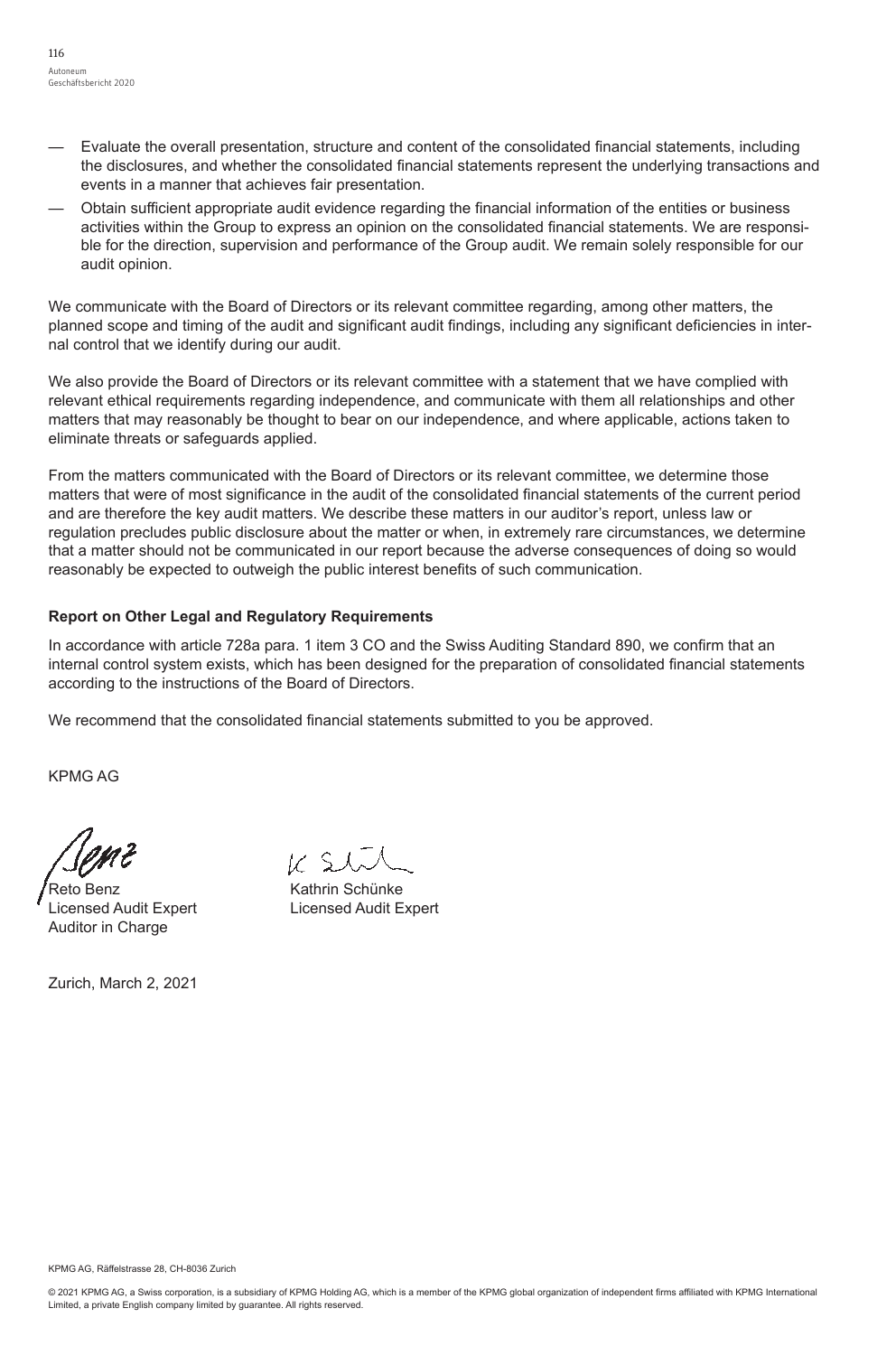- Evaluate the overall presentation, structure and content of the consolidated financial statements, including the disclosures, and whether the consolidated financial statements represent the underlying transactions and events in a manner that achieves fair presentation.
- Obtain sufficient appropriate audit evidence regarding the financial information of the entities or business activities within the Group to express an opinion on the consolidated financial statements. We are responsible for the direction, supervision and performance of the Group audit. We remain solely responsible for our audit opinion.

We communicate with the Board of Directors or its relevant committee regarding, among other matters, the planned scope and timing of the audit and significant audit findings, including any significant deficiencies in internal control that we identify during our audit.

We also provide the Board of Directors or its relevant committee with a statement that we have complied with relevant ethical requirements regarding independence, and communicate with them all relationships and other matters that may reasonably be thought to bear on our independence, and where applicable, actions taken to eliminate threats or safeguards applied.

From the matters communicated with the Board of Directors or its relevant committee, we determine those matters that were of most significance in the audit of the consolidated financial statements of the current period and are therefore the key audit matters. We describe these matters in our auditor's report, unless law or regulation precludes public disclosure about the matter or when, in extremely rare circumstances, we determine that a matter should not be communicated in our report because the adverse consequences of doing so would reasonably be expected to outweigh the public interest benefits of such communication.

**Report on Other Legal and Regulatory Requirements**

In accordance with article 728a para. 1 item 3 CO and the Swiss Auditing Standard 890, we confirm that an internal control system exists, which has been designed for the preparation of consolidated financial statements according to the instructions of the Board of Directors.

We recommend that the consolidated financial statements submitted to you be approved.

KPMG AG

Reto Benz
Licensed Audit Expert
Auditor in Charge

Kathrin Schünke
Licensed Audit Expert

Zurich, March 2, 2021

KPMG AG, Räffelstrasse 28, CH-8036 Zurich

© 2021 KPMG AG, a Swiss corporation, is a subsidiary of KPMG Holding AG, which is a member of the KPMG global organization of independent firms affiliated with KPMG International Limited, a private English company limited by guarantee. All rights reserved.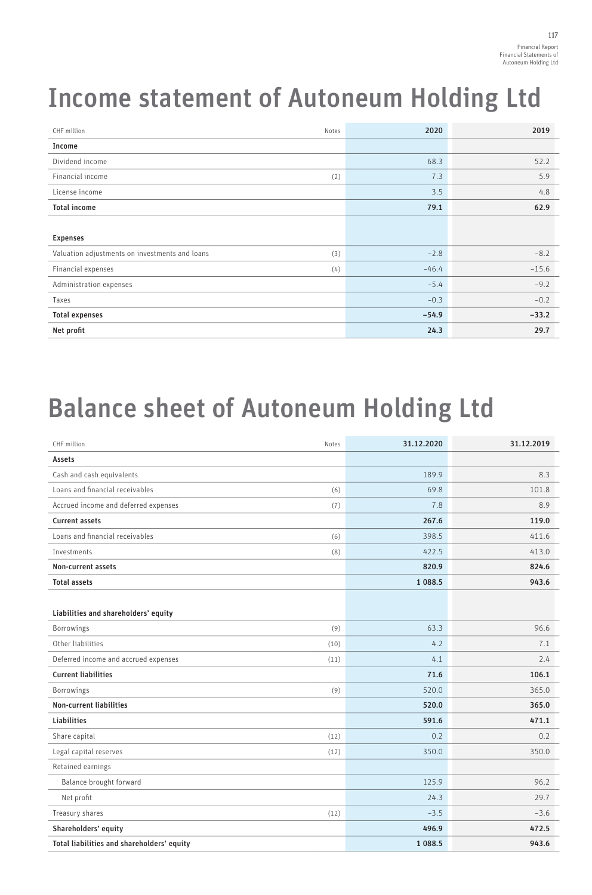# Income statement of Autoneum Holding Ltd

| CHF million | Notes | 2020 | 2019 |
|---|---|---|---|
| **Income** | | | |
| Dividend income | | 68.3 | 52.2 |
| Financial income | (2) | 7.3 | 5.9 |
| License income | | 3.5 | 4.8 |
| **Total income** | | **79.1** | **62.9** |
| | | | |
| **Expenses** | | | |
| Valuation adjustments on investments and loans | (3) | –2.8 | –8.2 |
| Financial expenses | (4) | –46.4 | –15.6 |
| Administration expenses | | –5.4 | –9.2 |
| Taxes | | –0.3 | –0.2 |
| **Total expenses** | | **–54.9** | **–33.2** |
| **Net profit** | | **24.3** | **29.7** |

# Balance sheet of Autoneum Holding Ltd

| CHF million | Notes | 31.12.2020 | 31.12.2019 |
|---|---|---|---|
| **Assets** | | | |
| Cash and cash equivalents | | 189.9 | 8.3 |
| Loans and financial receivables | (6) | 69.8 | 101.8 |
| Accrued income and deferred expenses | (7) | 7.8 | 8.9 |
| **Current assets** | | **267.6** | **119.0** |
| Loans and financial receivables | (6) | 398.5 | 411.6 |
| Investments | (8) | 422.5 | 413.0 |
| **Non-current assets** | | **820.9** | **824.6** |
| **Total assets** | | **1 088.5** | **943.6** |
| | | | |
| **Liabilities and shareholders' equity** | | | |
| Borrowings | (9) | 63.3 | 96.6 |
| Other liabilities | (10) | 4.2 | 7.1 |
| Deferred income and accrued expenses | (11) | 4.1 | 2.4 |
| **Current liabilities** | | **71.6** | **106.1** |
| Borrowings | (9) | 520.0 | 365.0 |
| **Non-current liabilities** | | **520.0** | **365.0** |
| **Liabilities** | | **591.6** | **471.1** |
| Share capital | (12) | 0.2 | 0.2 |
| Legal capital reserves | (12) | 350.0 | 350.0 |
| Retained earnings | | | |
| Balance brought forward | | 125.9 | 96.2 |
| Net profit | | 24.3 | 29.7 |
| Treasury shares | (12) | –3.5 | –3.6 |
| **Shareholders' equity** | | **496.9** | **472.5** |
| **Total liabilities and shareholders' equity** | | **1 088.5** | **943.6** |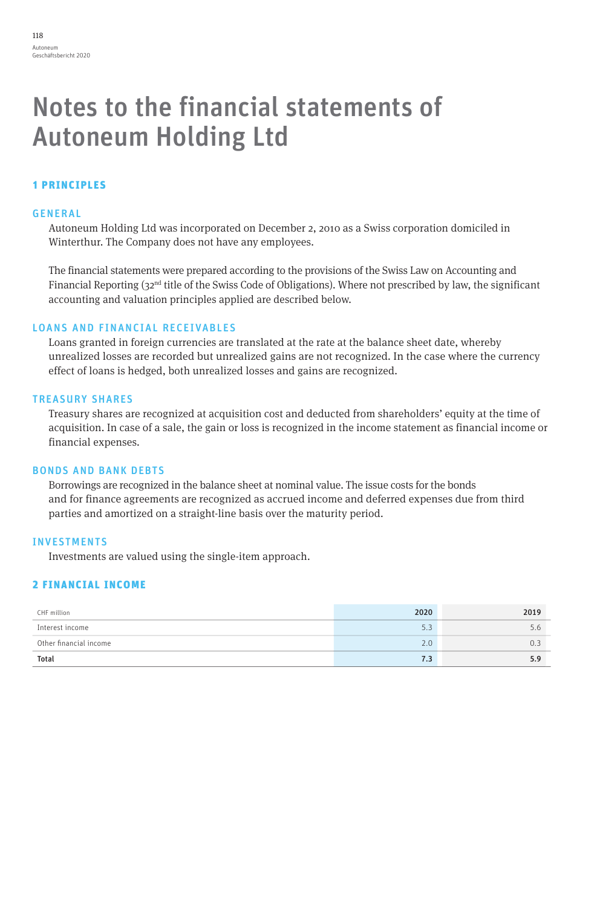# Notes to the financial statements of Autoneum Holding Ltd

## 1 PRINCIPLES

### GENERAL

Autoneum Holding Ltd was incorporated on December 2, 2010 as a Swiss corporation domiciled in Winterthur. The Company does not have any employees.

The financial statements were prepared according to the provisions of the Swiss Law on Accounting and Financial Reporting (32nd title of the Swiss Code of Obligations). Where not prescribed by law, the significant accounting and valuation principles applied are described below.

### LOANS AND FINANCIAL RECEIVABLES

Loans granted in foreign currencies are translated at the rate at the balance sheet date, whereby unrealized losses are recorded but unrealized gains are not recognized. In the case where the currency effect of loans is hedged, both unrealized losses and gains are recognized.

### TREASURY SHARES

Treasury shares are recognized at acquisition cost and deducted from shareholders' equity at the time of acquisition. In case of a sale, the gain or loss is recognized in the income statement as financial income or financial expenses.

### BONDS AND BANK DEBTS

Borrowings are recognized in the balance sheet at nominal value. The issue costs for the bonds and for finance agreements are recognized as accrued income and deferred expenses due from third parties and amortized on a straight-line basis over the maturity period.

### INVESTMENTS

Investments are valued using the single-item approach.

## 2 FINANCIAL INCOME

| CHF million | 2020 | 2019 |
|---|---|---|
| Interest income | 5.3 | 5.6 |
| Other financial income | 2.0 | 0.3 |
| **Total** | **7.3** | **5.9** |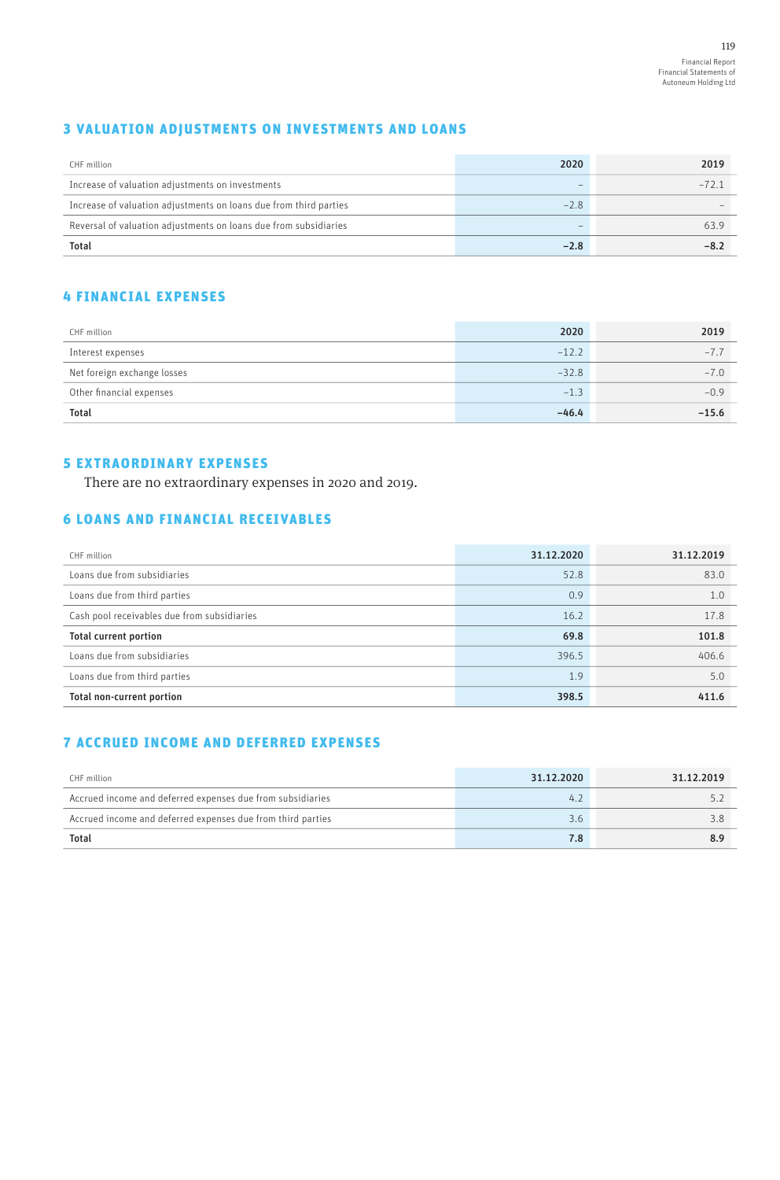## 3 VALUATION ADJUSTMENTS ON INVESTMENTS AND LOANS

| CHF million | 2020 | 2019 |
|---|---|---|
| Increase of valuation adjustments on investments | – | –72.1 |
| Increase of valuation adjustments on loans due from third parties | –2.8 | – |
| Reversal of valuation adjustments on loans due from subsidiaries | – | 63.9 |
| **Total** | **–2.8** | **–8.2** |

## 4 FINANCIAL EXPENSES

| CHF million | 2020 | 2019 |
|---|---|---|
| Interest expenses | –12.2 | –7.7 |
| Net foreign exchange losses | –32.8 | –7.0 |
| Other financial expenses | –1.3 | –0.9 |
| **Total** | **–46.4** | **–15.6** |

## 5 EXTRAORDINARY EXPENSES

There are no extraordinary expenses in 2020 and 2019.

## 6 LOANS AND FINANCIAL RECEIVABLES

| CHF million | 31.12.2020 | 31.12.2019 |
|---|---|---|
| Loans due from subsidiaries | 52.8 | 83.0 |
| Loans due from third parties | 0.9 | 1.0 |
| Cash pool receivables due from subsidiaries | 16.2 | 17.8 |
| **Total current portion** | **69.8** | **101.8** |
| Loans due from subsidiaries | 396.5 | 406.6 |
| Loans due from third parties | 1.9 | 5.0 |
| **Total non-current portion** | **398.5** | **411.6** |

## 7 ACCRUED INCOME AND DEFERRED EXPENSES

| CHF million | 31.12.2020 | 31.12.2019 |
|---|---|---|
| Accrued income and deferred expenses due from subsidiaries | 4.2 | 5.2 |
| Accrued income and deferred expenses due from third parties | 3.6 | 3.8 |
| **Total** | **7.8** | **8.9** |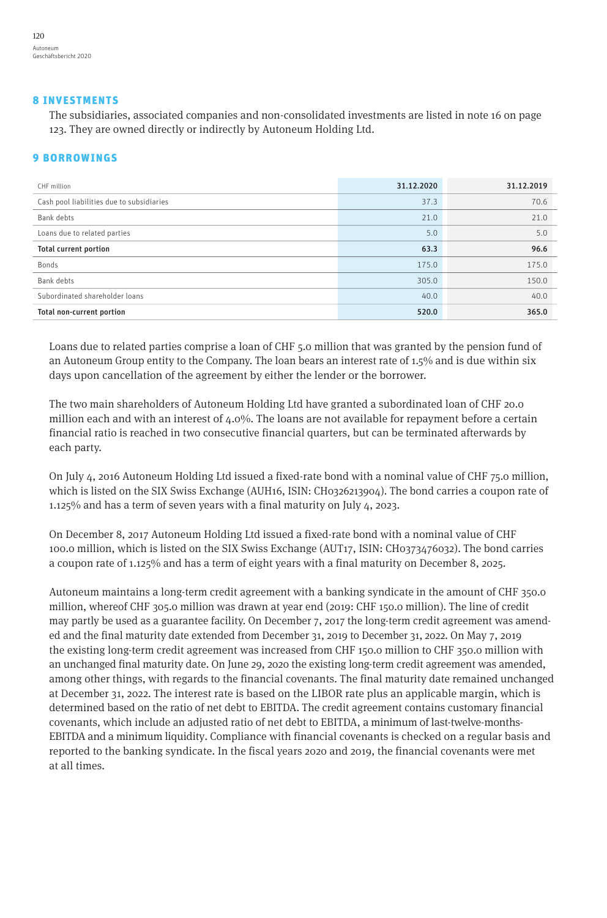## 8 INVESTMENTS

The subsidiaries, associated companies and non-consolidated investments are listed in note 16 on page 123. They are owned directly or indirectly by Autoneum Holding Ltd.

## 9 BORROWINGS

| CHF million | 31.12.2020 | 31.12.2019 |
|---|---|---|
| Cash pool liabilities due to subsidiaries | 37.3 | 70.6 |
| Bank debts | 21.0 | 21.0 |
| Loans due to related parties | 5.0 | 5.0 |
| **Total current portion** | **63.3** | **96.6** |
| Bonds | 175.0 | 175.0 |
| Bank debts | 305.0 | 150.0 |
| Subordinated shareholder loans | 40.0 | 40.0 |
| **Total non-current portion** | **520.0** | **365.0** |

Loans due to related parties comprise a loan of CHF 5.0 million that was granted by the pension fund of an Autoneum Group entity to the Company. The loan bears an interest rate of 1.5% and is due within six days upon cancellation of the agreement by either the lender or the borrower.

The two main shareholders of Autoneum Holding Ltd have granted a subordinated loan of CHF 20.0 million each and with an interest of 4.0%. The loans are not available for repayment before a certain financial ratio is reached in two consecutive financial quarters, but can be terminated afterwards by each party.

On July 4, 2016 Autoneum Holding Ltd issued a fixed-rate bond with a nominal value of CHF 75.0 million, which is listed on the SIX Swiss Exchange (AUH16, ISIN: CH0326213904). The bond carries a coupon rate of 1.125% and has a term of seven years with a final maturity on July 4, 2023.

On December 8, 2017 Autoneum Holding Ltd issued a fixed-rate bond with a nominal value of CHF 100.0 million, which is listed on the SIX Swiss Exchange (AUT17, ISIN: CH0373476032). The bond carries a coupon rate of 1.125% and has a term of eight years with a final maturity on December 8, 2025.

Autoneum maintains a long-term credit agreement with a banking syndicate in the amount of CHF 350.0 million, whereof CHF 305.0 million was drawn at year end (2019: CHF 150.0 million). The line of credit may partly be used as a guarantee facility. On December 7, 2017 the long-term credit agreement was amended and the final maturity date extended from December 31, 2019 to December 31, 2022. On May 7, 2019 the existing long-term credit agreement was increased from CHF 150.0 million to CHF 350.0 million with an unchanged final maturity date. On June 29, 2020 the existing long-term credit agreement was amended, among other things, with regards to the financial covenants. The final maturity date remained unchanged at December 31, 2022. The interest rate is based on the LIBOR rate plus an applicable margin, which is determined based on the ratio of net debt to EBITDA. The credit agreement contains customary financial covenants, which include an adjusted ratio of net debt to EBITDA, a minimum of last-twelve-months-EBITDA and a minimum liquidity. Compliance with financial covenants is checked on a regular basis and reported to the banking syndicate. In the fiscal years 2020 and 2019, the financial covenants were met at all times.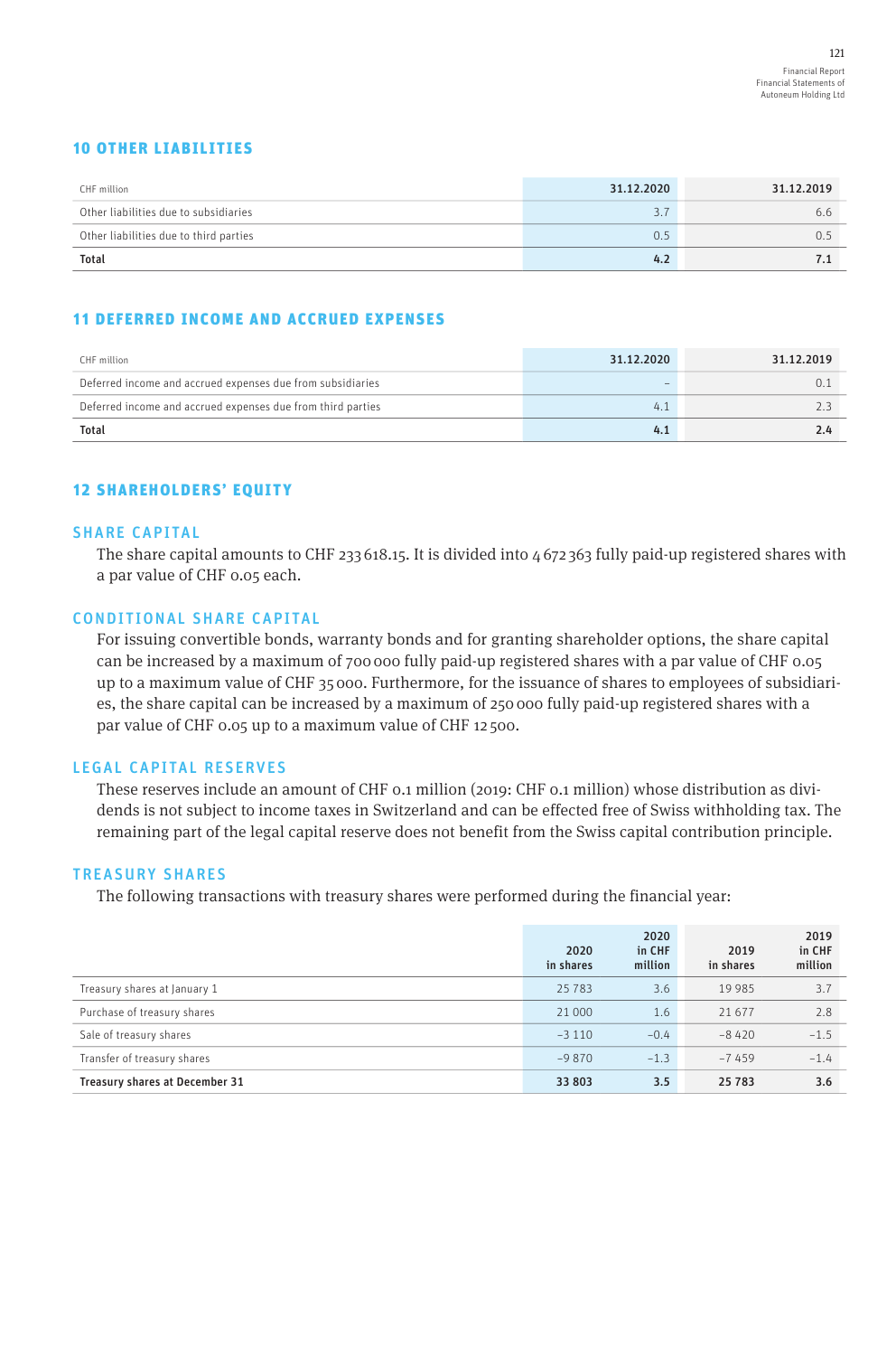## 10 OTHER LIABILITIES

| CHF million | 31.12.2020 | 31.12.2019 |
|---|---|---|
| Other liabilities due to subsidiaries | 3.7 | 6.6 |
| Other liabilities due to third parties | 0.5 | 0.5 |
| **Total** | **4.2** | **7.1** |

## 11 DEFERRED INCOME AND ACCRUED EXPENSES

| CHF million | 31.12.2020 | 31.12.2019 |
|---|---|---|
| Deferred income and accrued expenses due from subsidiaries | – | 0.1 |
| Deferred income and accrued expenses due from third parties | 4.1 | 2.3 |
| **Total** | **4.1** | **2.4** |

## 12 SHAREHOLDERS' EQUITY

### SHARE CAPITAL

The share capital amounts to CHF 233 618.15. It is divided into 4 672 363 fully paid-up registered shares with a par value of CHF 0.05 each.

### CONDITIONAL SHARE CAPITAL

For issuing convertible bonds, warranty bonds and for granting shareholder options, the share capital can be increased by a maximum of 700 000 fully paid-up registered shares with a par value of CHF 0.05 up to a maximum value of CHF 35 000. Furthermore, for the issuance of shares to employees of subsidiaries, the share capital can be increased by a maximum of 250 000 fully paid-up registered shares with a par value of CHF 0.05 up to a maximum value of CHF 12 500.

### LEGAL CAPITAL RESERVES

These reserves include an amount of CHF 0.1 million (2019: CHF 0.1 million) whose distribution as dividends is not subject to income taxes in Switzerland and can be effected free of Swiss withholding tax. The remaining part of the legal capital reserve does not benefit from the Swiss capital contribution principle.

### TREASURY SHARES

The following transactions with treasury shares were performed during the financial year:

| | 2020 in shares | 2020 in CHF million | 2019 in shares | 2019 in CHF million |
|---|---|---|---|---|
| Treasury shares at January 1 | 25 783 | 3.6 | 19 985 | 3.7 |
| Purchase of treasury shares | 21 000 | 1.6 | 21 677 | 2.8 |
| Sale of treasury shares | −3 110 | −0.4 | −8 420 | −1.5 |
| Transfer of treasury shares | −9 870 | −1.3 | −7 459 | −1.4 |
| **Treasury shares at December 31** | **33 803** | **3.5** | **25 783** | **3.6** |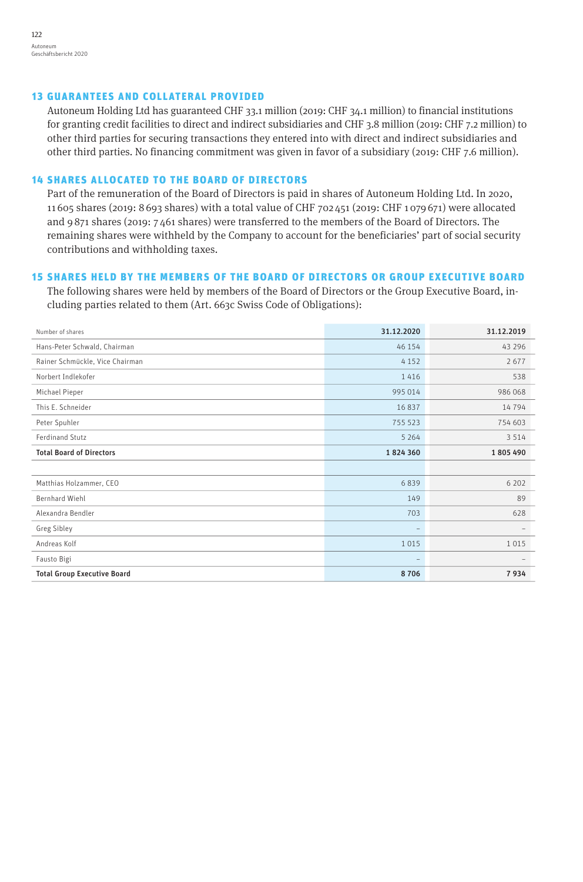## 13 GUARANTEES AND COLLATERAL PROVIDED

Autoneum Holding Ltd has guaranteed CHF 33.1 million (2019: CHF 34.1 million) to financial institutions for granting credit facilities to direct and indirect subsidiaries and CHF 3.8 million (2019: CHF 7.2 million) to other third parties for securing transactions they entered into with direct and indirect subsidiaries and other third parties. No financing commitment was given in favor of a subsidiary (2019: CHF 7.6 million).

## 14 SHARES ALLOCATED TO THE BOARD OF DIRECTORS

Part of the remuneration of the Board of Directors is paid in shares of Autoneum Holding Ltd. In 2020, 11 605 shares (2019: 8 693 shares) with a total value of CHF 702 451 (2019: CHF 1 079 671) were allocated and 9 871 shares (2019: 7 461 shares) were transferred to the members of the Board of Directors. The remaining shares were withheld by the Company to account for the beneficiaries' part of social security contributions and withholding taxes.

## 15 SHARES HELD BY THE MEMBERS OF THE BOARD OF DIRECTORS OR GROUP EXECUTIVE BOARD

The following shares were held by members of the Board of Directors or the Group Executive Board, including parties related to them (Art. 663c Swiss Code of Obligations):

| Number of shares | 31.12.2020 | 31.12.2019 |
|---|---|---|
| Hans-Peter Schwald, Chairman | 46 154 | 43 296 |
| Rainer Schmückle, Vice Chairman | 4 152 | 2 677 |
| Norbert Indlekofer | 1 416 | 538 |
| Michael Pieper | 995 014 | 986 068 |
| This E. Schneider | 16 837 | 14 794 |
| Peter Spuhler | 755 523 | 754 603 |
| Ferdinand Stutz | 5 264 | 3 514 |
| **Total Board of Directors** | **1 824 360** | **1 805 490** |
| | | |
| Matthias Holzammer, CEO | 6 839 | 6 202 |
| Bernhard Wiehl | 149 | 89 |
| Alexandra Bendler | 703 | 628 |
| Greg Sibley | – | – |
| Andreas Kolf | 1 015 | 1 015 |
| Fausto Bigi | – | – |
| **Total Group Executive Board** | **8 706** | **7 934** |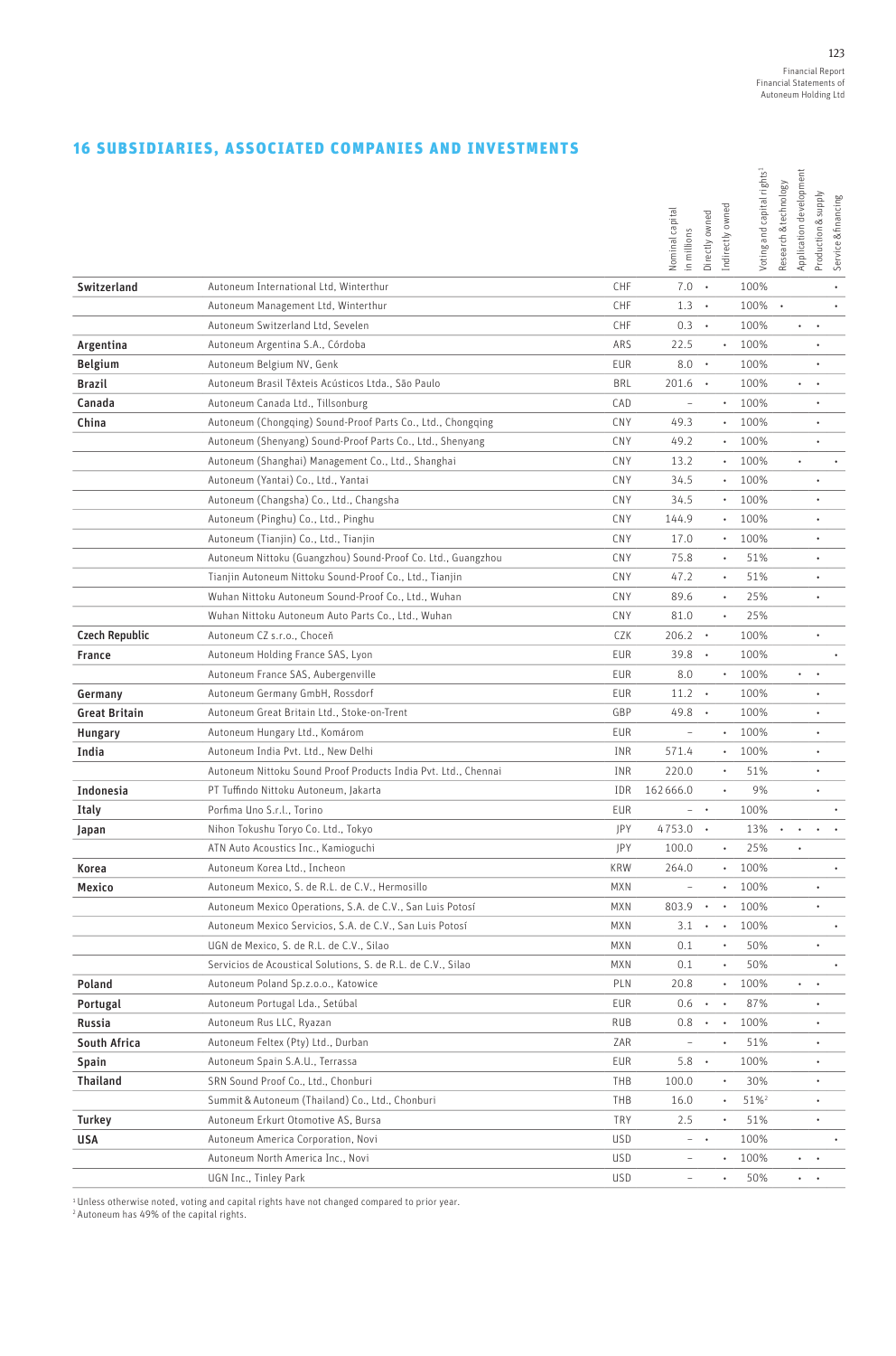## 16 SUBSIDIARIES, ASSOCIATED COMPANIES AND INVESTMENTS

| | | | Nominal capital in millions | Directly owned | Indirectly owned | Voting and capital rights[1] | Research & technology | Application development | Production & supply | Service & financing |
|---|---|---|---|---|---|---|---|---|---|---|
| **Switzerland** | Autoneum International Ltd, Winterthur | CHF | 7.0 | • | | 100% | | | | • |
| | Autoneum Management Ltd, Winterthur | CHF | 1.3 | • | | 100% | • | | | • |
| | Autoneum Switzerland Ltd, Sevelen | CHF | 0.3 | • | | 100% | | • | • | |
| **Argentina** | Autoneum Argentina S.A., Córdoba | ARS | 22.5 | | • | 100% | | | • | |
| **Belgium** | Autoneum Belgium NV, Genk | EUR | 8.0 | • | | 100% | | | • | |
| **Brazil** | Autoneum Brasil Têxteis Acústicos Ltda., São Paulo | BRL | 201.6 | • | | 100% | | • | • | |
| **Canada** | Autoneum Canada Ltd., Tillsonburg | CAD | – | | • | 100% | | | • | |
| **China** | Autoneum (Chongqing) Sound-Proof Parts Co., Ltd., Chongqing | CNY | 49.3 | | • | 100% | | | • | |
| | Autoneum (Shenyang) Sound-Proof Parts Co., Ltd., Shenyang | CNY | 49.2 | | • | 100% | | | • | |
| | Autoneum (Shanghai) Management Co., Ltd., Shanghai | CNY | 13.2 | | • | 100% | | • | | • |
| | Autoneum (Yantai) Co., Ltd., Yantai | CNY | 34.5 | | • | 100% | | | • | |
| | Autoneum (Changsha) Co., Ltd., Changsha | CNY | 34.5 | | • | 100% | | | • | |
| | Autoneum (Pinghu) Co., Ltd., Pinghu | CNY | 144.9 | | • | 100% | | | • | |
| | Autoneum (Tianjin) Co., Ltd., Tianjin | CNY | 17.0 | | • | 100% | | | • | |
| | Autoneum Nittoku (Guangzhou) Sound-Proof Co. Ltd., Guangzhou | CNY | 75.8 | | • | 51% | | | • | |
| | Tianjin Autoneum Nittoku Sound-Proof Co., Ltd., Tianjin | CNY | 47.2 | | • | 51% | | | • | |
| | Wuhan Nittoku Autoneum Sound-Proof Co., Ltd., Wuhan | CNY | 89.6 | | • | 25% | | | • | |
| | Wuhan Nittoku Autoneum Auto Parts Co., Ltd., Wuhan | CNY | 81.0 | | • | 25% | | | | |
| **Czech Republic** | Autoneum CZ s.r.o., Choceň | CZK | 206.2 | • | | 100% | | | • | |
| **France** | Autoneum Holding France SAS, Lyon | EUR | 39.8 | • | | 100% | | | | • |
| | Autoneum France SAS, Aubergenville | EUR | 8.0 | | • | 100% | | • | • | |
| **Germany** | Autoneum Germany GmbH, Rossdorf | EUR | 11.2 | • | | 100% | | | • | |
| **Great Britain** | Autoneum Great Britain Ltd., Stoke-on-Trent | GBP | 49.8 | • | | 100% | | | • | |
| **Hungary** | Autoneum Hungary Ltd., Komárom | EUR | – | | • | 100% | | | • | |
| **India** | Autoneum India Pvt. Ltd., New Delhi | INR | 571.4 | | • | 100% | | | • | |
| | Autoneum Nittoku Sound Proof Products India Pvt. Ltd., Chennai | INR | 220.0 | | • | 51% | | | • | |
| **Indonesia** | PT Tuffindo Nittoku Autoneum, Jakarta | IDR | 162 666.0 | | • | 9% | | | • | |
| **Italy** | Porfima Uno S.r.l., Torino | EUR | – | • | | 100% | | | | • |
| **Japan** | Nihon Tokushu Toryo Co. Ltd., Tokyo | JPY | 4 753.0 | • | | 13% | • | • | • | • |
| | ATN Auto Acoustics Inc., Kamioguchi | JPY | 100.0 | | • | 25% | | • | | |
| **Korea** | Autoneum Korea Ltd., Incheon | KRW | 264.0 | | • | 100% | | | | • |
| **Mexico** | Autoneum Mexico, S. de R.L. de C.V., Hermosillo | MXN | – | | • | 100% | | | • | |
| | Autoneum Mexico Operations, S.A. de C.V., San Luis Potosí | MXN | 803.9 | • | • | 100% | | | • | |
| | Autoneum Mexico Servicios, S.A. de C.V., San Luis Potosí | MXN | 3.1 | • | • | 100% | | | | • |
| | UGN de Mexico, S. de R.L. de C.V., Silao | MXN | 0.1 | | • | 50% | | | • | |
| | Servicios de Acoustical Solutions, S. de R.L. de C.V., Silao | MXN | 0.1 | | • | 50% | | | | • |
| **Poland** | Autoneum Poland Sp.z.o.o., Katowice | PLN | 20.8 | | • | 100% | | • | • | |
| **Portugal** | Autoneum Portugal Lda., Setúbal | EUR | 0.6 | • | • | 87% | | | • | |
| **Russia** | Autoneum Rus LLC, Ryazan | RUB | 0.8 | • | • | 100% | | | • | |
| **South Africa** | Autoneum Feltex (Pty) Ltd., Durban | ZAR | – | | • | 51% | | | • | |
| **Spain** | Autoneum Spain S.A.U., Terrassa | EUR | 5.8 | • | | 100% | | | • | |
| **Thailand** | SRN Sound Proof Co., Ltd., Chonburi | THB | 100.0 | | • | 30% | | | • | |
| | Summit & Autoneum (Thailand) Co., Ltd., Chonburi | THB | 16.0 | | • | 51%[2] | | | • | |
| **Turkey** | Autoneum Erkurt Otomotive AS, Bursa | TRY | 2.5 | | • | 51% | | | • | |
| **USA** | Autoneum America Corporation, Novi | USD | – | • | | 100% | | | | • |
| | Autoneum North America Inc., Novi | USD | – | | • | 100% | | • | • | |
| | UGN Inc., Tinley Park | USD | – | | • | 50% | | • | • | |

[1] Unless otherwise noted, voting and capital rights have not changed compared to prior year.
[2] Autoneum has 49% of the capital rights.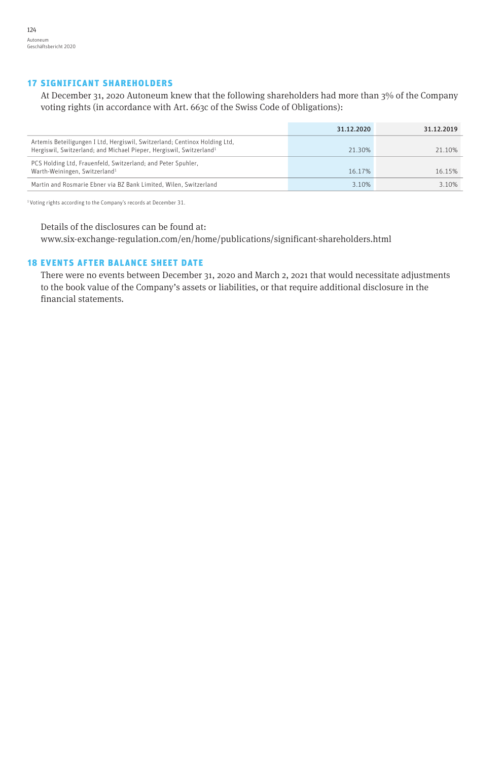## 17 SIGNIFICANT SHAREHOLDERS

At December 31, 2020 Autoneum knew that the following shareholders had more than 3% of the Company voting rights (in accordance with Art. 663c of the Swiss Code of Obligations):

| | 31.12.2020 | 31.12.2019 |
|---|---|---|
| Artemis Beteiligungen I Ltd, Hergiswil, Switzerland; Centinox Holding Ltd, Hergiswil, Switzerland; and Michael Pieper, Hergiswil, Switzerland[1] | 21.30% | 21.10% |
| PCS Holding Ltd, Frauenfeld, Switzerland; and Peter Spuhler, Warth-Weiningen, Switzerland[1] | 16.17% | 16.15% |
| Martin and Rosmarie Ebner via BZ Bank Limited, Wilen, Switzerland | 3.10% | 3.10% |

[1] Voting rights according to the Company's records at December 31.

Details of the disclosures can be found at:
www.six-exchange-regulation.com/en/home/publications/significant-shareholders.html

## 18 EVENTS AFTER BALANCE SHEET DATE

There were no events between December 31, 2020 and March 2, 2021 that would necessitate adjustments to the book value of the Company's assets or liabilities, or that require additional disclosure in the financial statements.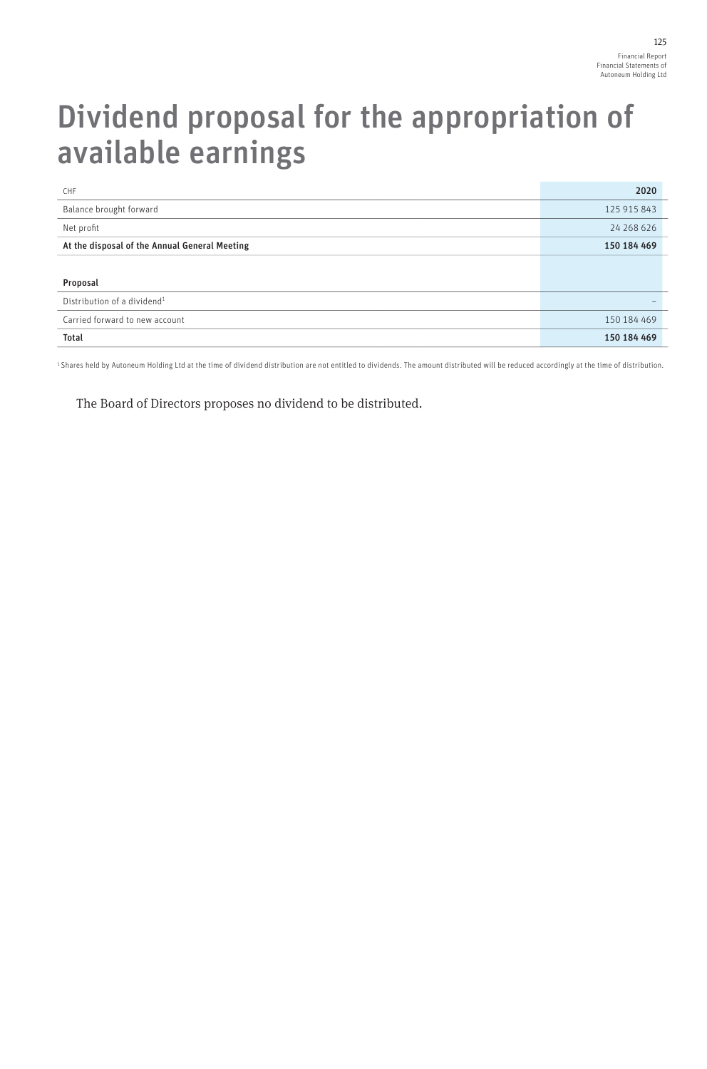# Dividend proposal for the appropriation of available earnings

| CHF | 2020 |
|---|---|
| Balance brought forward | 125 915 843 |
| Net profit | 24 268 626 |
| **At the disposal of the Annual General Meeting** | **150 184 469** |
| | |
| **Proposal** | |
| Distribution of a dividend[1] | – |
| Carried forward to new account | 150 184 469 |
| **Total** | **150 184 469** |

[1] Shares held by Autoneum Holding Ltd at the time of dividend distribution are not entitled to dividends. The amount distributed will be reduced accordingly at the time of distribution.

The Board of Directors proposes no dividend to be distributed.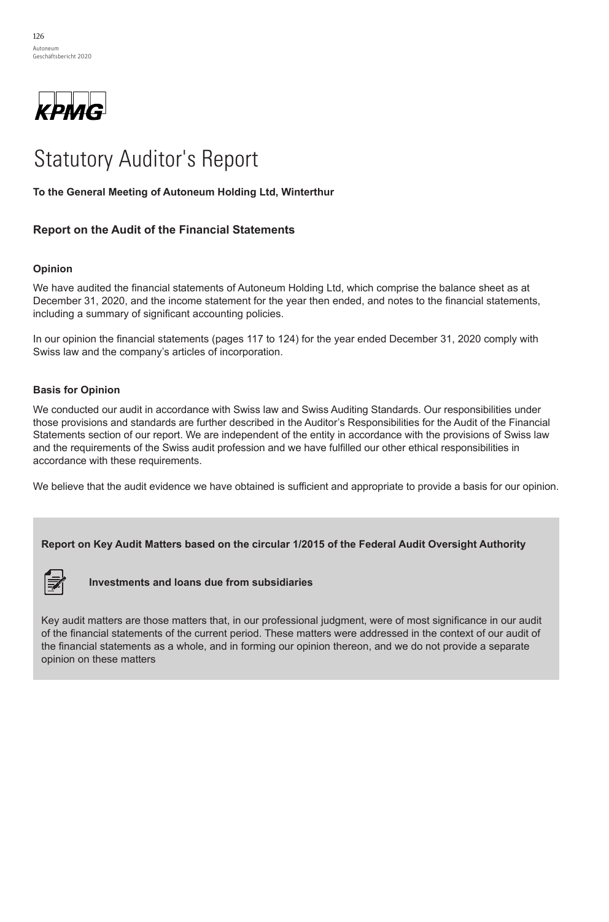KPMG

# Statutory Auditor's Report

**To the General Meeting of Autoneum Holding Ltd, Winterthur**

## Report on the Audit of the Financial Statements

### Opinion

We have audited the financial statements of Autoneum Holding Ltd, which comprise the balance sheet as at December 31, 2020, and the income statement for the year then ended, and notes to the financial statements, including a summary of significant accounting policies.

In our opinion the financial statements (pages 117 to 124) for the year ended December 31, 2020 comply with Swiss law and the company's articles of incorporation.

### Basis for Opinion

We conducted our audit in accordance with Swiss law and Swiss Auditing Standards. Our responsibilities under those provisions and standards are further described in the Auditor's Responsibilities for the Audit of the Financial Statements section of our report. We are independent of the entity in accordance with the provisions of Swiss law and the requirements of the Swiss audit profession and we have fulfilled our other ethical responsibilities in accordance with these requirements.

We believe that the audit evidence we have obtained is sufficient and appropriate to provide a basis for our opinion.

**Report on Key Audit Matters based on the circular 1/2015 of the Federal Audit Oversight Authority**

**Investments and loans due from subsidiaries**

Key audit matters are those matters that, in our professional judgment, were of most significance in our audit of the financial statements of the current period. These matters were addressed in the context of our audit of the financial statements as a whole, and in forming our opinion thereon, and we do not provide a separate opinion on these matters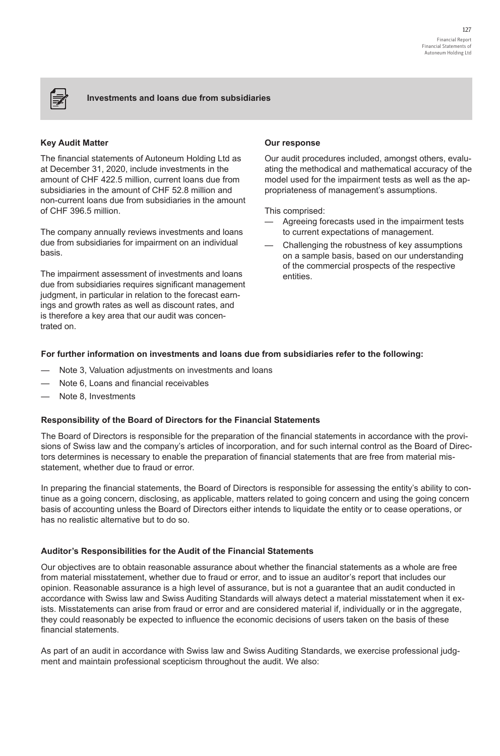### Investments and loans due from subsidiaries

**Key Audit Matter**

The financial statements of Autoneum Holding Ltd as at December 31, 2020, include investments in the amount of CHF 422.5 million, current loans due from subsidiaries in the amount of CHF 52.8 million and non-current loans due from subsidiaries in the amount of CHF 396.5 million.

The company annually reviews investments and loans due from subsidiaries for impairment on an individual basis.

The impairment assessment of investments and loans due from subsidiaries requires significant management judgment, in particular in relation to the forecast earnings and growth rates as well as discount rates, and is therefore a key area that our audit was concentrated on.

**Our response**

Our audit procedures included, amongst others, evaluating the methodical and mathematical accuracy of the model used for the impairment tests as well as the appropriateness of management's assumptions.

This comprised:

- Agreeing forecasts used in the impairment tests to current expectations of management.
- Challenging the robustness of key assumptions on a sample basis, based on our understanding of the commercial prospects of the respective entities.

**For further information on investments and loans due from subsidiaries refer to the following:**

- Note 3, Valuation adjustments on investments and loans
- Note 6, Loans and financial receivables
- Note 8, Investments

### Responsibility of the Board of Directors for the Financial Statements

The Board of Directors is responsible for the preparation of the financial statements in accordance with the provisions of Swiss law and the company's articles of incorporation, and for such internal control as the Board of Directors determines is necessary to enable the preparation of financial statements that are free from material misstatement, whether due to fraud or error.

In preparing the financial statements, the Board of Directors is responsible for assessing the entity's ability to continue as a going concern, disclosing, as applicable, matters related to going concern and using the going concern basis of accounting unless the Board of Directors either intends to liquidate the entity or to cease operations, or has no realistic alternative but to do so.

### Auditor's Responsibilities for the Audit of the Financial Statements

Our objectives are to obtain reasonable assurance about whether the financial statements as a whole are free from material misstatement, whether due to fraud or error, and to issue an auditor's report that includes our opinion. Reasonable assurance is a high level of assurance, but is not a guarantee that an audit conducted in accordance with Swiss law and Swiss Auditing Standards will always detect a material misstatement when it exists. Misstatements can arise from fraud or error and are considered material if, individually or in the aggregate, they could reasonably be expected to influence the economic decisions of users taken on the basis of these financial statements.

As part of an audit in accordance with Swiss law and Swiss Auditing Standards, we exercise professional judgment and maintain professional scepticism throughout the audit. We also: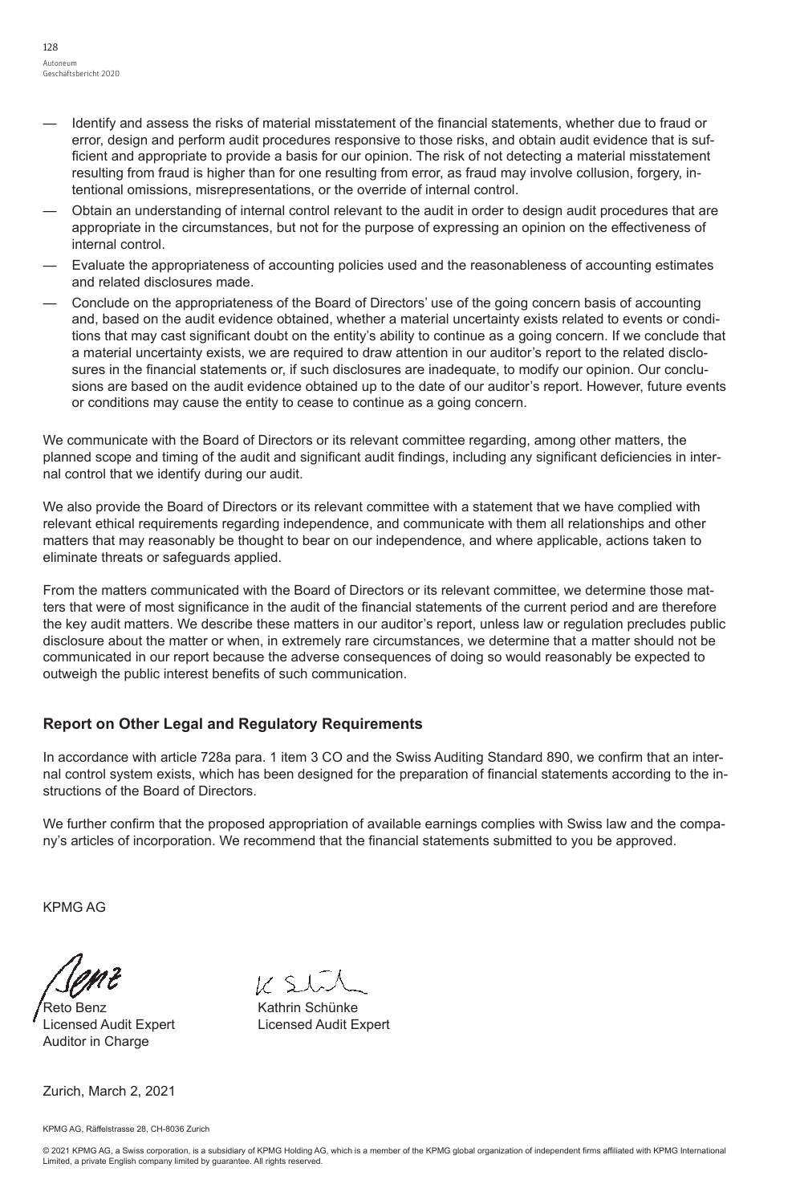- Identify and assess the risks of material misstatement of the financial statements, whether due to fraud or error, design and perform audit procedures responsive to those risks, and obtain audit evidence that is sufficient and appropriate to provide a basis for our opinion. The risk of not detecting a material misstatement resulting from fraud is higher than for one resulting from error, as fraud may involve collusion, forgery, intentional omissions, misrepresentations, or the override of internal control.
- Obtain an understanding of internal control relevant to the audit in order to design audit procedures that are appropriate in the circumstances, but not for the purpose of expressing an opinion on the effectiveness of internal control.
- Evaluate the appropriateness of accounting policies used and the reasonableness of accounting estimates and related disclosures made.
- Conclude on the appropriateness of the Board of Directors' use of the going concern basis of accounting and, based on the audit evidence obtained, whether a material uncertainty exists related to events or conditions that may cast significant doubt on the entity's ability to continue as a going concern. If we conclude that a material uncertainty exists, we are required to draw attention in our auditor's report to the related disclosures in the financial statements or, if such disclosures are inadequate, to modify our opinion. Our conclusions are based on the audit evidence obtained up to the date of our auditor's report. However, future events or conditions may cause the entity to cease to continue as a going concern.

We communicate with the Board of Directors or its relevant committee regarding, among other matters, the planned scope and timing of the audit and significant audit findings, including any significant deficiencies in internal control that we identify during our audit.

We also provide the Board of Directors or its relevant committee with a statement that we have complied with relevant ethical requirements regarding independence, and communicate with them all relationships and other matters that may reasonably be thought to bear on our independence, and where applicable, actions taken to eliminate threats or safeguards applied.

From the matters communicated with the Board of Directors or its relevant committee, we determine those matters that were of most significance in the audit of the financial statements of the current period and are therefore the key audit matters. We describe these matters in our auditor's report, unless law or regulation precludes public disclosure about the matter or when, in extremely rare circumstances, we determine that a matter should not be communicated in our report because the adverse consequences of doing so would reasonably be expected to outweigh the public interest benefits of such communication.

## Report on Other Legal and Regulatory Requirements

In accordance with article 728a para. 1 item 3 CO and the Swiss Auditing Standard 890, we confirm that an internal control system exists, which has been designed for the preparation of financial statements according to the instructions of the Board of Directors.

We further confirm that the proposed appropriation of available earnings complies with Swiss law and the company's articles of incorporation. We recommend that the financial statements submitted to you be approved.

KPMG AG

Reto Benz
Licensed Audit Expert
Auditor in Charge

Kathrin Schünke
Licensed Audit Expert

Zurich, March 2, 2021

KPMG AG, Räffelstrasse 28, CH-8036 Zurich

© 2021 KPMG AG, a Swiss corporation, is a subsidiary of KPMG Holding AG, which is a member of the KPMG global organization of independent firms affiliated with KPMG International Limited, a private English company limited by guarantee. All rights reserved.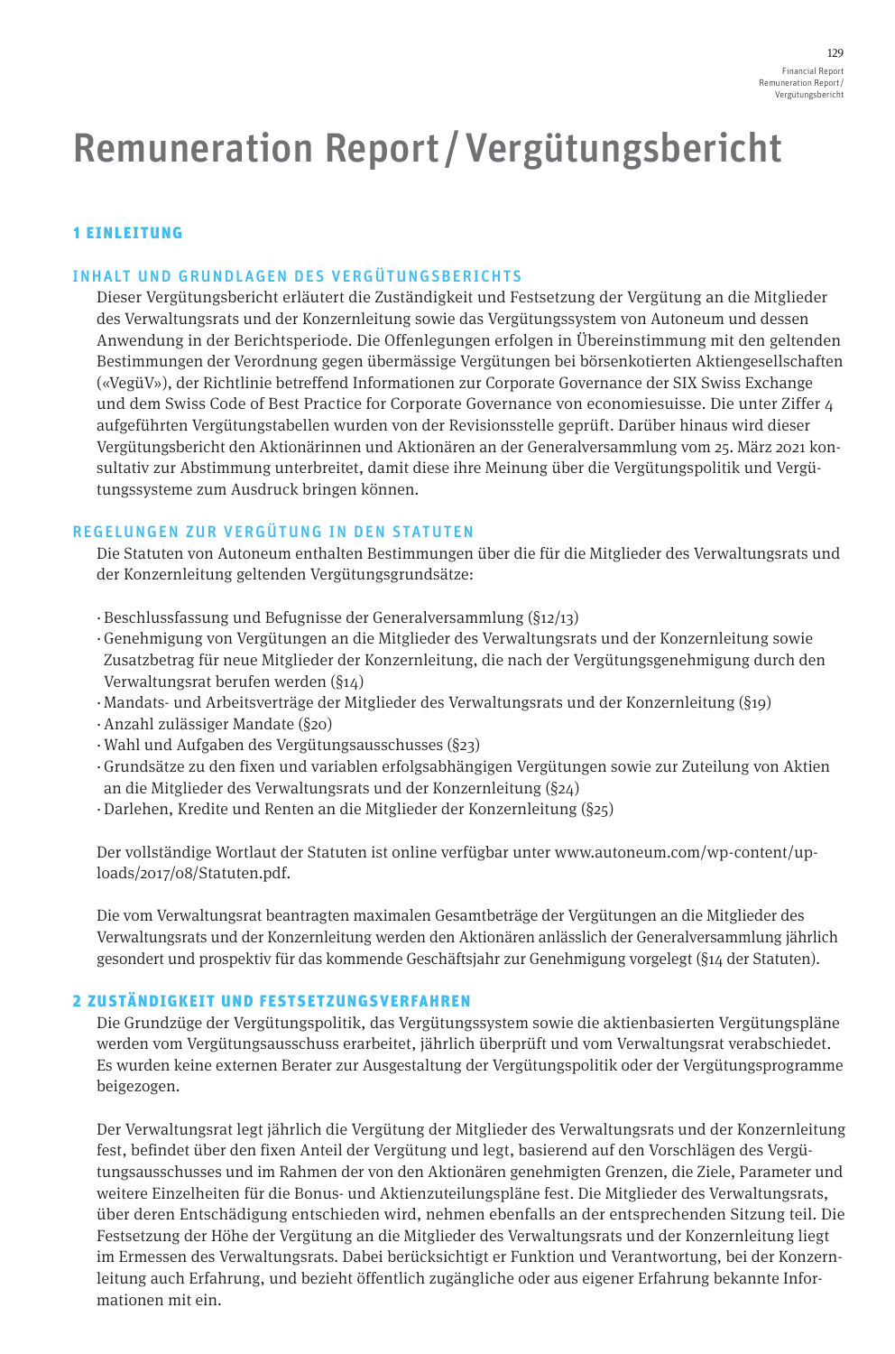# Remuneration Report / Vergütungsbericht

## 1 EINLEITUNG

### INHALT UND GRUNDLAGEN DES VERGÜTUNGSBERICHTS

Dieser Vergütungsbericht erläutert die Zuständigkeit und Festsetzung der Vergütung an die Mitglieder des Verwaltungsrats und der Konzernleitung sowie das Vergütungssystem von Autoneum und dessen Anwendung in der Berichtsperiode. Die Offenlegungen erfolgen in Übereinstimmung mit den geltenden Bestimmungen der Verordnung gegen übermässige Vergütungen bei börsenkotierten Aktiengesellschaften («VegüV»), der Richtlinie betreffend Informationen zur Corporate Governance der SIX Swiss Exchange und dem Swiss Code of Best Practice for Corporate Governance von economiesuisse. Die unter Ziffer 4 aufgeführten Vergütungstabellen wurden von der Revisionsstelle geprüft. Darüber hinaus wird dieser Vergütungsbericht den Aktionärinnen und Aktionären an der Generalversammlung vom 25. März 2021 konsultativ zur Abstimmung unterbreitet, damit diese ihre Meinung über die Vergütungspolitik und Vergütungssysteme zum Ausdruck bringen können.

### REGELUNGEN ZUR VERGÜTUNG IN DEN STATUTEN

Die Statuten von Autoneum enthalten Bestimmungen über die für die Mitglieder des Verwaltungsrats und der Konzernleitung geltenden Vergütungsgrundsätze:

- Beschlussfassung und Befugnisse der Generalversammlung (§12/13)
- Genehmigung von Vergütungen an die Mitglieder des Verwaltungsrats und der Konzernleitung sowie Zusatzbetrag für neue Mitglieder der Konzernleitung, die nach der Vergütungsgenehmigung durch den Verwaltungsrat berufen werden (§14)
- Mandats- und Arbeitsverträge der Mitglieder des Verwaltungsrats und der Konzernleitung (§19)
- Anzahl zulässiger Mandate (§20)
- Wahl und Aufgaben des Vergütungsausschusses (§23)
- Grundsätze zu den fixen und variablen erfolgsabhängigen Vergütungen sowie zur Zuteilung von Aktien an die Mitglieder des Verwaltungsrats und der Konzernleitung (§24)
- Darlehen, Kredite und Renten an die Mitglieder der Konzernleitung (§25)

Der vollständige Wortlaut der Statuten ist online verfügbar unter www.autoneum.com/wp-content/uploads/2017/08/Statuten.pdf.

Die vom Verwaltungsrat beantragten maximalen Gesamtbeträge der Vergütungen an die Mitglieder des Verwaltungsrats und der Konzernleitung werden den Aktionären anlässlich der Generalversammlung jährlich gesondert und prospektiv für das kommende Geschäftsjahr zur Genehmigung vorgelegt (§14 der Statuten).

## 2 ZUSTÄNDIGKEIT UND FESTSETZUNGSVERFAHREN

Die Grundzüge der Vergütungspolitik, das Vergütungssystem sowie die aktienbasierten Vergütungspläne werden vom Vergütungsausschuss erarbeitet, jährlich überprüft und vom Verwaltungsrat verabschiedet. Es wurden keine externen Berater zur Ausgestaltung der Vergütungspolitik oder der Vergütungsprogramme beigezogen.

Der Verwaltungsrat legt jährlich die Vergütung der Mitglieder des Verwaltungsrats und der Konzernleitung fest, befindet über den fixen Anteil der Vergütung und legt, basierend auf den Vorschlägen des Vergütungsausschusses und im Rahmen der von den Aktionären genehmigten Grenzen, die Ziele, Parameter und weitere Einzelheiten für die Bonus- und Aktienzuteilungspläne fest. Die Mitglieder des Verwaltungsrats, über deren Entschädigung entschieden wird, nehmen ebenfalls an der entsprechenden Sitzung teil. Die Festsetzung der Höhe der Vergütung an die Mitglieder des Verwaltungsrats und der Konzernleitung liegt im Ermessen des Verwaltungsrats. Dabei berücksichtigt er Funktion und Verantwortung, bei der Konzernleitung auch Erfahrung, und bezieht öffentlich zugängliche oder aus eigener Erfahrung bekannte Informationen mit ein.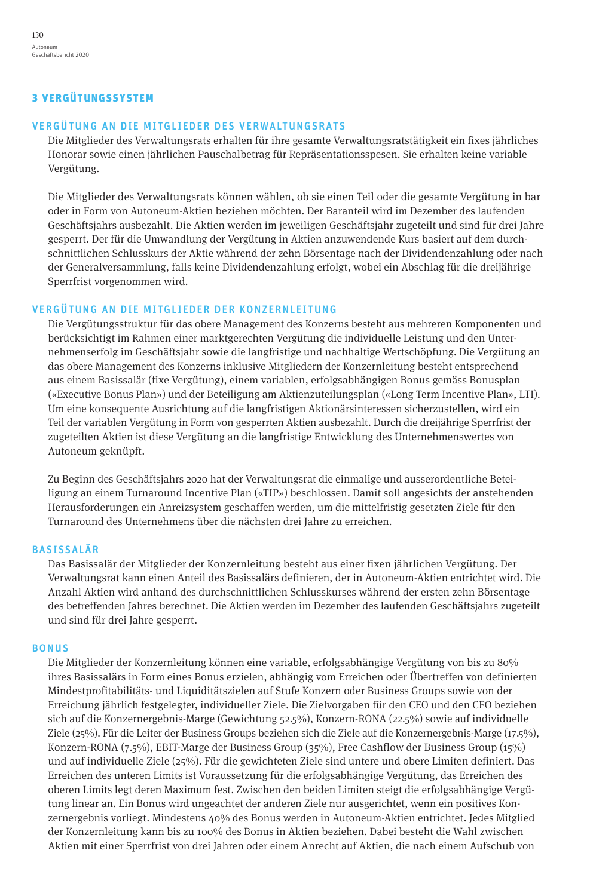## 3 VERGÜTUNGSSYSTEM

### VERGÜTUNG AN DIE MITGLIEDER DES VERWALTUNGSRATS

Die Mitglieder des Verwaltungsrats erhalten für ihre gesamte Verwaltungsratstätigkeit ein fixes jährliches Honorar sowie einen jährlichen Pauschalbetrag für Repräsentationsspesen. Sie erhalten keine variable Vergütung.

Die Mitglieder des Verwaltungsrats können wählen, ob sie einen Teil oder die gesamte Vergütung in bar oder in Form von Autoneum-Aktien beziehen möchten. Der Baranteil wird im Dezember des laufenden Geschäftsjahrs ausbezahlt. Die Aktien werden im jeweiligen Geschäftsjahr zugeteilt und sind für drei Jahre gesperrt. Der für die Umwandlung der Vergütung in Aktien anzuwendende Kurs basiert auf dem durchschnittlichen Schlusskurs der Aktie während der zehn Börsentage nach der Dividendenzahlung oder nach der Generalversammlung, falls keine Dividendenzahlung erfolgt, wobei ein Abschlag für die dreijährige Sperrfrist vorgenommen wird.

### VERGÜTUNG AN DIE MITGLIEDER DER KONZERNLEITUNG

Die Vergütungsstruktur für das obere Management des Konzerns besteht aus mehreren Komponenten und berücksichtigt im Rahmen einer marktgerechten Vergütung die individuelle Leistung und den Unternehmenserfolg im Geschäftsjahr sowie die langfristige und nachhaltige Wertschöpfung. Die Vergütung an das obere Management des Konzerns inklusive Mitgliedern der Konzernleitung besteht entsprechend aus einem Basissalär (fixe Vergütung), einem variablen, erfolgsabhängigen Bonus gemäss Bonusplan («Executive Bonus Plan») und der Beteiligung am Aktienzuteilungsplan («Long Term Incentive Plan», LTI). Um eine konsequente Ausrichtung auf die langfristigen Aktionärsinteressen sicherzustellen, wird ein Teil der variablen Vergütung in Form von gesperrten Aktien ausbezahlt. Durch die dreijährige Sperrfrist der zugeteilten Aktien ist diese Vergütung an die langfristige Entwicklung des Unternehmenswertes von Autoneum geknüpft.

Zu Beginn des Geschäftsjahrs 2020 hat der Verwaltungsrat die einmalige und ausserordentliche Beteiligung an einem Turnaround Incentive Plan («TIP») beschlossen. Damit soll angesichts der anstehenden Herausforderungen ein Anreizsystem geschaffen werden, um die mittelfristig gesetzten Ziele für den Turnaround des Unternehmens über die nächsten drei Jahre zu erreichen.

### BASISSALÄR

Das Basissalär der Mitglieder der Konzernleitung besteht aus einer fixen jährlichen Vergütung. Der Verwaltungsrat kann einen Anteil des Basissalärs definieren, der in Autoneum-Aktien entrichtet wird. Die Anzahl Aktien wird anhand des durchschnittlichen Schlusskurses während der ersten zehn Börsentage des betreffenden Jahres berechnet. Die Aktien werden im Dezember des laufenden Geschäftsjahrs zugeteilt und sind für drei Jahre gesperrt.

### BONUS

Die Mitglieder der Konzernleitung können eine variable, erfolgsabhängige Vergütung von bis zu 80% ihres Basissalärs in Form eines Bonus erzielen, abhängig vom Erreichen oder Übertreffen von definierten Mindestprofitabilitäts- und Liquiditätszielen auf Stufe Konzern oder Business Groups sowie von der Erreichung jährlich festgelegter, individueller Ziele. Die Zielvorgaben für den CEO und den CFO beziehen sich auf die Konzernergebnis-Marge (Gewichtung 52.5%), Konzern-RONA (22.5%) sowie auf individuelle Ziele (25%). Für die Leiter der Business Groups beziehen sich die Ziele auf die Konzernergebnis-Marge (17.5%), Konzern-RONA (7.5%), EBIT-Marge der Business Group (35%), Free Cashflow der Business Group (15%) und auf individuelle Ziele (25%). Für die gewichteten Ziele sind untere und obere Limiten definiert. Das Erreichen des unteren Limits ist Voraussetzung für die erfolgsabhängige Vergütung, das Erreichen des oberen Limits legt deren Maximum fest. Zwischen den beiden Limiten steigt die erfolgsabhängige Vergütung linear an. Ein Bonus wird ungeachtet der anderen Ziele nur ausgerichtet, wenn ein positives Konzernergebnis vorliegt. Mindestens 40% des Bonus werden in Autoneum-Aktien entrichtet. Jedes Mitglied der Konzernleitung kann bis zu 100% des Bonus in Aktien beziehen. Dabei besteht die Wahl zwischen Aktien mit einer Sperrfrist von drei Jahren oder einem Anrecht auf Aktien, die nach einem Aufschub von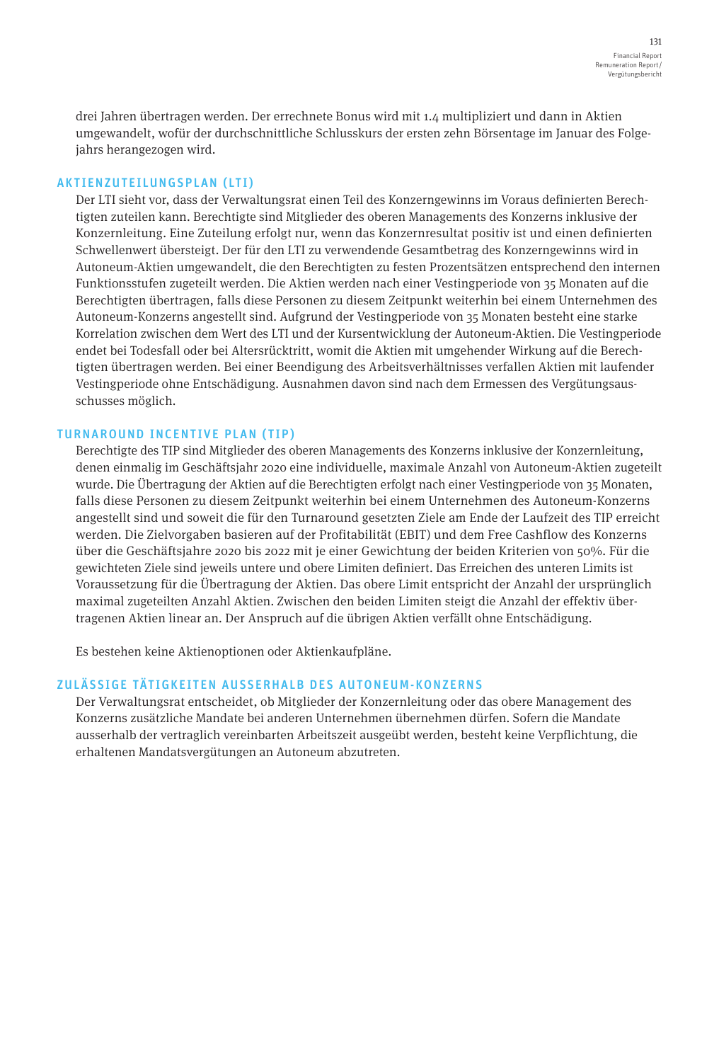drei Jahren übertragen werden. Der errechnete Bonus wird mit 1.4 multipliziert und dann in Aktien umgewandelt, wofür der durchschnittliche Schlusskurs der ersten zehn Börsentage im Januar des Folgejahrs herangezogen wird.

## AKTIENZUTEILUNGSPLAN (LTI)

Der LTI sieht vor, dass der Verwaltungsrat einen Teil des Konzerngewinns im Voraus definierten Berechtigten zuteilen kann. Berechtigte sind Mitglieder des oberen Managements des Konzerns inklusive der Konzernleitung. Eine Zuteilung erfolgt nur, wenn das Konzernresultat positiv ist und einen definierten Schwellenwert übersteigt. Der für den LTI zu verwendende Gesamtbetrag des Konzerngewinns wird in Autoneum-Aktien umgewandelt, die den Berechtigten zu festen Prozentsätzen entsprechend den internen Funktionsstufen zugeteilt werden. Die Aktien werden nach einer Vestingperiode von 35 Monaten auf die Berechtigten übertragen, falls diese Personen zu diesem Zeitpunkt weiterhin bei einem Unternehmen des Autoneum-Konzerns angestellt sind. Aufgrund der Vestingperiode von 35 Monaten besteht eine starke Korrelation zwischen dem Wert des LTI und der Kursentwicklung der Autoneum-Aktien. Die Vestingperiode endet bei Todesfall oder bei Altersrücktritt, womit die Aktien mit umgehender Wirkung auf die Berechtigten übertragen werden. Bei einer Beendigung des Arbeitsverhältnisses verfallen Aktien mit laufender Vestingperiode ohne Entschädigung. Ausnahmen davon sind nach dem Ermessen des Vergütungsausschusses möglich.

## TURNAROUND INCENTIVE PLAN (TIP)

Berechtigte des TIP sind Mitglieder des oberen Managements des Konzerns inklusive der Konzernleitung, denen einmalig im Geschäftsjahr 2020 eine individuelle, maximale Anzahl von Autoneum-Aktien zugeteilt wurde. Die Übertragung der Aktien auf die Berechtigten erfolgt nach einer Vestingperiode von 35 Monaten, falls diese Personen zu diesem Zeitpunkt weiterhin bei einem Unternehmen des Autoneum-Konzerns angestellt sind und soweit die für den Turnaround gesetzten Ziele am Ende der Laufzeit des TIP erreicht werden. Die Zielvorgaben basieren auf der Profitabilität (EBIT) und dem Free Cashflow des Konzerns über die Geschäftsjahre 2020 bis 2022 mit je einer Gewichtung der beiden Kriterien von 50%. Für die gewichteten Ziele sind jeweils untere und obere Limiten definiert. Das Erreichen des unteren Limits ist Voraussetzung für die Übertragung der Aktien. Das obere Limit entspricht der Anzahl der ursprünglich maximal zugeteilten Anzahl Aktien. Zwischen den beiden Limiten steigt die Anzahl der effektiv übertragenen Aktien linear an. Der Anspruch auf die übrigen Aktien verfällt ohne Entschädigung.

Es bestehen keine Aktienoptionen oder Aktienkaufpläne.

## ZULÄSSIGE TÄTIGKEITEN AUSSERHALB DES AUTONEUM-KONZERNS

Der Verwaltungsrat entscheidet, ob Mitglieder der Konzernleitung oder das obere Management des Konzerns zusätzliche Mandate bei anderen Unternehmen übernehmen dürfen. Sofern die Mandate ausserhalb der vertraglich vereinbarten Arbeitszeit ausgeübt werden, besteht keine Verpflichtung, die erhaltenen Mandatsvergütungen an Autoneum abzutreten.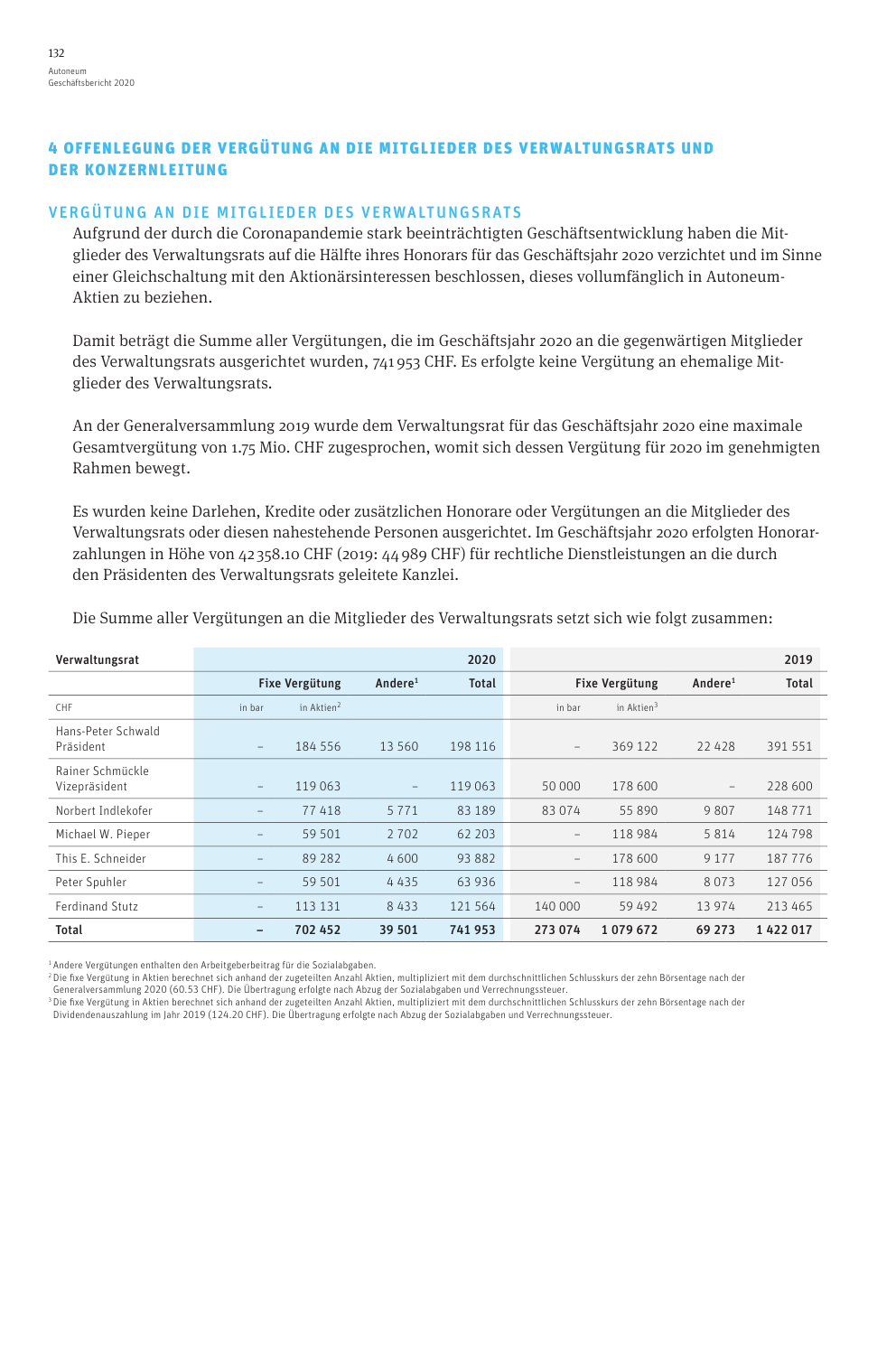## 4 OFFENLEGUNG DER VERGÜTUNG AN DIE MITGLIEDER DES VERWALTUNGSRATS UND DER KONZERNLEITUNG

### VERGÜTUNG AN DIE MITGLIEDER DES VERWALTUNGSRATS

Aufgrund der durch die Coronapandemie stark beeinträchtigten Geschäftsentwicklung haben die Mitglieder des Verwaltungsrats auf die Hälfte ihres Honorars für das Geschäftsjahr 2020 verzichtet und im Sinne einer Gleichschaltung mit den Aktionärsinteressen beschlossen, dieses vollumfänglich in Autoneum-Aktien zu beziehen.

Damit beträgt die Summe aller Vergütungen, die im Geschäftsjahr 2020 an die gegenwärtigen Mitglieder des Verwaltungsrats ausgerichtet wurden, 741 953 CHF. Es erfolgte keine Vergütung an ehemalige Mitglieder des Verwaltungsrats.

An der Generalversammlung 2019 wurde dem Verwaltungsrat für das Geschäftsjahr 2020 eine maximale Gesamtvergütung von 1.75 Mio. CHF zugesprochen, womit sich dessen Vergütung für 2020 im genehmigten Rahmen bewegt.

Es wurden keine Darlehen, Kredite oder zusätzlichen Honorare oder Vergütungen an die Mitglieder des Verwaltungsrats oder diesen nahestehende Personen ausgerichtet. Im Geschäftsjahr 2020 erfolgten Honorarzahlungen in Höhe von 42 358.10 CHF (2019: 44 989 CHF) für rechtliche Dienstleistungen an die durch den Präsidenten des Verwaltungsrats geleitete Kanzlei.

Die Summe aller Vergütungen an die Mitglieder des Verwaltungsrats setzt sich wie folgt zusammen:

| Verwaltungsrat | 2020 | | | | 2019 | | | |
|---|---|---|---|---|---|---|---|---|
| | Fixe Vergütung | | Andere[1] | Total | Fixe Vergütung | | Andere[1] | Total |
| CHF | in bar | in Aktien[2] | | | in bar | in Aktien[3] | | |
| Hans-Peter Schwald Präsident | – | 184 556 | 13 560 | 198 116 | – | 369 122 | 22 428 | 391 551 |
| Rainer Schmückle Vizepräsident | – | 119 063 | – | 119 063 | 50 000 | 178 600 | – | 228 600 |
| Norbert Indlekofer | – | 77 418 | 5 771 | 83 189 | 83 074 | 55 890 | 9 807 | 148 771 |
| Michael W. Pieper | – | 59 501 | 2 702 | 62 203 | – | 118 984 | 5 814 | 124 798 |
| This E. Schneider | – | 89 282 | 4 600 | 93 882 | – | 178 600 | 9 177 | 187 776 |
| Peter Spuhler | – | 59 501 | 4 435 | 63 936 | – | 118 984 | 8 073 | 127 056 |
| Ferdinand Stutz | – | 113 131 | 8 433 | 121 564 | 140 000 | 59 492 | 13 974 | 213 465 |
| **Total** | **–** | **702 452** | **39 501** | **741 953** | **273 074** | **1 079 672** | **69 273** | **1 422 017** |

[1] Andere Vergütungen enthalten den Arbeitgeberbeitrag für die Sozialabgaben.
[2] Die fixe Vergütung in Aktien berechnet sich anhand der zugeteilten Anzahl Aktien, multipliziert mit dem durchschnittlichen Schlusskurs der zehn Börsentage nach der Generalversammlung 2020 (60.53 CHF). Die Übertragung erfolgte nach Abzug der Sozialabgaben und Verrechnungssteuer.
[3] Die fixe Vergütung in Aktien berechnet sich anhand der zugeteilten Anzahl Aktien, multipliziert mit dem durchschnittlichen Schlusskurs der zehn Börsentage nach der Dividendenauszahlung im Jahr 2019 (124.20 CHF). Die Übertragung erfolgte nach Abzug der Sozialabgaben und Verrechnungssteuer.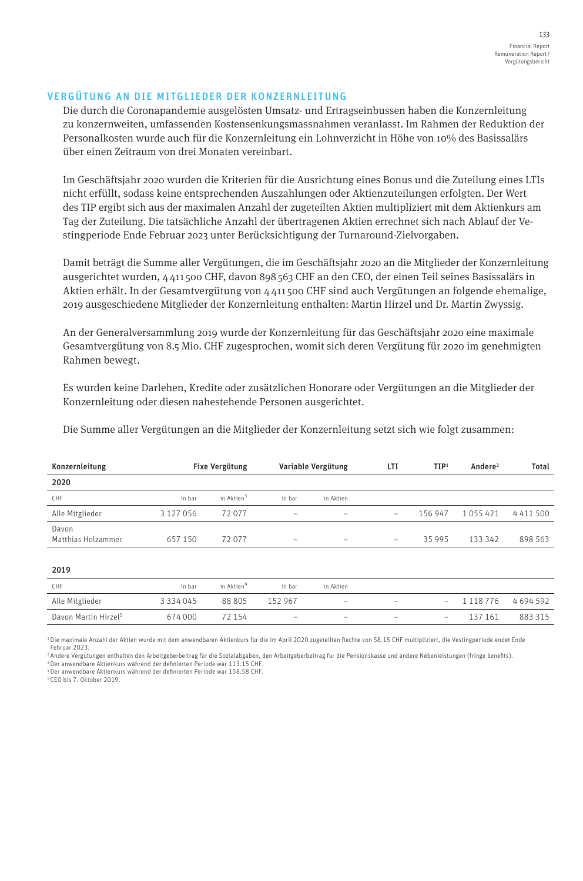## VERGÜTUNG AN DIE MITGLIEDER DER KONZERNLEITUNG

Die durch die Coronapandemie ausgelösten Umsatz- und Ertragseinbussen haben die Konzernleitung zu konzernweiten, umfassenden Kostensenkungsmassnahmen veranlasst. Im Rahmen der Reduktion der Personalkosten wurde auch für die Konzernleitung ein Lohnverzicht in Höhe von 10% des Basissalärs über einen Zeitraum von drei Monaten vereinbart.

Im Geschäftsjahr 2020 wurden die Kriterien für die Ausrichtung eines Bonus und die Zuteilung eines LTIs nicht erfüllt, sodass keine entsprechenden Auszahlungen oder Aktienzuteilungen erfolgten. Der Wert des TIP ergibt sich aus der maximalen Anzahl der zugeteilten Aktien multipliziert mit dem Aktienkurs am Tag der Zuteilung. Die tatsächliche Anzahl der übertragenen Aktien errechnet sich nach Ablauf der Vestingperiode Ende Februar 2023 unter Berücksichtigung der Turnaround-Zielvorgaben.

Damit beträgt die Summe aller Vergütungen, die im Geschäftsjahr 2020 an die Mitglieder der Konzernleitung ausgerichtet wurden, 4 411 500 CHF, davon 898 563 CHF an den CEO, der einen Teil seines Basissalärs in Aktien erhält. In der Gesamtvergütung von 4 411 500 CHF sind auch Vergütungen an folgende ehemalige, 2019 ausgeschiedene Mitglieder der Konzernleitung enthalten: Martin Hirzel und Dr. Martin Zwyssig.

An der Generalversammlung 2019 wurde der Konzernleitung für das Geschäftsjahr 2020 eine maximale Gesamtvergütung von 8.5 Mio. CHF zugesprochen, womit sich deren Vergütung für 2020 im genehmigten Rahmen bewegt.

Es wurden keine Darlehen, Kredite oder zusätzlichen Honorare oder Vergütungen an die Mitglieder der Konzernleitung oder diesen nahestehende Personen ausgerichtet.

Die Summe aller Vergütungen an die Mitglieder der Konzernleitung setzt sich wie folgt zusammen:

| Konzernleitung | Fixe Vergütung | | Variable Vergütung | | LTI | TIP[1] | Andere[2] | Total |
|---|---|---|---|---|---|---|---|---|
| **2020** | | | | | | | | |
| CHF | in bar | in Aktien[3] | in bar | in Aktien | | | | |
| Alle Mitglieder | 3 127 056 | 72 077 | – | – | – | 156 947 | 1 055 421 | 4 411 500 |
| Davon Matthias Holzammer | 657 150 | 72 077 | – | – | – | 35 995 | 133 342 | 898 563 |
| **2019** | | | | | | | | |
| CHF | in bar | in Aktien[4] | in bar | in Aktien | | | | |
| Alle Mitglieder | 3 334 045 | 88 805 | 152 967 | – | – | – | 1 118 776 | 4 694 592 |
| Davon Martin Hirzel[5] | 674 000 | 72 154 | – | – | – | – | 137 161 | 883 315 |

[1] Die maximale Anzahl der Aktien wurde mit dem anwendbaren Aktienkurs für die im April 2020 zugeteilten Rechte von 58.15 CHF multipliziert, die Vestingperiode endet Ende Februar 2023.
[2] Andere Vergütungen enthalten den Arbeitgeberbeitrag für die Sozialabgaben, den Arbeitgeberbeitrag für die Pensionskasse und andere Nebenleistungen (fringe benefits).
[3] Der anwendbare Aktienkurs während der definierten Periode war 113.15 CHF.
[4] Der anwendbare Aktienkurs während der definierten Periode war 158.58 CHF.
[5] CEO bis 7. Oktober 2019.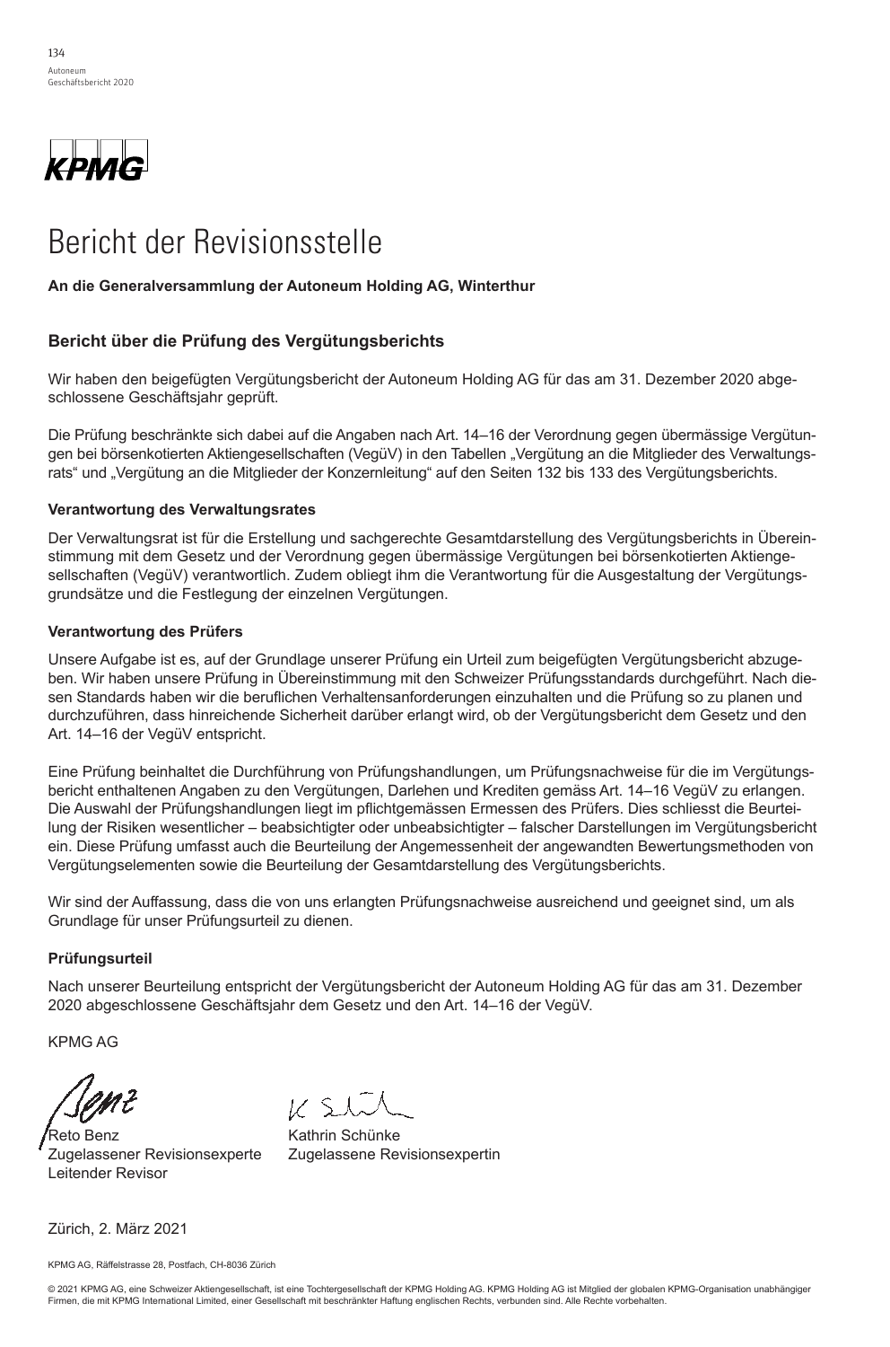KPMG

# Bericht der Revisionsstelle

**An die Generalversammlung der Autoneum Holding AG, Winterthur**

## Bericht über die Prüfung des Vergütungsberichts

Wir haben den beigefügten Vergütungsbericht der Autoneum Holding AG für das am 31. Dezember 2020 abgeschlossene Geschäftsjahr geprüft.

Die Prüfung beschränkte sich dabei auf die Angaben nach Art. 14–16 der Verordnung gegen übermässige Vergütungen bei börsenkotierten Aktiengesellschaften (VegüV) in den Tabellen „Vergütung an die Mitglieder des Verwaltungsrats“ und „Vergütung an die Mitglieder der Konzernleitung“ auf den Seiten 132 bis 133 des Vergütungsberichts.

### Verantwortung des Verwaltungsrates

Der Verwaltungsrat ist für die Erstellung und sachgerechte Gesamtdarstellung des Vergütungsberichts in Übereinstimmung mit dem Gesetz und der Verordnung gegen übermässige Vergütungen bei börsenkotierten Aktiengesellschaften (VegüV) verantwortlich. Zudem obliegt ihm die Verantwortung für die Ausgestaltung der Vergütungsgrundsätze und die Festlegung der einzelnen Vergütungen.

### Verantwortung des Prüfers

Unsere Aufgabe ist es, auf der Grundlage unserer Prüfung ein Urteil zum beigefügten Vergütungsbericht abzugeben. Wir haben unsere Prüfung in Übereinstimmung mit den Schweizer Prüfungsstandards durchgeführt. Nach diesen Standards haben wir die beruflichen Verhaltensanforderungen einzuhalten und die Prüfung so zu planen und durchzuführen, dass hinreichende Sicherheit darüber erlangt wird, ob der Vergütungsbericht dem Gesetz und den Art. 14–16 der VegüV entspricht.

Eine Prüfung beinhaltet die Durchführung von Prüfungshandlungen, um Prüfungsnachweise für die im Vergütungsbericht enthaltenen Angaben zu den Vergütungen, Darlehen und Krediten gemäss Art. 14–16 VegüV zu erlangen. Die Auswahl der Prüfungshandlungen liegt im pflichtgemässen Ermessen des Prüfers. Dies schliesst die Beurteilung der Risiken wesentlicher – beabsichtigter oder unbeabsichtigter – falscher Darstellungen im Vergütungsbericht ein. Diese Prüfung umfasst auch die Beurteilung der Angemessenheit der angewandten Bewertungsmethoden von Vergütungselementen sowie die Beurteilung der Gesamtdarstellung des Vergütungsberichts.

Wir sind der Auffassung, dass die von uns erlangten Prüfungsnachweise ausreichend und geeignet sind, um als Grundlage für unser Prüfungsurteil zu dienen.

### Prüfungsurteil

Nach unserer Beurteilung entspricht der Vergütungsbericht der Autoneum Holding AG für das am 31. Dezember 2020 abgeschlossene Geschäftsjahr dem Gesetz und den Art. 14–16 der VegüV.

KPMG AG

Reto Benz
Zugelassener Revisionsexperte
Leitender Revisor

Kathrin Schünke
Zugelassene Revisionsexpertin

Zürich, 2. März 2021

KPMG AG, Räffelstrasse 28, Postfach, CH-8036 Zürich

© 2021 KPMG AG, eine Schweizer Aktiengesellschaft, ist eine Tochtergesellschaft der KPMG Holding AG. KPMG Holding AG ist Mitglied der globalen KPMG-Organisation unabhängiger Firmen, die mit KPMG International Limited, einer Gesellschaft mit beschränkter Haftung englischen Rechts, verbunden sind. Alle Rechte vorbehalten.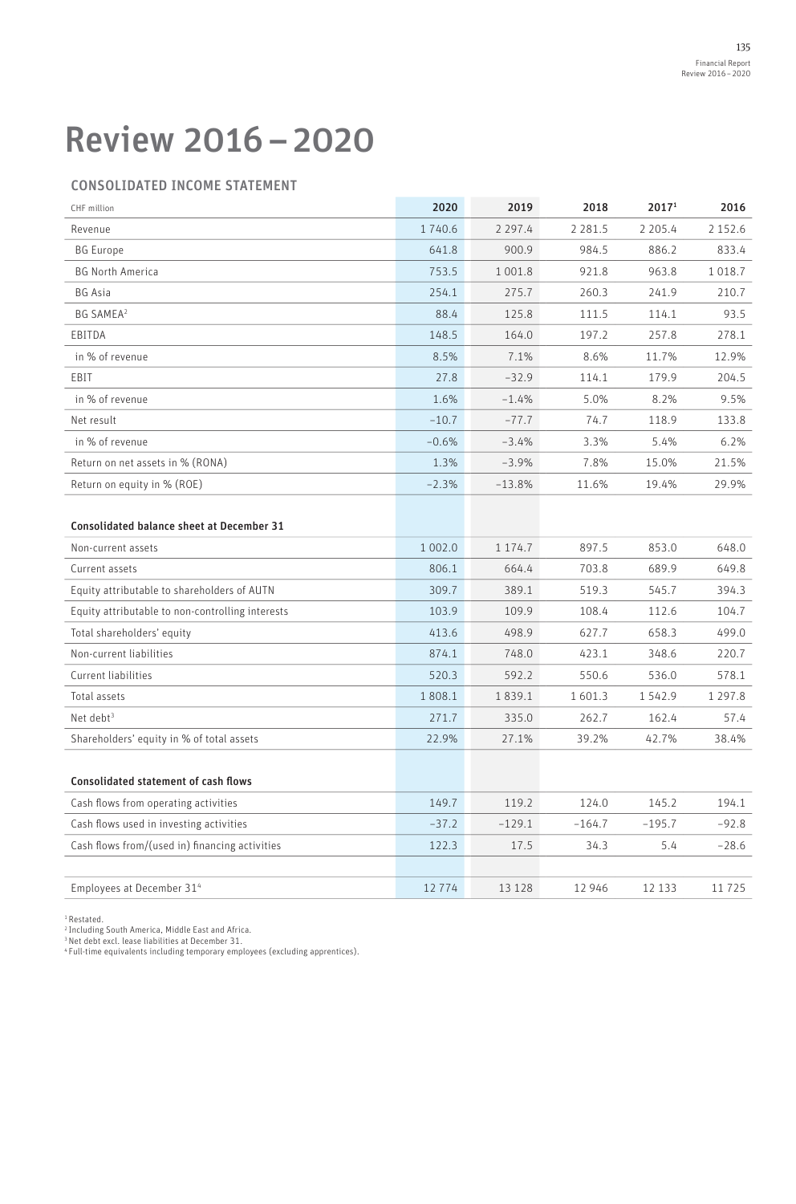# Review 2016 – 2020

## CONSOLIDATED INCOME STATEMENT

| CHF million | 2020 | 2019 | 2018 | 2017[1] | 2016 |
|---|---|---|---|---|---|
| Revenue | 1 740.6 | 2 297.4 | 2 281.5 | 2 205.4 | 2 152.6 |
| BG Europe | 641.8 | 900.9 | 984.5 | 886.2 | 833.4 |
| BG North America | 753.5 | 1 001.8 | 921.8 | 963.8 | 1 018.7 |
| BG Asia | 254.1 | 275.7 | 260.3 | 241.9 | 210.7 |
| BG SAMEA[2] | 88.4 | 125.8 | 111.5 | 114.1 | 93.5 |
| EBITDA | 148.5 | 164.0 | 197.2 | 257.8 | 278.1 |
| in % of revenue | 8.5% | 7.1% | 8.6% | 11.7% | 12.9% |
| EBIT | 27.8 | –32.9 | 114.1 | 179.9 | 204.5 |
| in % of revenue | 1.6% | –1.4% | 5.0% | 8.2% | 9.5% |
| Net result | –10.7 | –77.7 | 74.7 | 118.9 | 133.8 |
| in % of revenue | –0.6% | –3.4% | 3.3% | 5.4% | 6.2% |
| Return on net assets in % (RONA) | 1.3% | –3.9% | 7.8% | 15.0% | 21.5% |
| Return on equity in % (ROE) | –2.3% | –13.8% | 11.6% | 19.4% | 29.9% |
| | | | | | |
| **Consolidated balance sheet at December 31** | | | | | |
| Non-current assets | 1 002.0 | 1 174.7 | 897.5 | 853.0 | 648.0 |
| Current assets | 806.1 | 664.4 | 703.8 | 689.9 | 649.8 |
| Equity attributable to shareholders of AUTN | 309.7 | 389.1 | 519.3 | 545.7 | 394.3 |
| Equity attributable to non-controlling interests | 103.9 | 109.9 | 108.4 | 112.6 | 104.7 |
| Total shareholders' equity | 413.6 | 498.9 | 627.7 | 658.3 | 499.0 |
| Non-current liabilities | 874.1 | 748.0 | 423.1 | 348.6 | 220.7 |
| Current liabilities | 520.3 | 592.2 | 550.6 | 536.0 | 578.1 |
| Total assets | 1 808.1 | 1 839.1 | 1 601.3 | 1 542.9 | 1 297.8 |
| Net debt[3] | 271.7 | 335.0 | 262.7 | 162.4 | 57.4 |
| Shareholders' equity in % of total assets | 22.9% | 27.1% | 39.2% | 42.7% | 38.4% |
| | | | | | |
| **Consolidated statement of cash flows** | | | | | |
| Cash flows from operating activities | 149.7 | 119.2 | 124.0 | 145.2 | 194.1 |
| Cash flows used in investing activities | –37.2 | –129.1 | –164.7 | –195.7 | –92.8 |
| Cash flows from/(used in) financing activities | 122.3 | 17.5 | 34.3 | 5.4 | –28.6 |
| | | | | | |
| Employees at December 31[4] | 12 774 | 13 128 | 12 946 | 12 133 | 11 725 |

[1] Restated.
[2] Including South America, Middle East and Africa.
[3] Net debt excl. lease liabilities at December 31.
[4] Full-time equivalents including temporary employees (excluding apprentices).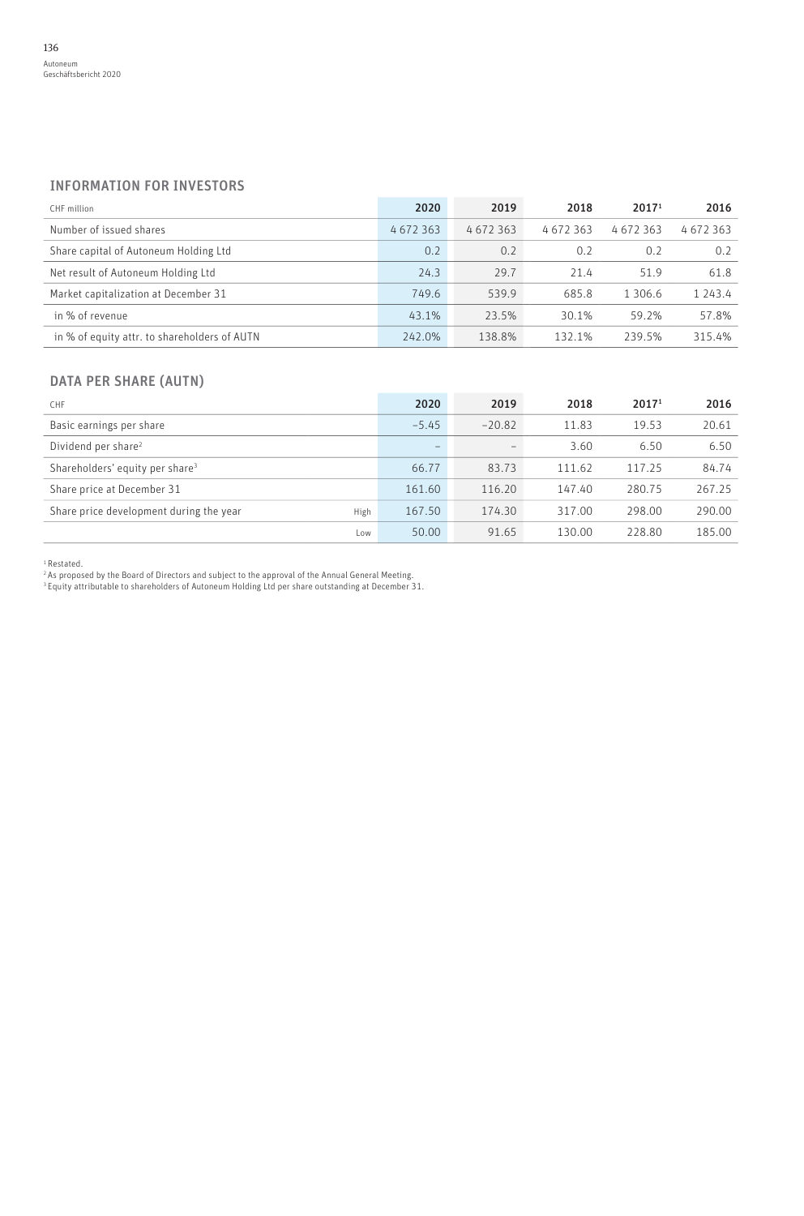## INFORMATION FOR INVESTORS

| CHF million | 2020 | 2019 | 2018 | 2017[1] | 2016 |
|---|---|---|---|---|---|
| Number of issued shares | 4 672 363 | 4 672 363 | 4 672 363 | 4 672 363 | 4 672 363 |
| Share capital of Autoneum Holding Ltd | 0.2 | 0.2 | 0.2 | 0.2 | 0.2 |
| Net result of Autoneum Holding Ltd | 24.3 | 29.7 | 21.4 | 51.9 | 61.8 |
| Market capitalization at December 31 | 749.6 | 539.9 | 685.8 | 1 306.6 | 1 243.4 |
| in % of revenue | 43.1% | 23.5% | 30.1% | 59.2% | 57.8% |
| in % of equity attr. to shareholders of AUTN | 242.0% | 138.8% | 132.1% | 239.5% | 315.4% |

## DATA PER SHARE (AUTN)

| CHF | | 2020 | 2019 | 2018 | 2017[1] | 2016 |
|---|---|---|---|---|---|---|
| Basic earnings per share | | –5.45 | –20.82 | 11.83 | 19.53 | 20.61 |
| Dividend per share[2] | | – | – | 3.60 | 6.50 | 6.50 |
| Shareholders' equity per share[3] | | 66.77 | 83.73 | 111.62 | 117.25 | 84.74 |
| Share price at December 31 | | 161.60 | 116.20 | 147.40 | 280.75 | 267.25 |
| Share price development during the year | High | 167.50 | 174.30 | 317.00 | 298.00 | 290.00 |
| | Low | 50.00 | 91.65 | 130.00 | 228.80 | 185.00 |

[1] Restated.
[2] As proposed by the Board of Directors and subject to the approval of the Annual General Meeting.
[3] Equity attributable to shareholders of Autoneum Holding Ltd per share outstanding at December 31.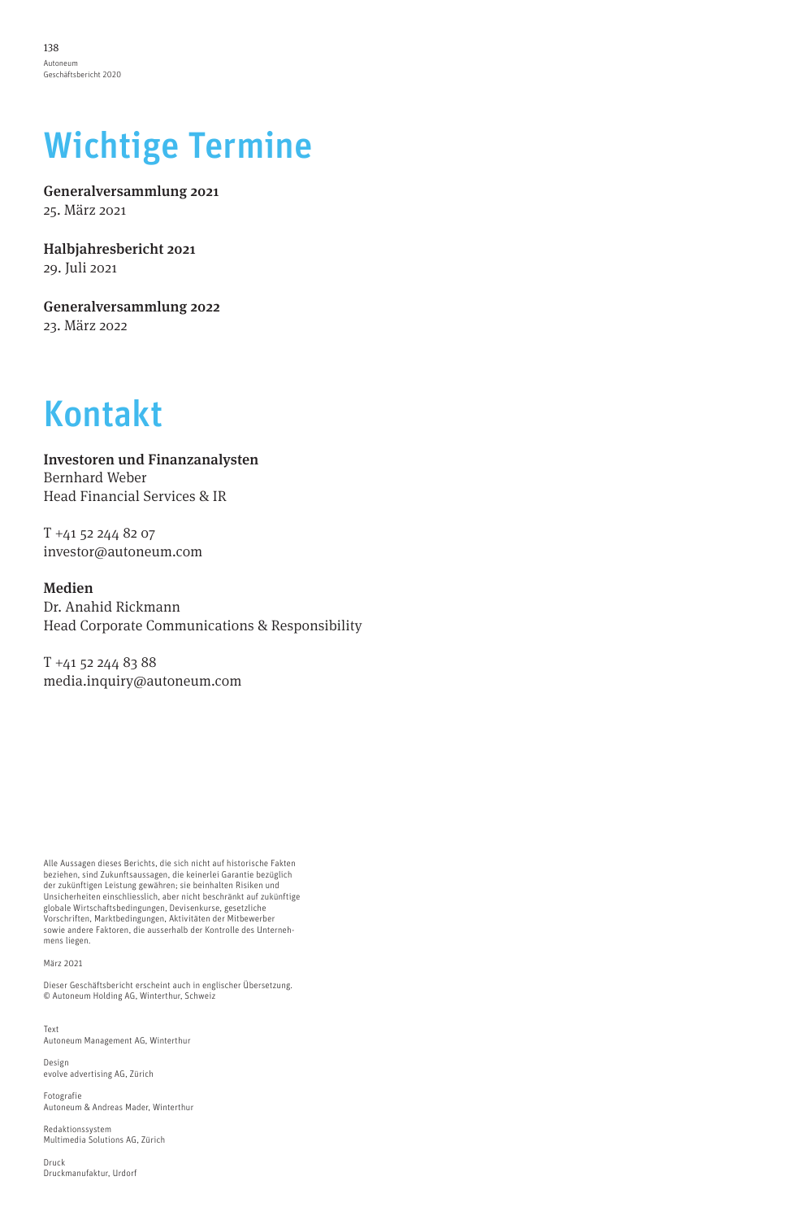# Wichtige Termine

**Generalversammlung 2021**
25. März 2021

**Halbjahresbericht 2021**
29. Juli 2021

**Generalversammlung 2022**
23. März 2022

# Kontakt

**Investoren und Finanzanalysten**
Bernhard Weber
Head Financial Services & IR

T +41 52 244 82 07
investor@autoneum.com

**Medien**
Dr. Anahid Rickmann
Head Corporate Communications & Responsibility

T +41 52 244 83 88
media.inquiry@autoneum.com

Alle Aussagen dieses Berichts, die sich nicht auf historische Fakten beziehen, sind Zukunftsaussagen, die keinerlei Garantie bezüglich der zukünftigen Leistung gewähren; sie beinhalten Risiken und Unsicherheiten einschliesslich, aber nicht beschränkt auf zukünftige globale Wirtschaftsbedingungen, Devisenkurse, gesetzliche Vorschriften, Marktbedingungen, Aktivitäten der Mitbewerber sowie andere Faktoren, die ausserhalb der Kontrolle des Unternehmens liegen.

März 2021

Dieser Geschäftsbericht erscheint auch in englischer Übersetzung.
© Autoneum Holding AG, Winterthur, Schweiz

Text
Autoneum Management AG, Winterthur

Design
evolve advertising AG, Zürich

Fotografie
Autoneum & Andreas Mader, Winterthur

Redaktionssystem
Multimedia Solutions AG, Zürich

Druck
Druckmanufaktur, Urdorf